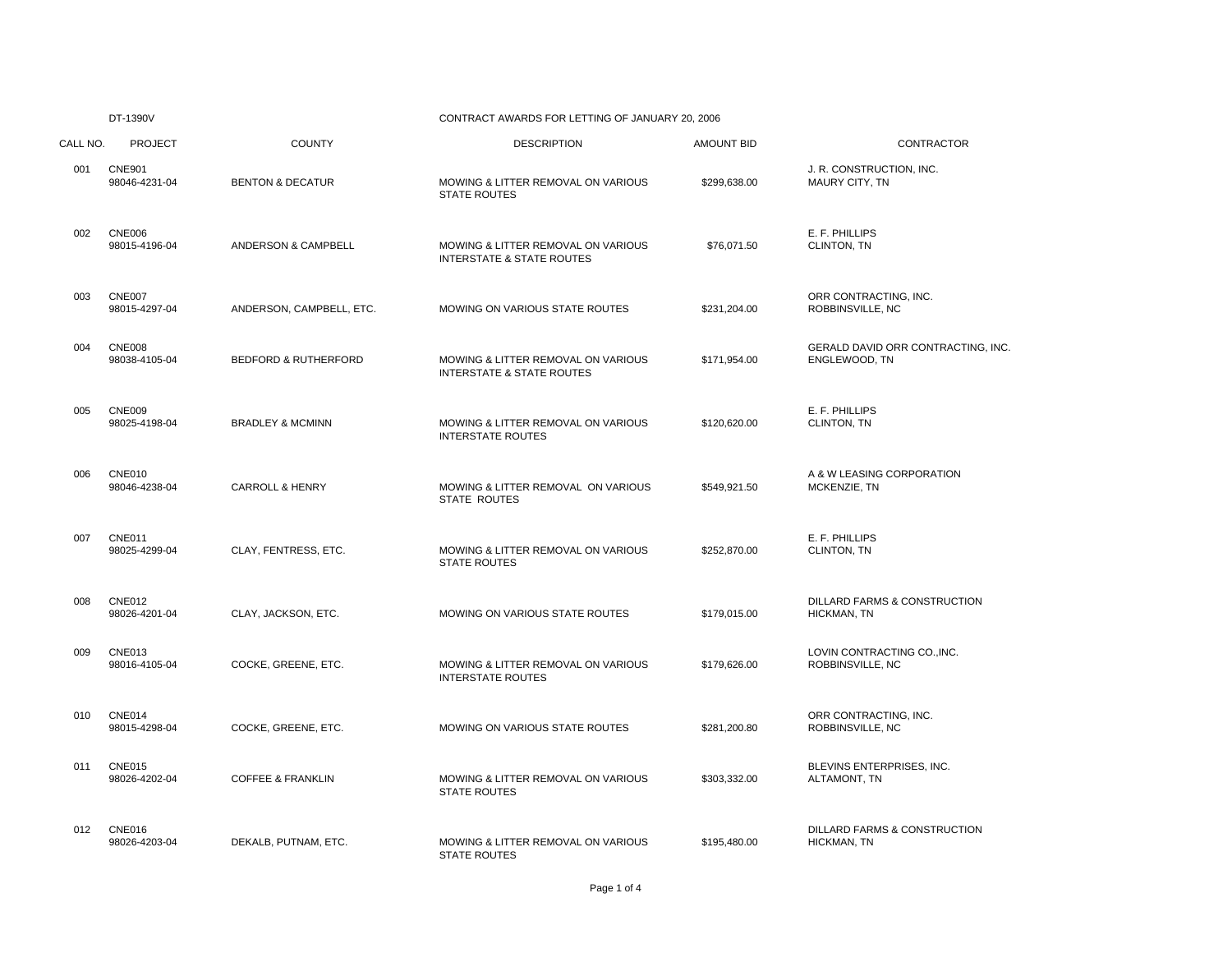DT-1390V

CONTRACT AWARDS FOR LETTING OF JANUARY 20, 2006

| CALL NO. | PROJECT | COUNTY | DESCRIPTION | AMOUNT BID | CONTRACTOR |
|---|---|---|---|---|---|
| 001 | CNE901<br>98046-4231-04 | BENTON & DECATUR | MOWING & LITTER REMOVAL ON VARIOUS STATE ROUTES | $299,638.00 | J. R. CONSTRUCTION, INC.<br>MAURY CITY, TN |
| 002 | CNE006<br>98015-4196-04 | ANDERSON & CAMPBELL | MOWING & LITTER REMOVAL ON VARIOUS INTERSTATE & STATE ROUTES | $76,071.50 | E. F. PHILLIPS<br>CLINTON, TN |
| 003 | CNE007<br>98015-4297-04 | ANDERSON, CAMPBELL, ETC. | MOWING ON VARIOUS STATE ROUTES | $231,204.00 | ORR CONTRACTING, INC.<br>ROBBINSVILLE, NC |
| 004 | CNE008<br>98038-4105-04 | BEDFORD & RUTHERFORD | MOWING & LITTER REMOVAL ON VARIOUS INTERSTATE & STATE ROUTES | $171,954.00 | GERALD DAVID ORR CONTRACTING, INC.<br>ENGLEWOOD, TN |
| 005 | CNE009<br>98025-4198-04 | BRADLEY & MCMINN | MOWING & LITTER REMOVAL ON VARIOUS INTERSTATE ROUTES | $120,620.00 | E. F. PHILLIPS<br>CLINTON, TN |
| 006 | CNE010<br>98046-4238-04 | CARROLL & HENRY | MOWING & LITTER REMOVAL ON VARIOUS STATE ROUTES | $549,921.50 | A & W LEASING CORPORATION<br>MCKENZIE, TN |
| 007 | CNE011<br>98025-4299-04 | CLAY, FENTRESS, ETC. | MOWING & LITTER REMOVAL ON VARIOUS STATE ROUTES | $252,870.00 | E. F. PHILLIPS<br>CLINTON, TN |
| 008 | CNE012<br>98026-4201-04 | CLAY, JACKSON, ETC. | MOWING ON VARIOUS STATE ROUTES | $179,015.00 | DILLARD FARMS & CONSTRUCTION<br>HICKMAN, TN |
| 009 | CNE013<br>98016-4105-04 | COCKE, GREENE, ETC. | MOWING & LITTER REMOVAL ON VARIOUS INTERSTATE ROUTES | $179,626.00 | LOVIN CONTRACTING CO.,INC.<br>ROBBINSVILLE, NC |
| 010 | CNE014<br>98015-4298-04 | COCKE, GREENE, ETC. | MOWING ON VARIOUS STATE ROUTES | $281,200.80 | ORR CONTRACTING, INC.<br>ROBBINSVILLE, NC |
| 011 | CNE015<br>98026-4202-04 | COFFEE & FRANKLIN | MOWING & LITTER REMOVAL ON VARIOUS STATE ROUTES | $303,332.00 | BLEVINS ENTERPRISES, INC.<br>ALTAMONT, TN |
| 012 | CNE016<br>98026-4203-04 | DEKALB, PUTNAM, ETC. | MOWING & LITTER REMOVAL ON VARIOUS STATE ROUTES | $195,480.00 | DILLARD FARMS & CONSTRUCTION<br>HICKMAN, TN |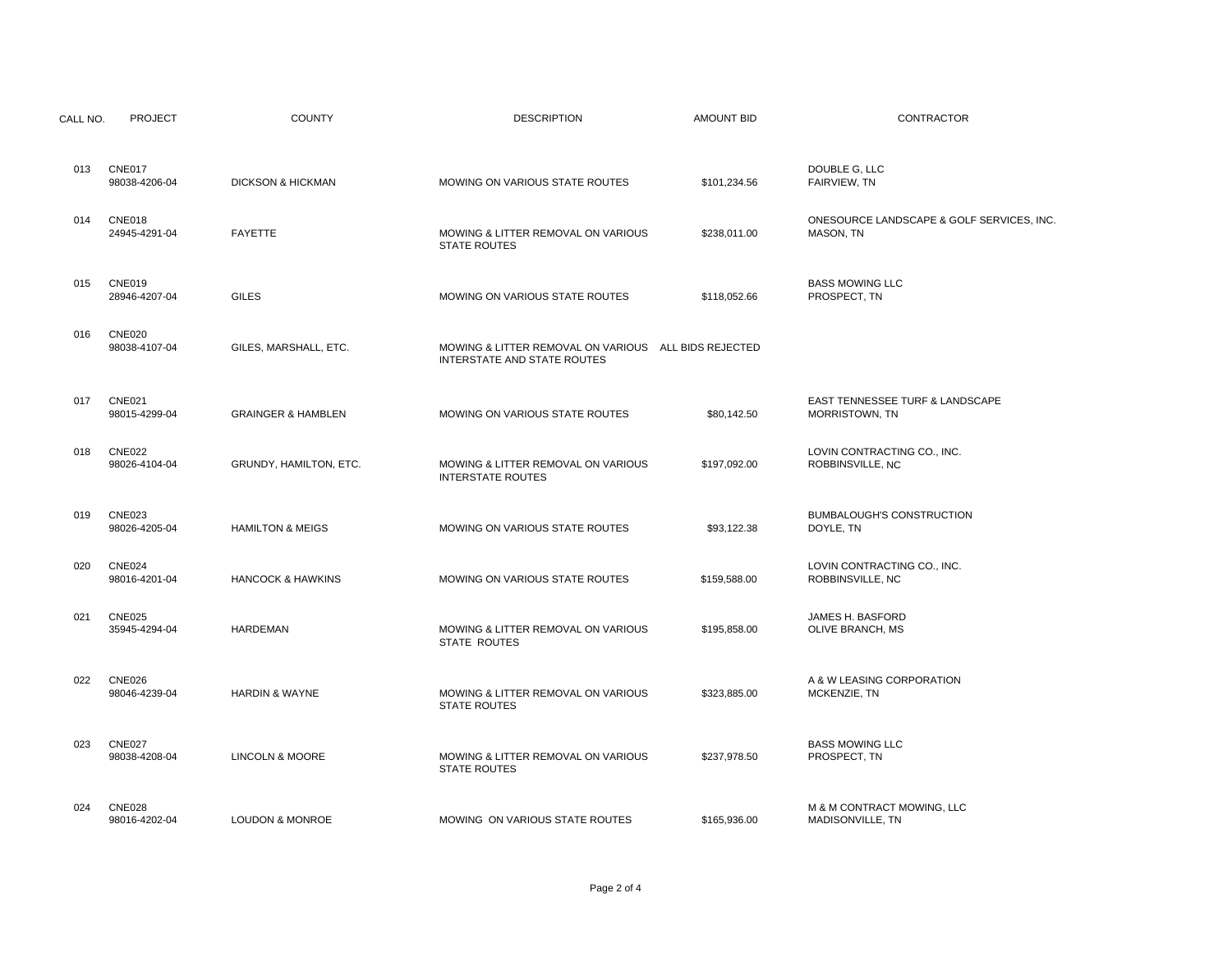| CALL NO. | PROJECT | COUNTY | DESCRIPTION | AMOUNT BID | CONTRACTOR |
|---|---|---|---|---|---|
| 013 | CNE017<br>98038-4206-04 | DICKSON & HICKMAN | MOWING ON VARIOUS STATE ROUTES | $101,234.56 | DOUBLE G, LLC<br>FAIRVIEW, TN |
| 014 | CNE018<br>24945-4291-04 | FAYETTE | MOWING & LITTER REMOVAL ON VARIOUS STATE ROUTES | $238,011.00 | ONESOURCE LANDSCAPE & GOLF SERVICES, INC.<br>MASON, TN |
| 015 | CNE019<br>28946-4207-04 | GILES | MOWING ON VARIOUS STATE ROUTES | $118,052.66 | BASS MOWING LLC<br>PROSPECT, TN |
| 016 | CNE020<br>98038-4107-04 | GILES, MARSHALL, ETC. | MOWING & LITTER REMOVAL ON VARIOUS INTERSTATE AND STATE ROUTES | ALL BIDS REJECTED | |
| 017 | CNE021<br>98015-4299-04 | GRAINGER & HAMBLEN | MOWING ON VARIOUS STATE ROUTES | $80,142.50 | EAST TENNESSEE TURF & LANDSCAPE<br>MORRISTOWN, TN |
| 018 | CNE022<br>98026-4104-04 | GRUNDY, HAMILTON, ETC. | MOWING & LITTER REMOVAL ON VARIOUS INTERSTATE ROUTES | $197,092.00 | LOVIN CONTRACTING CO., INC.<br>ROBBINSVILLE, NC |
| 019 | CNE023<br>98026-4205-04 | HAMILTON & MEIGS | MOWING ON VARIOUS STATE ROUTES | $93,122.38 | BUMBALOUGH'S CONSTRUCTION<br>DOYLE, TN |
| 020 | CNE024<br>98016-4201-04 | HANCOCK & HAWKINS | MOWING ON VARIOUS STATE ROUTES | $159,588.00 | LOVIN CONTRACTING CO., INC.<br>ROBBINSVILLE, NC |
| 021 | CNE025<br>35945-4294-04 | HARDEMAN | MOWING & LITTER REMOVAL ON VARIOUS STATE ROUTES | $195,858.00 | JAMES H. BASFORD<br>OLIVE BRANCH, MS |
| 022 | CNE026<br>98046-4239-04 | HARDIN & WAYNE | MOWING & LITTER REMOVAL ON VARIOUS STATE ROUTES | $323,885.00 | A & W LEASING CORPORATION<br>MCKENZIE, TN |
| 023 | CNE027<br>98038-4208-04 | LINCOLN & MOORE | MOWING & LITTER REMOVAL ON VARIOUS STATE ROUTES | $237,978.50 | BASS MOWING LLC<br>PROSPECT, TN |
| 024 | CNE028<br>98016-4202-04 | LOUDON & MONROE | MOWING ON VARIOUS STATE ROUTES | $165,936.00 | M & M CONTRACT MOWING, LLC<br>MADISONVILLE, TN |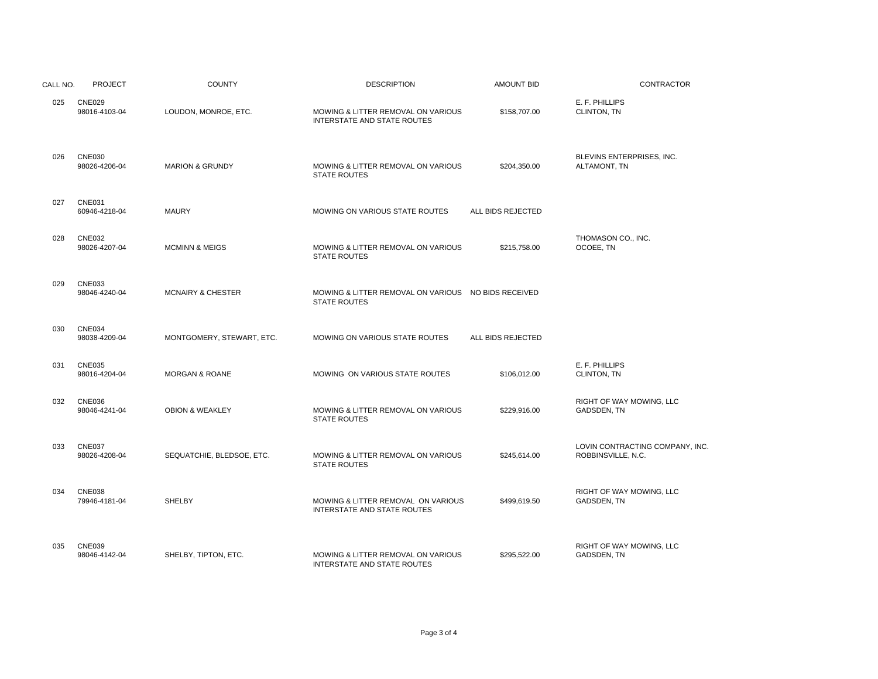| CALL NO. | PROJECT | COUNTY | DESCRIPTION | AMOUNT BID | CONTRACTOR |
|---|---|---|---|---|---|
| 025 | CNE029<br>98016-4103-04 | LOUDON, MONROE, ETC. | MOWING & LITTER REMOVAL ON VARIOUS INTERSTATE AND STATE ROUTES | $158,707.00 | E. F. PHILLIPS<br>CLINTON, TN |
| 026 | CNE030<br>98026-4206-04 | MARION & GRUNDY | MOWING & LITTER REMOVAL ON VARIOUS STATE ROUTES | $204,350.00 | BLEVINS ENTERPRISES, INC.<br>ALTAMONT, TN |
| 027 | CNE031<br>60946-4218-04 | MAURY | MOWING ON VARIOUS STATE ROUTES | ALL BIDS REJECTED | |
| 028 | CNE032<br>98026-4207-04 | MCMINN & MEIGS | MOWING & LITTER REMOVAL ON VARIOUS STATE ROUTES | $215,758.00 | THOMASON CO., INC.<br>OCOEE, TN |
| 029 | CNE033<br>98046-4240-04 | MCNAIRY & CHESTER | MOWING & LITTER REMOVAL ON VARIOUS STATE ROUTES | NO BIDS RECEIVED | |
| 030 | CNE034<br>98038-4209-04 | MONTGOMERY, STEWART, ETC. | MOWING ON VARIOUS STATE ROUTES | ALL BIDS REJECTED | |
| 031 | CNE035<br>98016-4204-04 | MORGAN & ROANE | MOWING ON VARIOUS STATE ROUTES | $106,012.00 | E. F. PHILLIPS<br>CLINTON, TN |
| 032 | CNE036<br>98046-4241-04 | OBION & WEAKLEY | MOWING & LITTER REMOVAL ON VARIOUS STATE ROUTES | $229,916.00 | RIGHT OF WAY MOWING, LLC<br>GADSDEN, TN |
| 033 | CNE037<br>98026-4208-04 | SEQUATCHIE, BLEDSOE, ETC. | MOWING & LITTER REMOVAL ON VARIOUS STATE ROUTES | $245,614.00 | LOVIN CONTRACTING COMPANY, INC.<br>ROBBINSVILLE, N.C. |
| 034 | CNE038<br>79946-4181-04 | SHELBY | MOWING & LITTER REMOVAL ON VARIOUS INTERSTATE AND STATE ROUTES | $499,619.50 | RIGHT OF WAY MOWING, LLC<br>GADSDEN, TN |
| 035 | CNE039<br>98046-4142-04 | SHELBY, TIPTON, ETC. | MOWING & LITTER REMOVAL ON VARIOUS INTERSTATE AND STATE ROUTES | $295,522.00 | RIGHT OF WAY MOWING, LLC<br>GADSDEN, TN |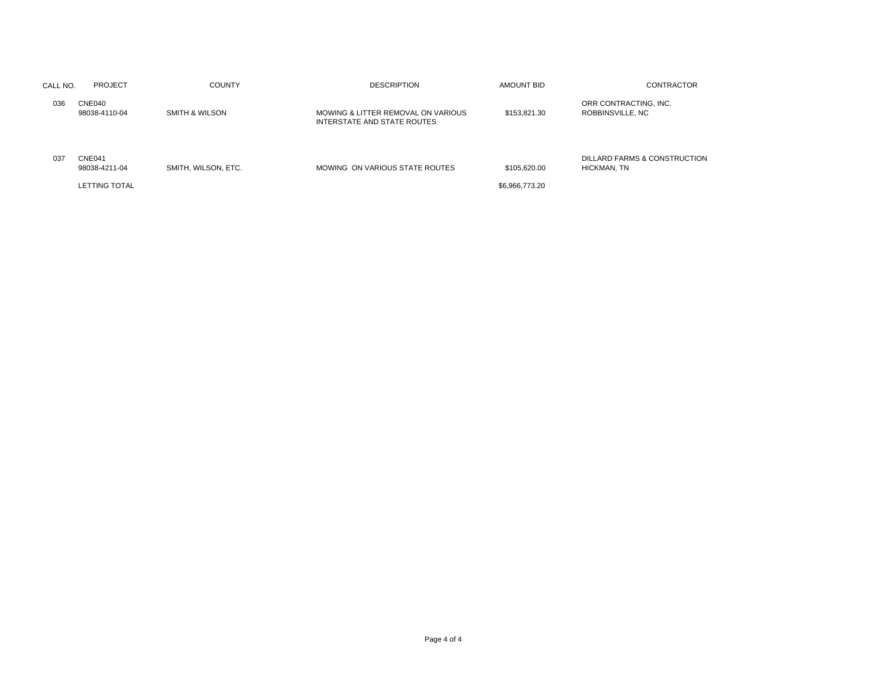| CALL NO. | PROJECT | COUNTY | DESCRIPTION | AMOUNT BID | CONTRACTOR |
| --- | --- | --- | --- | --- | --- |
| 036 | CNE040<br>98038-4110-04 | SMITH & WILSON | MOWING & LITTER REMOVAL ON VARIOUS INTERSTATE AND STATE ROUTES | $153,821.30 | ORR CONTRACTING, INC.<br>ROBBINSVILLE, NC |
| 037 | CNE041<br>98038-4211-04 | SMITH, WILSON, ETC. | MOWING ON VARIOUS STATE ROUTES | $105,620.00 | DILLARD FARMS & CONSTRUCTION<br>HICKMAN, TN |
| | LETTING TOTAL | | | $6,966,773.20 | |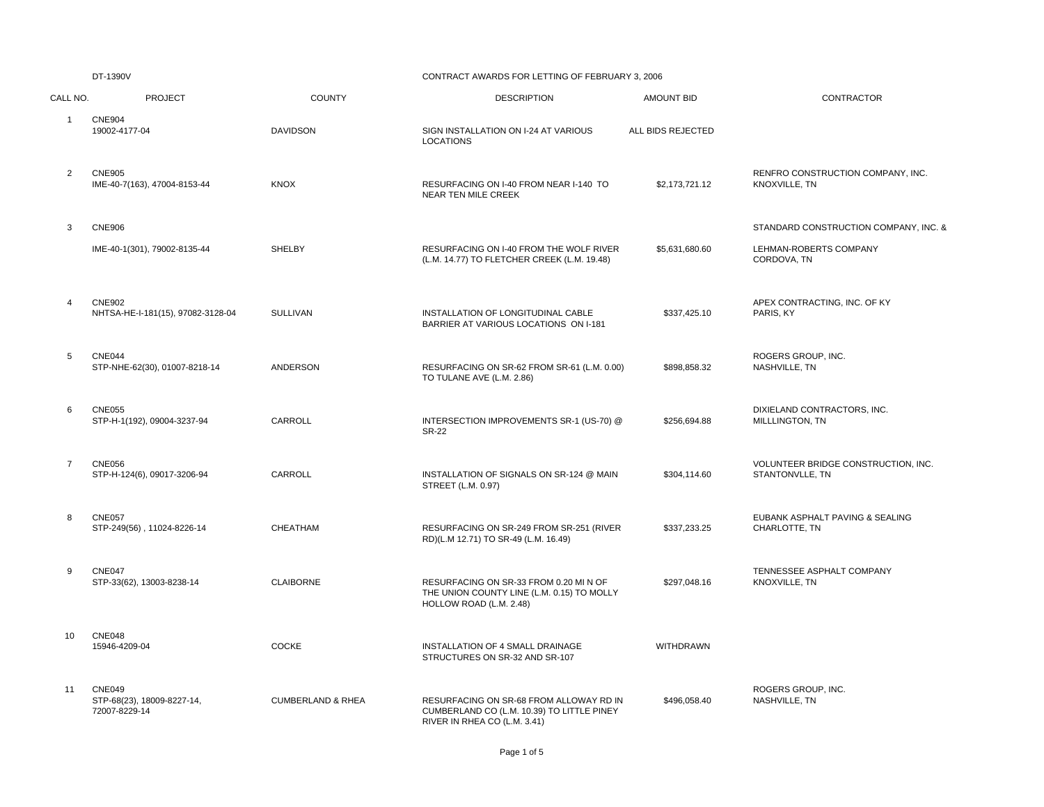DT-1390V

CONTRACT AWARDS FOR LETTING OF FEBRUARY 3, 2006

| CALL NO. | PROJECT | COUNTY | DESCRIPTION | AMOUNT BID | CONTRACTOR |
|---|---|---|---|---|---|
| 1 | CNE904<br>19002-4177-04 | DAVIDSON | SIGN INSTALLATION ON I-24 AT VARIOUS LOCATIONS | ALL BIDS REJECTED | |
| 2 | CNE905<br>IME-40-7(163), 47004-8153-44 | KNOX | RESURFACING ON I-40 FROM NEAR I-140 TO NEAR TEN MILE CREEK | $2,173,721.12 | RENFRO CONSTRUCTION COMPANY, INC.<br>KNOXVILLE, TN |
| 3 | CNE906<br>IME-40-1(301), 79002-8135-44 | SHELBY | RESURFACING ON I-40 FROM THE WOLF RIVER (L.M. 14.77) TO FLETCHER CREEK (L.M. 19.48) | $5,631,680.60 | STANDARD CONSTRUCTION COMPANY, INC. &<br>LEHMAN-ROBERTS COMPANY<br>CORDOVA, TN |
| 4 | CNE902<br>NHTSA-HE-I-181(15), 97082-3128-04 | SULLIVAN | INSTALLATION OF LONGITUDINAL CABLE BARRIER AT VARIOUS LOCATIONS ON I-181 | $337,425.10 | APEX CONTRACTING, INC. OF KY<br>PARIS, KY |
| 5 | CNE044<br>STP-NHE-62(30), 01007-8218-14 | ANDERSON | RESURFACING ON SR-62 FROM SR-61 (L.M. 0.00) TO TULANE AVE (L.M. 2.86) | $898,858.32 | ROGERS GROUP, INC.<br>NASHVILLE, TN |
| 6 | CNE055<br>STP-H-1(192), 09004-3237-94 | CARROLL | INTERSECTION IMPROVEMENTS SR-1 (US-70) @ SR-22 | $256,694.88 | DIXIELAND CONTRACTORS, INC.<br>MILLLINGTON, TN |
| 7 | CNE056<br>STP-H-124(6), 09017-3206-94 | CARROLL | INSTALLATION OF SIGNALS ON SR-124 @ MAIN STREET (L.M. 0.97) | $304,114.60 | VOLUNTEER BRIDGE CONSTRUCTION, INC.<br>STANTONVLLE, TN |
| 8 | CNE057<br>STP-249(56) , 11024-8226-14 | CHEATHAM | RESURFACING ON SR-249 FROM SR-251 (RIVER RD)(L.M 12.71) TO SR-49 (L.M. 16.49) | $337,233.25 | EUBANK ASPHALT PAVING & SEALING<br>CHARLOTTE, TN |
| 9 | CNE047<br>STP-33(62), 13003-8238-14 | CLAIBORNE | RESURFACING ON SR-33 FROM 0.20 MI N OF THE UNION COUNTY LINE (L.M. 0.15) TO MOLLY HOLLOW ROAD (L.M. 2.48) | $297,048.16 | TENNESSEE ASPHALT COMPANY<br>KNOXVILLE, TN |
| 10 | CNE048<br>15946-4209-04 | COCKE | INSTALLATION OF 4 SMALL DRAINAGE STRUCTURES ON SR-32 AND SR-107 | WITHDRAWN | |
| 11 | CNE049<br>STP-68(23), 18009-8227-14, 72007-8229-14 | CUMBERLAND & RHEA | RESURFACING ON SR-68 FROM ALLOWAY RD IN CUMBERLAND CO (L.M. 10.39) TO LITTLE PINEY RIVER IN RHEA CO (L.M. 3.41) | $496,058.40 | ROGERS GROUP, INC.<br>NASHVILLE, TN |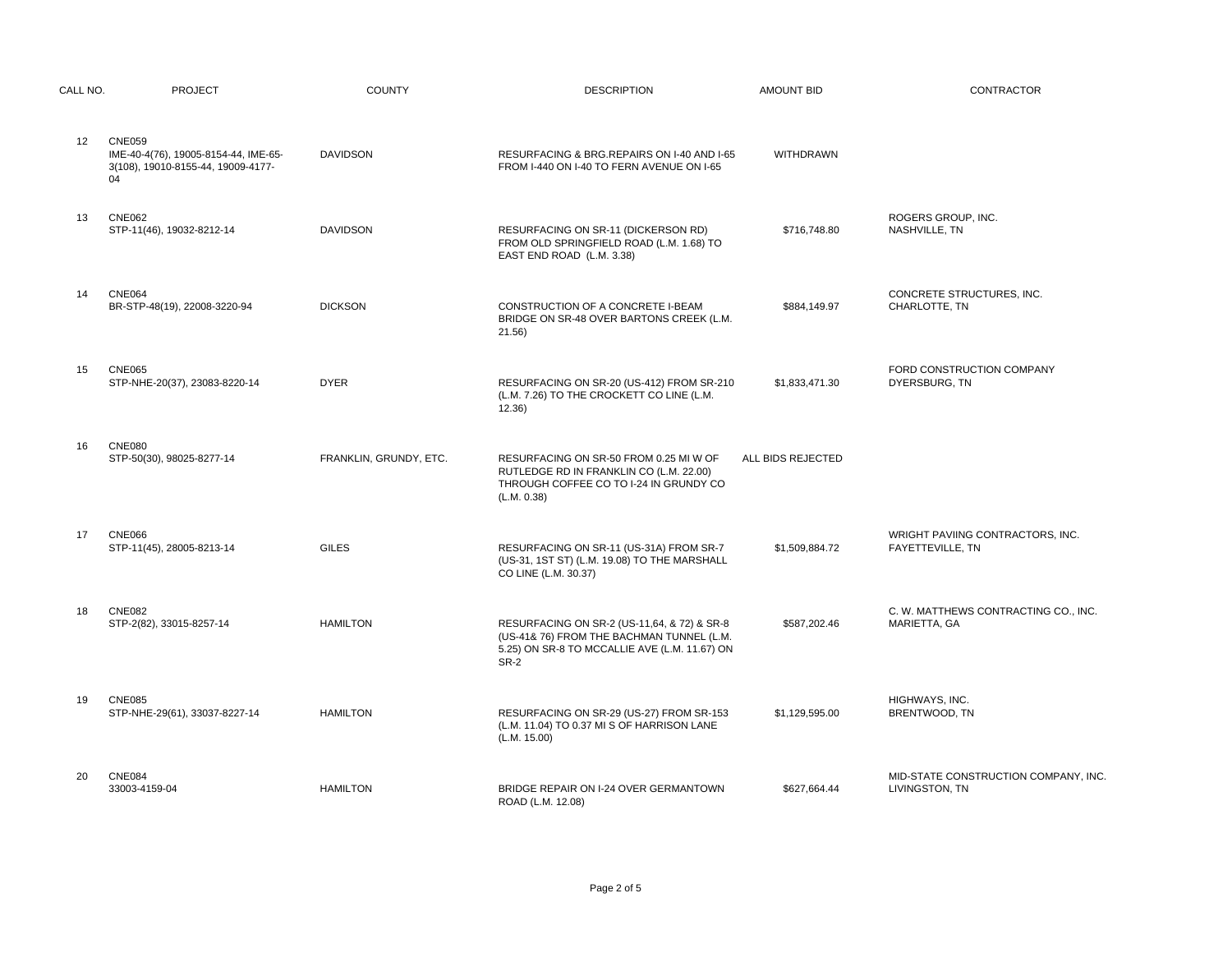| CALL NO. | PROJECT | COUNTY | DESCRIPTION | AMOUNT BID | CONTRACTOR |
|---|---|---|---|---|---|
| 12 | CNE059 IME-40-4(76), 19005-8154-44, IME-65-3(108), 19010-8155-44, 19009-4177-04 | DAVIDSON | RESURFACING & BRG.REPAIRS ON I-40 AND I-65 FROM I-440 ON I-40 TO FERN AVENUE ON I-65 | WITHDRAWN | |
| 13 | CNE062 STP-11(46), 19032-8212-14 | DAVIDSON | RESURFACING ON SR-11 (DICKERSON RD) FROM OLD SPRINGFIELD ROAD (L.M. 1.68) TO EAST END ROAD (L.M. 3.38) | $716,748.80 | ROGERS GROUP, INC. NASHVILLE, TN |
| 14 | CNE064 BR-STP-48(19), 22008-3220-94 | DICKSON | CONSTRUCTION OF A CONCRETE I-BEAM BRIDGE ON SR-48 OVER BARTONS CREEK (L.M. 21.56) | $884,149.97 | CONCRETE STRUCTURES, INC. CHARLOTTE, TN |
| 15 | CNE065 STP-NHE-20(37), 23083-8220-14 | DYER | RESURFACING ON SR-20 (US-412) FROM SR-210 (L.M. 7.26) TO THE CROCKETT CO LINE (L.M. 12.36) | $1,833,471.30 | FORD CONSTRUCTION COMPANY DYERSBURG, TN |
| 16 | CNE080 STP-50(30), 98025-8277-14 | FRANKLIN, GRUNDY, ETC. | RESURFACING ON SR-50 FROM 0.25 MI W OF RUTLEDGE RD IN FRANKLIN CO (L.M. 22.00) THROUGH COFFEE CO TO I-24 IN GRUNDY CO (L.M. 0.38) | ALL BIDS REJECTED | |
| 17 | CNE066 STP-11(45), 28005-8213-14 | GILES | RESURFACING ON SR-11 (US-31A) FROM SR-7 (US-31, 1ST ST) (L.M. 19.08) TO THE MARSHALL CO LINE (L.M. 30.37) | $1,509,884.72 | WRIGHT PAVIING CONTRACTORS, INC. FAYETTEVILLE, TN |
| 18 | CNE082 STP-2(82), 33015-8257-14 | HAMILTON | RESURFACING ON SR-2 (US-11,64, & 72) & SR-8 (US-41& 76) FROM THE BACHMAN TUNNEL (L.M. 5.25) ON SR-8 TO MCCALLIE AVE (L.M. 11.67) ON SR-2 | $587,202.46 | C. W. MATTHEWS CONTRACTING CO., INC. MARIETTA, GA |
| 19 | CNE085 STP-NHE-29(61), 33037-8227-14 | HAMILTON | RESURFACING ON SR-29 (US-27) FROM SR-153 (L.M. 11.04) TO 0.37 MI S OF HARRISON LANE (L.M. 15.00) | $1,129,595.00 | HIGHWAYS, INC. BRENTWOOD, TN |
| 20 | CNE084 33003-4159-04 | HAMILTON | BRIDGE REPAIR ON I-24 OVER GERMANTOWN ROAD (L.M. 12.08) | $627,664.44 | MID-STATE CONSTRUCTION COMPANY, INC. LIVINGSTON, TN |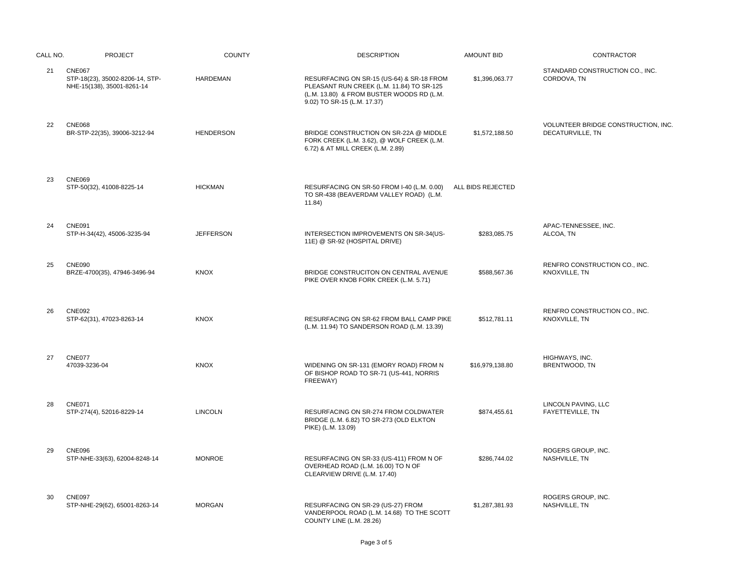| CALL NO. | PROJECT | COUNTY | DESCRIPTION | AMOUNT BID | CONTRACTOR |
|---|---|---|---|---|---|
| 21 | CNE067<br>STP-18(23), 35002-8206-14, STP-NHE-15(138), 35001-8261-14 | HARDEMAN | RESURFACING ON SR-15 (US-64) & SR-18 FROM PLEASANT RUN CREEK (L.M. 11.84) TO SR-125 (L.M. 13.80) & FROM BUSTER WOODS RD (L.M. 9.02) TO SR-15 (L.M. 17.37) | $1,396,063.77 | STANDARD CONSTRUCTION CO., INC.<br>CORDOVA, TN |
| 22 | CNE068<br>BR-STP-22(35), 39006-3212-94 | HENDERSON | BRIDGE CONSTRUCTION ON SR-22A @ MIDDLE FORK CREEK (L.M. 3.62), @ WOLF CREEK (L.M. 6.72) & AT MILL CREEK (L.M. 2.89) | $1,572,188.50 | VOLUNTEER BRIDGE CONSTRUCTION, INC.<br>DECATURVILLE, TN |
| 23 | CNE069<br>STP-50(32), 41008-8225-14 | HICKMAN | RESURFACING ON SR-50 FROM I-40 (L.M. 0.00) TO SR-438 (BEAVERDAM VALLEY ROAD) (L.M. 11.84) | ALL BIDS REJECTED | |
| 24 | CNE091<br>STP-H-34(42), 45006-3235-94 | JEFFERSON | INTERSECTION IMPROVEMENTS ON SR-34(US-11E) @ SR-92 (HOSPITAL DRIVE) | $283,085.75 | APAC-TENNESSEE, INC.<br>ALCOA, TN |
| 25 | CNE090<br>BRZE-4700(35), 47946-3496-94 | KNOX | BRIDGE CONSTRUCITON ON CENTRAL AVENUE PIKE OVER KNOB FORK CREEK (L.M. 5.71) | $588,567.36 | RENFRO CONSTRUCTION CO., INC.<br>KNOXVILLE, TN |
| 26 | CNE092<br>STP-62(31), 47023-8263-14 | KNOX | RESURFACING ON SR-62 FROM BALL CAMP PIKE (L.M. 11.94) TO SANDERSON ROAD (L.M. 13.39) | $512,781.11 | RENFRO CONSTRUCTION CO., INC.<br>KNOXVILLE, TN |
| 27 | CNE077<br>47039-3236-04 | KNOX | WIDENING ON SR-131 (EMORY ROAD) FROM N OF BISHOP ROAD TO SR-71 (US-441, NORRIS FREEWAY) | $16,979,138.80 | HIGHWAYS, INC.<br>BRENTWOOD, TN |
| 28 | CNE071<br>STP-274(4), 52016-8229-14 | LINCOLN | RESURFACING ON SR-274 FROM COLDWATER BRIDGE (L.M. 6.82) TO SR-273 (OLD ELKTON PIKE) (L.M. 13.09) | $874,455.61 | LINCOLN PAVING, LLC<br>FAYETTEVILLE, TN |
| 29 | CNE096<br>STP-NHE-33(63), 62004-8248-14 | MONROE | RESURFACING ON SR-33 (US-411) FROM N OF OVERHEAD ROAD (L.M. 16.00) TO N OF CLEARVIEW DRIVE (L.M. 17.40) | $286,744.02 | ROGERS GROUP, INC.<br>NASHVILLE, TN |
| 30 | CNE097<br>STP-NHE-29(62), 65001-8263-14 | MORGAN | RESURFACING ON SR-29 (US-27) FROM VANDERPOOL ROAD (L.M. 14.68) TO THE SCOTT COUNTY LINE (L.M. 28.26) | $1,287,381.93 | ROGERS GROUP, INC.<br>NASHVILLE, TN |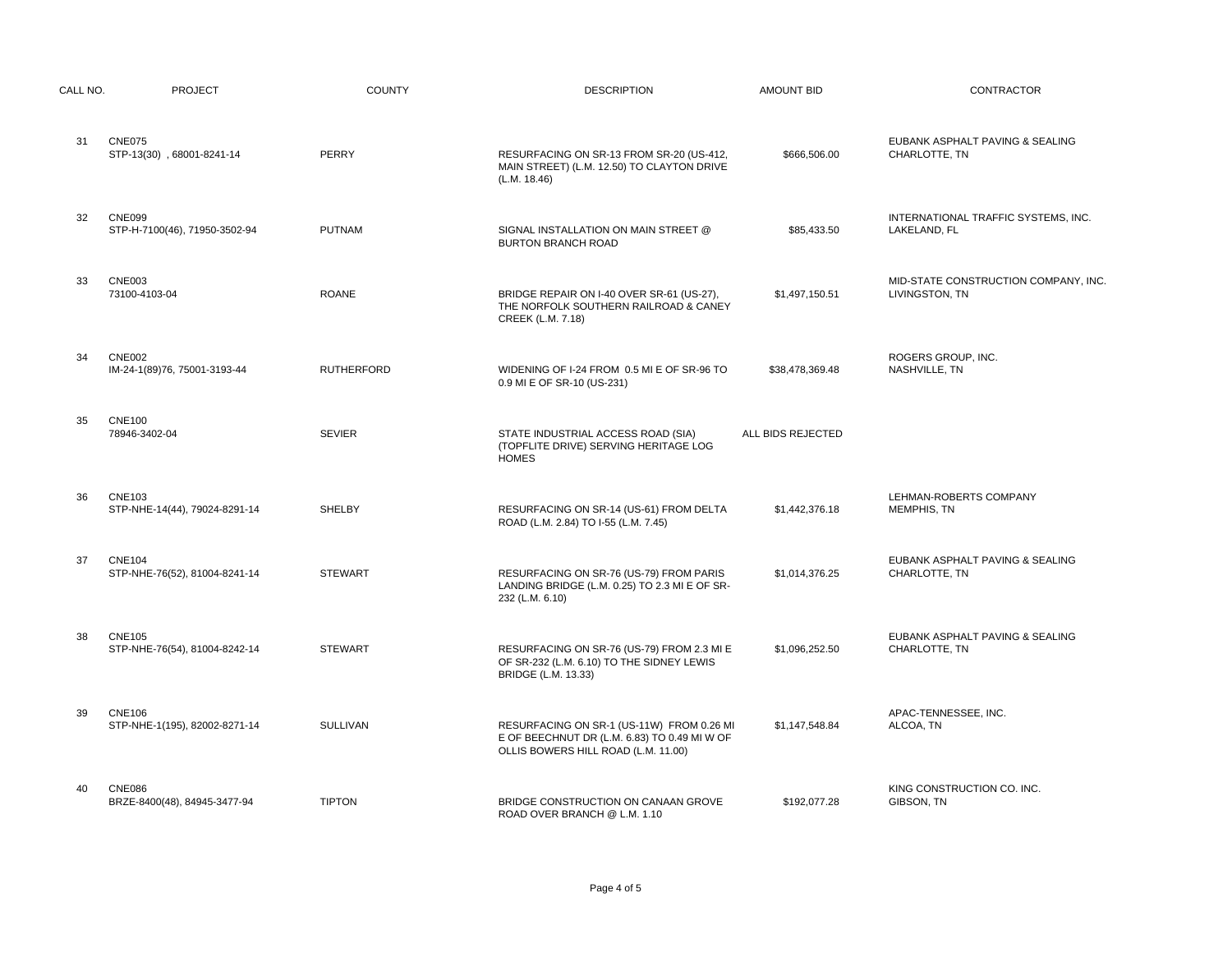| CALL NO. | PROJECT | COUNTY | DESCRIPTION | AMOUNT BID | CONTRACTOR |
|---|---|---|---|---|---|
| 31 | CNE075<br>STP-13(30) , 68001-8241-14 | PERRY | RESURFACING ON SR-13 FROM SR-20 (US-412, MAIN STREET) (L.M. 12.50) TO CLAYTON DRIVE (L.M. 18.46) | $666,506.00 | EUBANK ASPHALT PAVING & SEALING<br>CHARLOTTE, TN |
| 32 | CNE099<br>STP-H-7100(46), 71950-3502-94 | PUTNAM | SIGNAL INSTALLATION ON MAIN STREET @ BURTON BRANCH ROAD | $85,433.50 | INTERNATIONAL TRAFFIC SYSTEMS, INC.<br>LAKELAND, FL |
| 33 | CNE003<br>73100-4103-04 | ROANE | BRIDGE REPAIR ON I-40 OVER SR-61 (US-27), THE NORFOLK SOUTHERN RAILROAD & CANEY CREEK (L.M. 7.18) | $1,497,150.51 | MID-STATE CONSTRUCTION COMPANY, INC.<br>LIVINGSTON, TN |
| 34 | CNE002<br>IM-24-1(89)76, 75001-3193-44 | RUTHERFORD | WIDENING OF I-24 FROM 0.5 MI E OF SR-96 TO 0.9 MI E OF SR-10 (US-231) | $38,478,369.48 | ROGERS GROUP, INC.<br>NASHVILLE, TN |
| 35 | CNE100<br>78946-3402-04 | SEVIER | STATE INDUSTRIAL ACCESS ROAD (SIA) (TOPFLITE DRIVE) SERVING HERITAGE LOG HOMES | ALL BIDS REJECTED | |
| 36 | CNE103<br>STP-NHE-14(44), 79024-8291-14 | SHELBY | RESURFACING ON SR-14 (US-61) FROM DELTA ROAD (L.M. 2.84) TO I-55 (L.M. 7.45) | $1,442,376.18 | LEHMAN-ROBERTS COMPANY<br>MEMPHIS, TN |
| 37 | CNE104<br>STP-NHE-76(52), 81004-8241-14 | STEWART | RESURFACING ON SR-76 (US-79) FROM PARIS LANDING BRIDGE (L.M. 0.25) TO 2.3 MI E OF SR-232 (L.M. 6.10) | $1,014,376.25 | EUBANK ASPHALT PAVING & SEALING<br>CHARLOTTE, TN |
| 38 | CNE105<br>STP-NHE-76(54), 81004-8242-14 | STEWART | RESURFACING ON SR-76 (US-79) FROM 2.3 MI E OF SR-232 (L.M. 6.10) TO THE SIDNEY LEWIS BRIDGE (L.M. 13.33) | $1,096,252.50 | EUBANK ASPHALT PAVING & SEALING<br>CHARLOTTE, TN |
| 39 | CNE106<br>STP-NHE-1(195), 82002-8271-14 | SULLIVAN | RESURFACING ON SR-1 (US-11W) FROM 0.26 MI E OF BEECHNUT DR (L.M. 6.83) TO 0.49 MI W OF OLLIS BOWERS HILL ROAD (L.M. 11.00) | $1,147,548.84 | APAC-TENNESSEE, INC.<br>ALCOA, TN |
| 40 | CNE086<br>BRZE-8400(48), 84945-3477-94 | TIPTON | BRIDGE CONSTRUCTION ON CANAAN GROVE ROAD OVER BRANCH @ L.M. 1.10 | $192,077.28 | KING CONSTRUCTION CO. INC.<br>GIBSON, TN |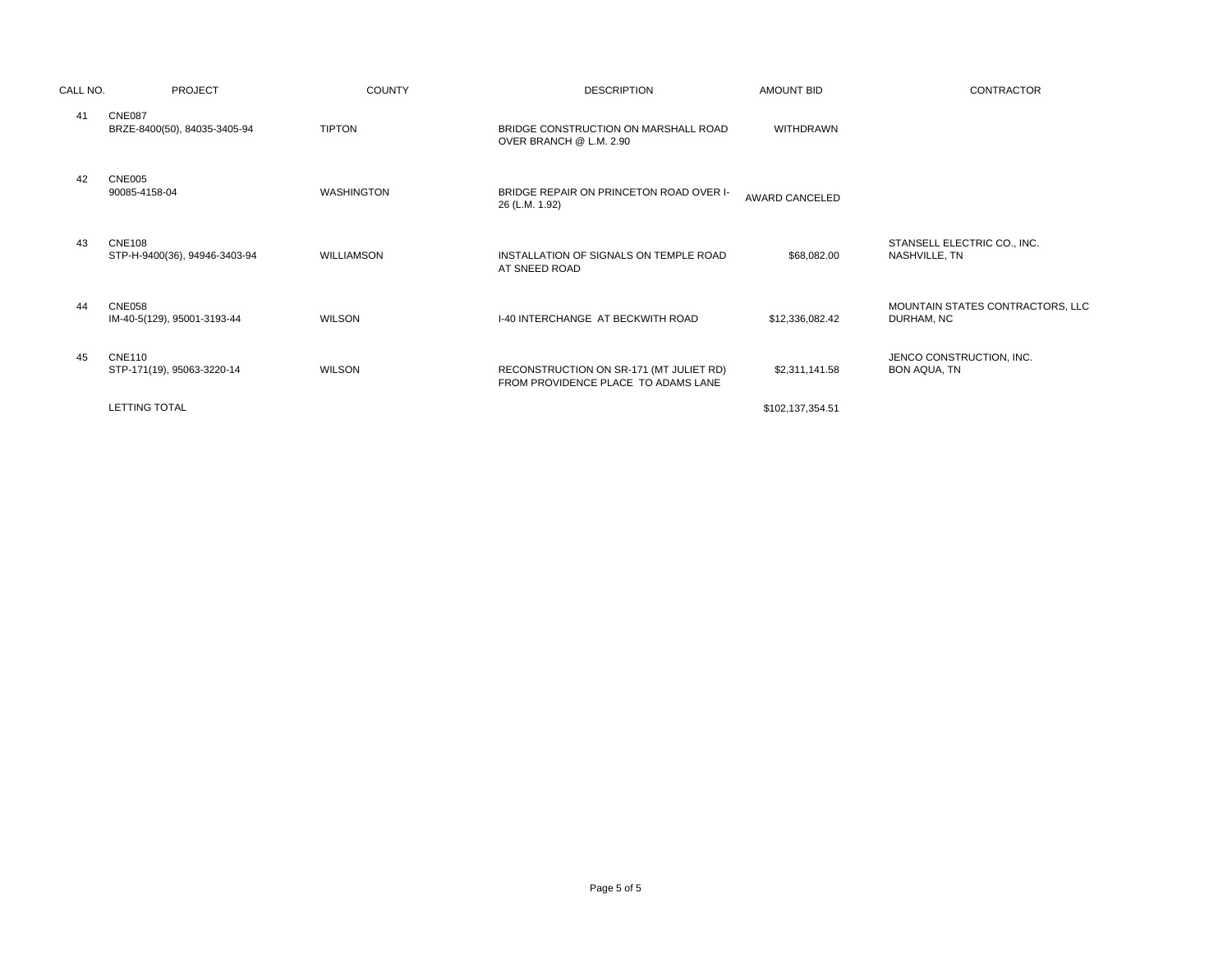| CALL NO. | PROJECT | COUNTY | DESCRIPTION | AMOUNT BID | CONTRACTOR |
|---|---|---|---|---|---|
| 41 | CNE087<br>BRZE-8400(50), 84035-3405-94 | TIPTON | BRIDGE CONSTRUCTION ON MARSHALL ROAD OVER BRANCH @ L.M. 2.90 | WITHDRAWN | |
| 42 | CNE005<br>90085-4158-04 | WASHINGTON | BRIDGE REPAIR ON PRINCETON ROAD OVER I-26 (L.M. 1.92) | AWARD CANCELED | |
| 43 | CNE108<br>STP-H-9400(36), 94946-3403-94 | WILLIAMSON | INSTALLATION OF SIGNALS ON TEMPLE ROAD AT SNEED ROAD | $68,082.00 | STANSELL ELECTRIC CO., INC.<br>NASHVILLE, TN |
| 44 | CNE058<br>IM-40-5(129), 95001-3193-44 | WILSON | I-40 INTERCHANGE AT BECKWITH ROAD | $12,336,082.42 | MOUNTAIN STATES CONTRACTORS, LLC<br>DURHAM, NC |
| 45 | CNE110<br>STP-171(19), 95063-3220-14 | WILSON | RECONSTRUCTION ON SR-171 (MT JULIET RD) FROM PROVIDENCE PLACE TO ADAMS LANE | $2,311,141.58 | JENCO CONSTRUCTION, INC.<br>BON AQUA, TN |
| | LETTING TOTAL | | | $102,137,354.51 | |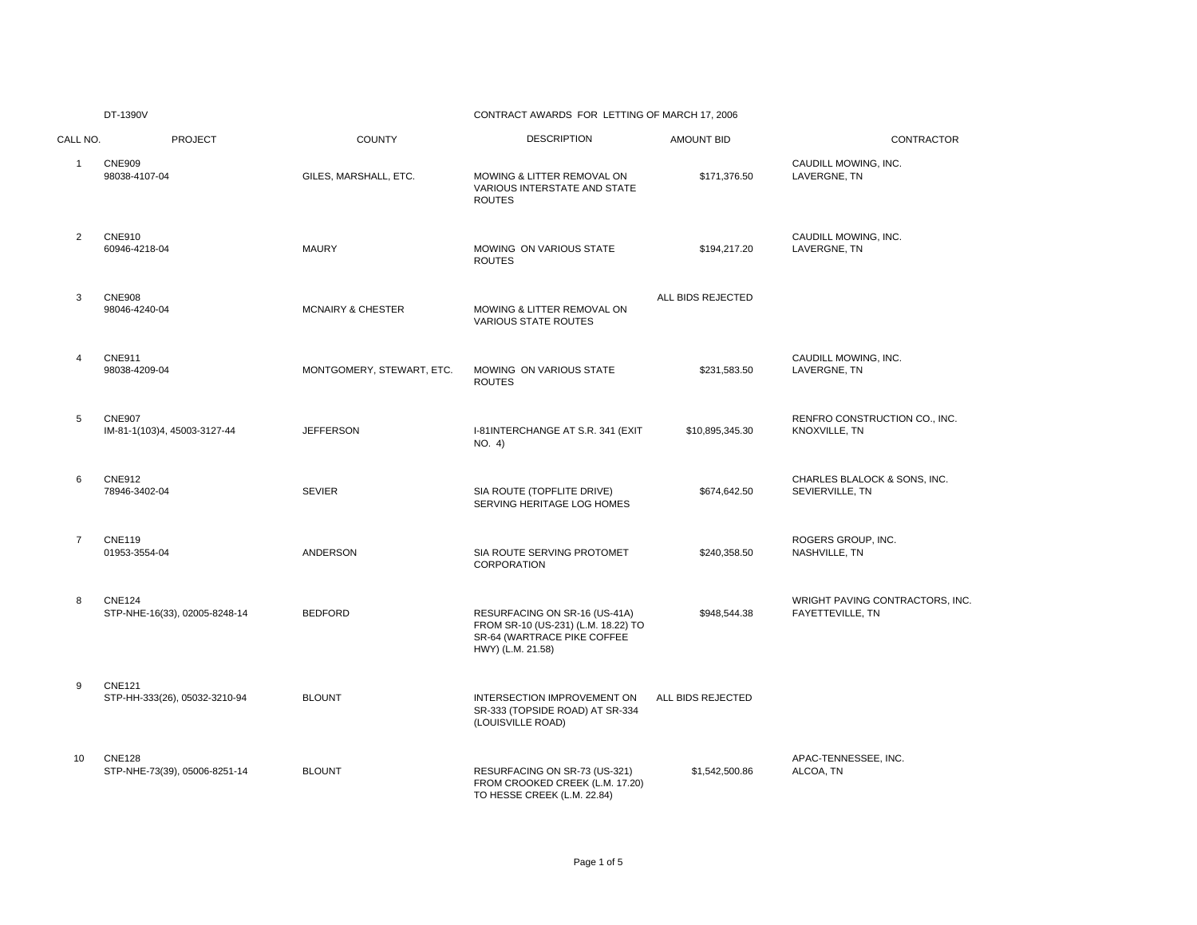DT-1390V

CONTRACT AWARDS FOR LETTING OF MARCH 17, 2006

| CALL NO. | PROJECT | COUNTY | DESCRIPTION | AMOUNT BID | CONTRACTOR |
|---|---|---|---|---|---|
| 1 | CNE909<br>98038-4107-04 | GILES, MARSHALL, ETC. | MOWING & LITTER REMOVAL ON VARIOUS INTERSTATE AND STATE ROUTES | $171,376.50 | CAUDILL MOWING, INC.<br>LAVERGNE, TN |
| 2 | CNE910<br>60946-4218-04 | MAURY | MOWING ON VARIOUS STATE ROUTES | $194,217.20 | CAUDILL MOWING, INC.<br>LAVERGNE, TN |
| 3 | CNE908<br>98046-4240-04 | MCNAIRY & CHESTER | MOWING & LITTER REMOVAL ON VARIOUS STATE ROUTES | ALL BIDS REJECTED | |
| 4 | CNE911<br>98038-4209-04 | MONTGOMERY, STEWART, ETC. | MOWING ON VARIOUS STATE ROUTES | $231,583.50 | CAUDILL MOWING, INC.<br>LAVERGNE, TN |
| 5 | CNE907<br>IM-81-1(103)4, 45003-3127-44 | JEFFERSON | I-81INTERCHANGE AT S.R. 341 (EXIT NO. 4) | $10,895,345.30 | RENFRO CONSTRUCTION CO., INC.<br>KNOXVILLE, TN |
| 6 | CNE912<br>78946-3402-04 | SEVIER | SIA ROUTE (TOPFLITE DRIVE) SERVING HERITAGE LOG HOMES | $674,642.50 | CHARLES BLALOCK & SONS, INC.<br>SEVIERVILLE, TN |
| 7 | CNE119<br>01953-3554-04 | ANDERSON | SIA ROUTE SERVING PROTOMET CORPORATION | $240,358.50 | ROGERS GROUP, INC.<br>NASHVILLE, TN |
| 8 | CNE124<br>STP-NHE-16(33), 02005-8248-14 | BEDFORD | RESURFACING ON SR-16 (US-41A) FROM SR-10 (US-231) (L.M. 18.22) TO SR-64 (WARTRACE PIKE COFFEE HWY) (L.M. 21.58) | $948,544.38 | WRIGHT PAVING CONTRACTORS, INC.<br>FAYETTEVILLE, TN |
| 9 | CNE121<br>STP-HH-333(26), 05032-3210-94 | BLOUNT | INTERSECTION IMPROVEMENT ON SR-333 (TOPSIDE ROAD) AT SR-334 (LOUISVILLE ROAD) | ALL BIDS REJECTED | |
| 10 | CNE128<br>STP-NHE-73(39), 05006-8251-14 | BLOUNT | RESURFACING ON SR-73 (US-321) FROM CROOKED CREEK (L.M. 17.20) TO HESSE CREEK (L.M. 22.84) | $1,542,500.86 | APAC-TENNESSEE, INC.<br>ALCOA, TN |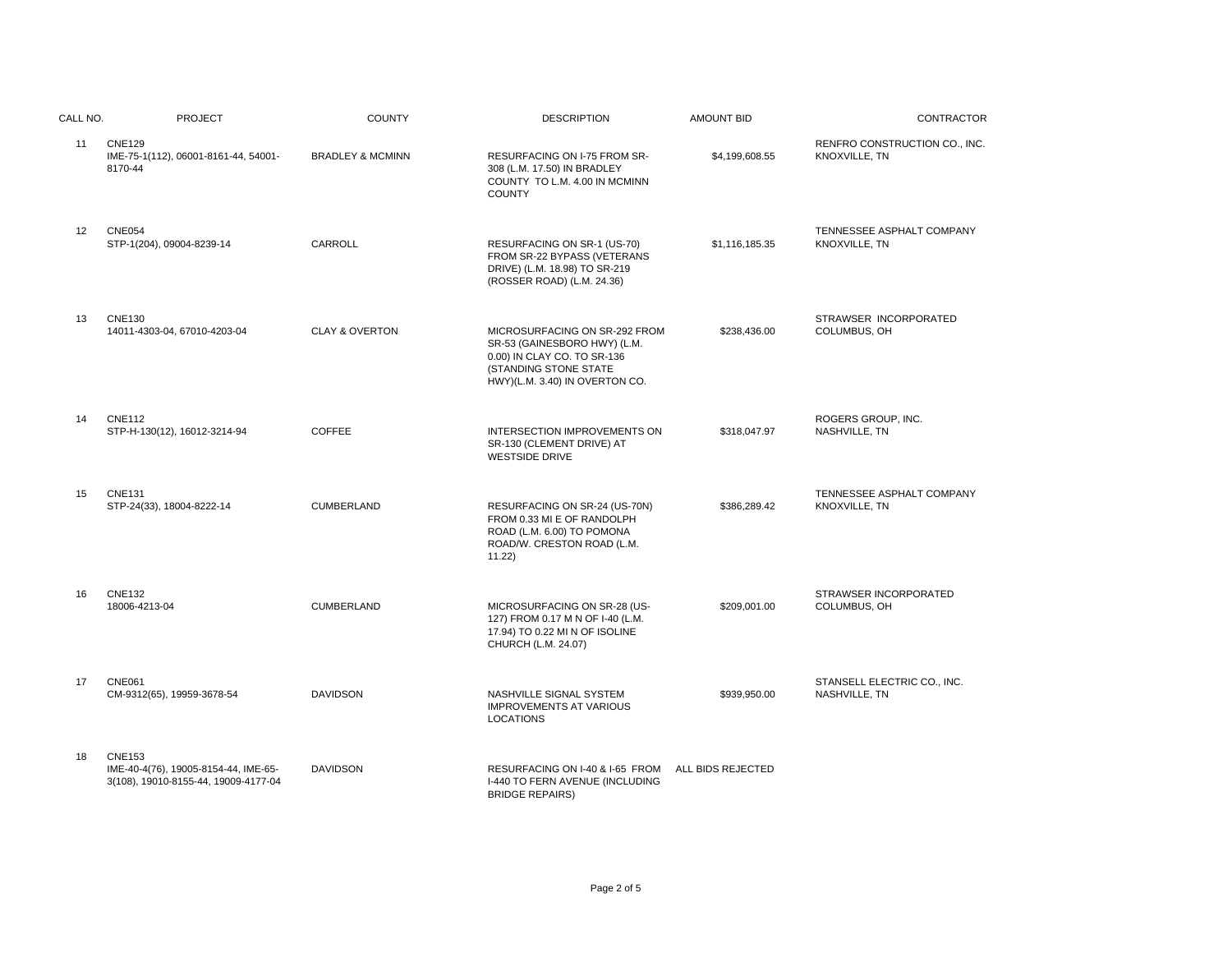| CALL NO. | PROJECT | COUNTY | DESCRIPTION | AMOUNT BID | CONTRACTOR |
|---|---|---|---|---|---|
| 11 | CNE129<br>IME-75-1(112), 06001-8161-44, 54001-8170-44 | BRADLEY & MCMINN | RESURFACING ON I-75 FROM SR-308 (L.M. 17.50) IN BRADLEY COUNTY TO L.M. 4.00 IN MCMINN COUNTY | $4,199,608.55 | RENFRO CONSTRUCTION CO., INC.<br>KNOXVILLE, TN |
| 12 | CNE054<br>STP-1(204), 09004-8239-14 | CARROLL | RESURFACING ON SR-1 (US-70) FROM SR-22 BYPASS (VETERANS DRIVE) (L.M. 18.98) TO SR-219 (ROSSER ROAD) (L.M. 24.36) | $1,116,185.35 | TENNESSEE ASPHALT COMPANY<br>KNOXVILLE, TN |
| 13 | CNE130<br>14011-4303-04, 67010-4203-04 | CLAY & OVERTON | MICROSURFACING ON SR-292 FROM SR-53 (GAINESBORO HWY) (L.M. 0.00) IN CLAY CO. TO SR-136 (STANDING STONE STATE HWY)(L.M. 3.40) IN OVERTON CO. | $238,436.00 | STRAWSER INCORPORATED<br>COLUMBUS, OH |
| 14 | CNE112<br>STP-H-130(12), 16012-3214-94 | COFFEE | INTERSECTION IMPROVEMENTS ON SR-130 (CLEMENT DRIVE) AT WESTSIDE DRIVE | $318,047.97 | ROGERS GROUP, INC.<br>NASHVILLE, TN |
| 15 | CNE131<br>STP-24(33), 18004-8222-14 | CUMBERLAND | RESURFACING ON SR-24 (US-70N) FROM 0.33 MI E OF RANDOLPH ROAD (L.M. 6.00) TO POMONA ROAD/W. CRESTON ROAD (L.M. 11.22) | $386,289.42 | TENNESSEE ASPHALT COMPANY<br>KNOXVILLE, TN |
| 16 | CNE132<br>18006-4213-04 | CUMBERLAND | MICROSURFACING ON SR-28 (US-127) FROM 0.17 M N OF I-40 (L.M. 17.94) TO 0.22 MI N OF ISOLINE CHURCH (L.M. 24.07) | $209,001.00 | STRAWSER INCORPORATED<br>COLUMBUS, OH |
| 17 | CNE061<br>CM-9312(65), 19959-3678-54 | DAVIDSON | NASHVILLE SIGNAL SYSTEM IMPROVEMENTS AT VARIOUS LOCATIONS | $939,950.00 | STANSELL ELECTRIC CO., INC.<br>NASHVILLE, TN |
| 18 | CNE153<br>IME-40-4(76), 19005-8154-44, IME-65-3(108), 19010-8155-44, 19009-4177-04 | DAVIDSON | RESURFACING ON I-40 & I-65 FROM I-440 TO FERN AVENUE (INCLUDING BRIDGE REPAIRS) | ALL BIDS REJECTED | |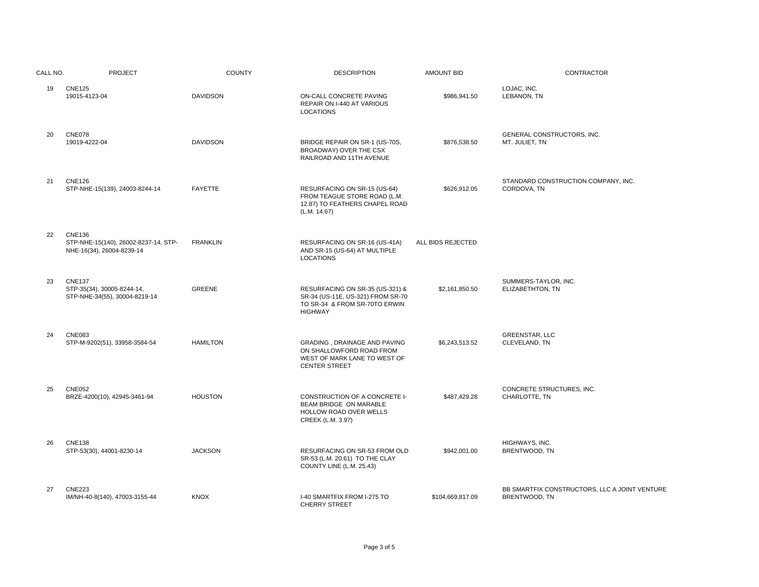| CALL NO. | PROJECT | COUNTY | DESCRIPTION | AMOUNT BID | CONTRACTOR |
|---|---|---|---|---|---|
| 19 | CNE125 19015-4123-04 | DAVIDSON | ON-CALL CONCRETE PAVING REPAIR ON I-440 AT VARIOUS LOCATIONS | $986,941.50 | LOJAC, INC. LEBANON, TN |
| 20 | CNE078 19019-4222-04 | DAVIDSON | BRIDGE REPAIR ON SR-1 (US-70S, BROADWAY) OVER THE CSX RAILROAD AND 11TH AVENUE | $876,538.50 | GENERAL CONSTRUCTORS, INC. MT. JULIET, TN |
| 21 | CNE126 STP-NHE-15(139), 24003-8244-14 | FAYETTE | RESURFACING ON SR-15 (US-64) FROM TEAGUE STORE ROAD (L.M. 12.87) TO FEATHERS CHAPEL ROAD (L.M. 14.67) | $626,912.05 | STANDARD CONSTRUCTION COMPANY, INC. CORDOVA, TN |
| 22 | CNE136 STP-NHE-15(140), 26002-8237-14, STP-NHE-16(34), 26004-8239-14 | FRANKLIN | RESURFACING ON SR-16 (US-41A) AND SR-15 (US-64) AT MULTIPLE LOCATIONS | ALL BIDS REJECTED | |
| 23 | CNE137 STP-35(34), 30005-8244-14, STP-NHE-34(55), 30004-8219-14 | GREENE | RESURFACING ON SR-35 (US-321) & SR-34 (US-11E, US-321) FROM SR-70 TO SR-34 & FROM SR-70TO ERWIN HIGHWAY | $2,161,850.50 | SUMMERS-TAYLOR, INC. ELIZABETHTON, TN |
| 24 | CNE083 STP-M-9202(51), 33958-3584-54 | HAMILTON | GRADING , DRAINAGE AND PAVING ON SHALLOWFORD ROAD FROM WEST OF MARK LANE TO WEST OF CENTER STREET | $6,243,513.52 | GREENSTAR, LLC CLEVELAND, TN |
| 25 | CNE052 BRZE-4200(10), 42945-3461-94 | HOUSTON | CONSTRUCTION OF A CONCRETE I-BEAM BRIDGE ON MARABLE HOLLOW ROAD OVER WELLS CREEK (L.M. 3.97) | $487,429.28 | CONCRETE STRUCTURES, INC. CHARLOTTE, TN |
| 26 | CNE138 STP-53(30), 44001-8230-14 | JACKSON | RESURFACING ON SR-53 FROM OLD SR-53 (L.M. 20.61) TO THE CLAY COUNTY LINE (L.M. 25.43) | $942,001.00 | HIGHWAYS, INC. BRENTWOOD, TN |
| 27 | CNE223 IM/NH-40-8(140), 47003-3155-44 | KNOX | I-40 SMARTFIX FROM I-275 TO CHERRY STREET | $104,669,817.09 | BB SMARTFIX CONSTRUCTORS, LLC A JOINT VENTURE BRENTWOOD, TN |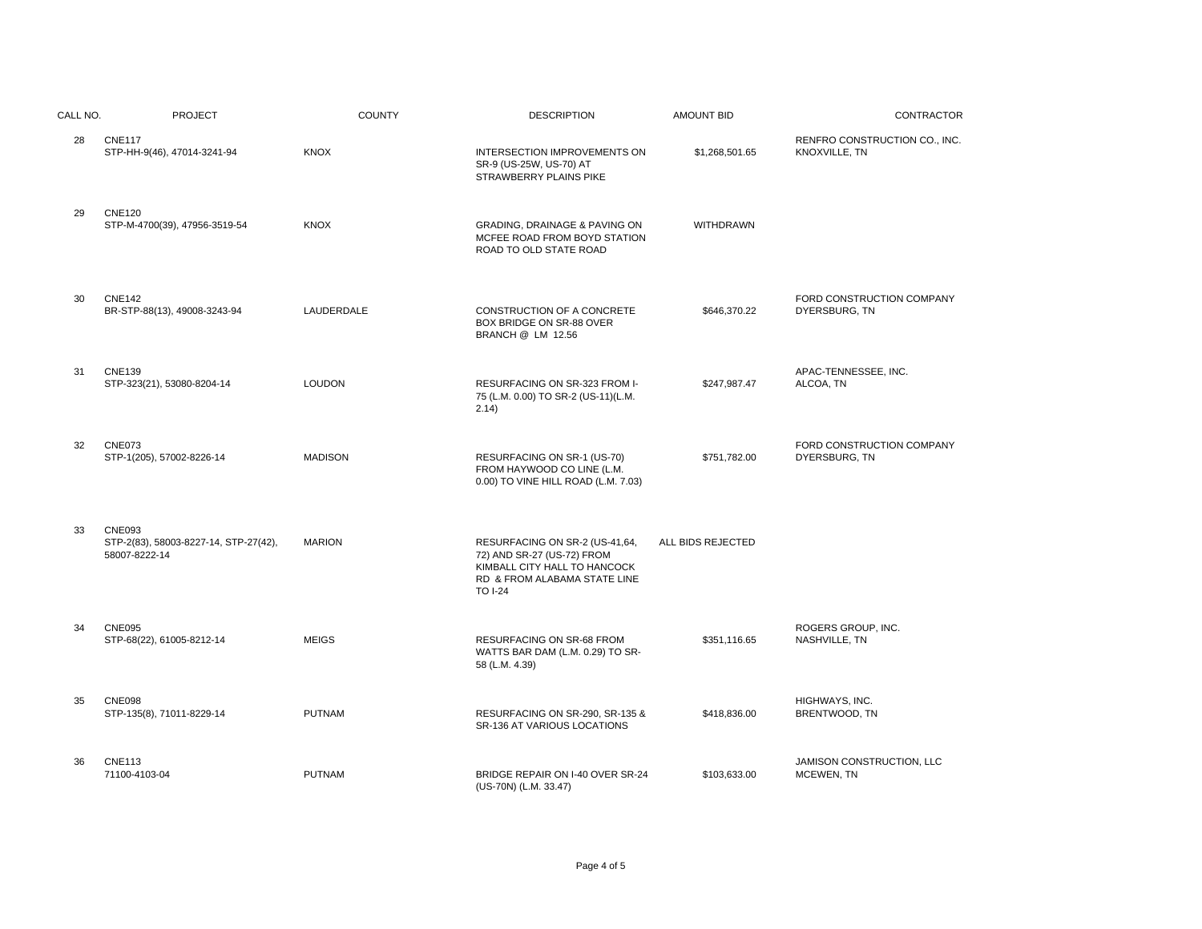| CALL NO. | PROJECT | COUNTY | DESCRIPTION | AMOUNT BID | CONTRACTOR |
|---|---|---|---|---|---|
| 28 | CNE117<br>STP-HH-9(46), 47014-3241-94 | KNOX | INTERSECTION IMPROVEMENTS ON SR-9 (US-25W, US-70) AT STRAWBERRY PLAINS PIKE | $1,268,501.65 | RENFRO CONSTRUCTION CO., INC.<br>KNOXVILLE, TN |
| 29 | CNE120<br>STP-M-4700(39), 47956-3519-54 | KNOX | GRADING, DRAINAGE & PAVING ON MCFEE ROAD FROM BOYD STATION ROAD TO OLD STATE ROAD | WITHDRAWN | |
| 30 | CNE142<br>BR-STP-88(13), 49008-3243-94 | LAUDERDALE | CONSTRUCTION OF A CONCRETE BOX BRIDGE ON SR-88 OVER BRANCH @ LM 12.56 | $646,370.22 | FORD CONSTRUCTION COMPANY<br>DYERSBURG, TN |
| 31 | CNE139<br>STP-323(21), 53080-8204-14 | LOUDON | RESURFACING ON SR-323 FROM I-75 (L.M. 0.00) TO SR-2 (US-11)(L.M. 2.14) | $247,987.47 | APAC-TENNESSEE, INC.<br>ALCOA, TN |
| 32 | CNE073<br>STP-1(205), 57002-8226-14 | MADISON | RESURFACING ON SR-1 (US-70) FROM HAYWOOD CO LINE (L.M. 0.00) TO VINE HILL ROAD (L.M. 7.03) | $751,782.00 | FORD CONSTRUCTION COMPANY<br>DYERSBURG, TN |
| 33 | CNE093<br>STP-2(83), 58003-8227-14, STP-27(42), 58007-8222-14 | MARION | RESURFACING ON SR-2 (US-41,64, 72) AND SR-27 (US-72) FROM KIMBALL CITY HALL TO HANCOCK RD & FROM ALABAMA STATE LINE TO I-24 | ALL BIDS REJECTED | |
| 34 | CNE095<br>STP-68(22), 61005-8212-14 | MEIGS | RESURFACING ON SR-68 FROM WATTS BAR DAM (L.M. 0.29) TO SR-58 (L.M. 4.39) | $351,116.65 | ROGERS GROUP, INC.<br>NASHVILLE, TN |
| 35 | CNE098<br>STP-135(8), 71011-8229-14 | PUTNAM | RESURFACING ON SR-290, SR-135 & SR-136 AT VARIOUS LOCATIONS | $418,836.00 | HIGHWAYS, INC.<br>BRENTWOOD, TN |
| 36 | CNE113<br>71100-4103-04 | PUTNAM | BRIDGE REPAIR ON I-40 OVER SR-24 (US-70N) (L.M. 33.47) | $103,633.00 | JAMISON CONSTRUCTION, LLC<br>MCEWEN, TN |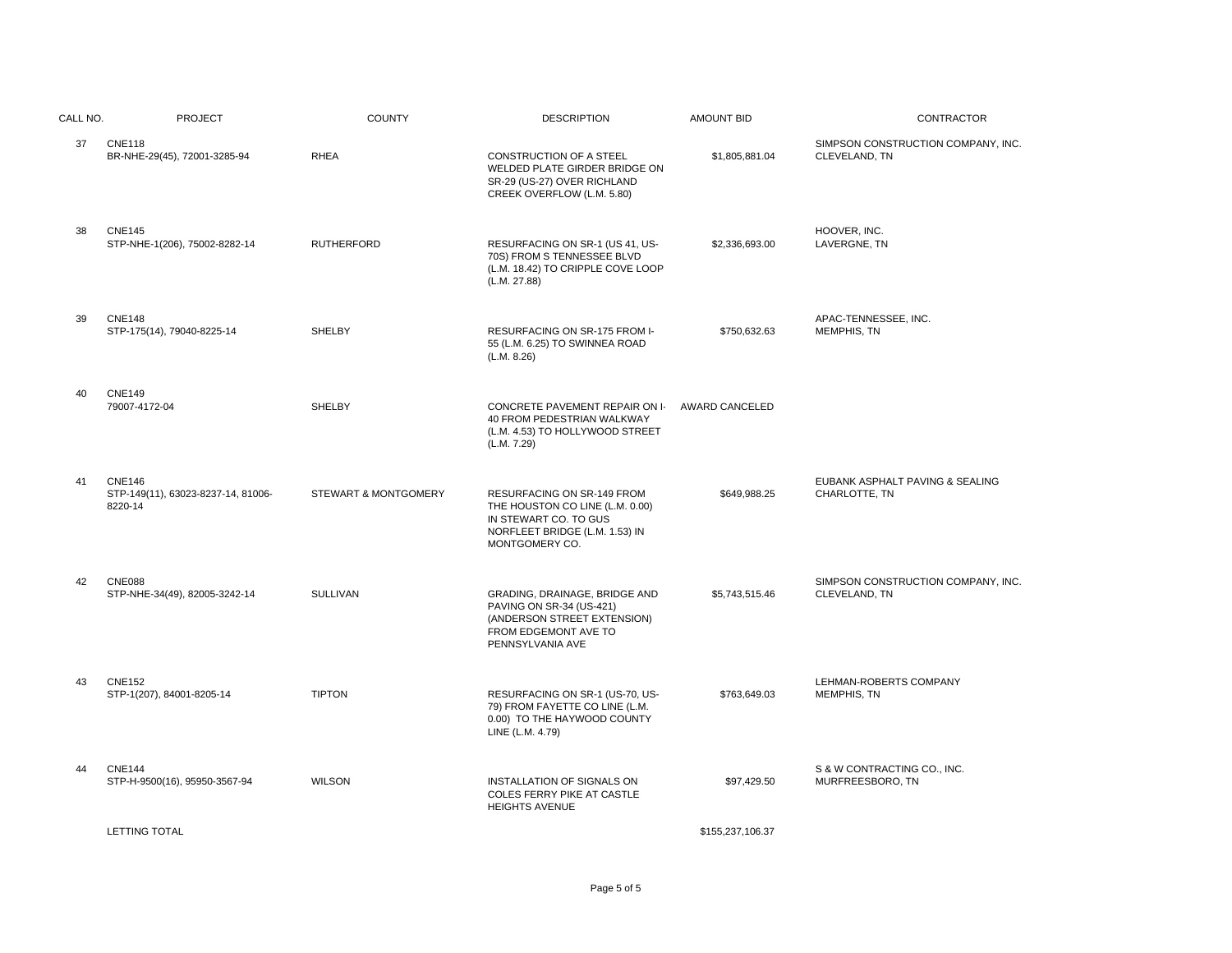| CALL NO. | PROJECT | COUNTY | DESCRIPTION | AMOUNT BID | CONTRACTOR |
|---|---|---|---|---|---|
| 37 | CNE118<br>BR-NHE-29(45), 72001-3285-94 | RHEA | CONSTRUCTION OF A STEEL WELDED PLATE GIRDER BRIDGE ON SR-29 (US-27) OVER RICHLAND CREEK OVERFLOW (L.M. 5.80) | $1,805,881.04 | SIMPSON CONSTRUCTION COMPANY, INC.<br>CLEVELAND, TN |
| 38 | CNE145<br>STP-NHE-1(206), 75002-8282-14 | RUTHERFORD | RESURFACING ON SR-1 (US 41, US-70S) FROM S TENNESSEE BLVD (L.M. 18.42) TO CRIPPLE COVE LOOP (L.M. 27.88) | $2,336,693.00 | HOOVER, INC.<br>LAVERGNE, TN |
| 39 | CNE148<br>STP-175(14), 79040-8225-14 | SHELBY | RESURFACING ON SR-175 FROM I-55 (L.M. 6.25) TO SWINNEA ROAD (L.M. 8.26) | $750,632.63 | APAC-TENNESSEE, INC.<br>MEMPHIS, TN |
| 40 | CNE149<br>79007-4172-04 | SHELBY | CONCRETE PAVEMENT REPAIR ON I-40 FROM PEDESTRIAN WALKWAY (L.M. 4.53) TO HOLLYWOOD STREET (L.M. 7.29) | AWARD CANCELED | |
| 41 | CNE146<br>STP-149(11), 63023-8237-14, 81006-8220-14 | STEWART & MONTGOMERY | RESURFACING ON SR-149 FROM THE HOUSTON CO LINE (L.M. 0.00) IN STEWART CO. TO GUS NORFLEET BRIDGE (L.M. 1.53) IN MONTGOMERY CO. | $649,988.25 | EUBANK ASPHALT PAVING & SEALING<br>CHARLOTTE, TN |
| 42 | CNE088<br>STP-NHE-34(49), 82005-3242-14 | SULLIVAN | GRADING, DRAINAGE, BRIDGE AND PAVING ON SR-34 (US-421) (ANDERSON STREET EXTENSION) FROM EDGEMONT AVE TO PENNSYLVANIA AVE | $5,743,515.46 | SIMPSON CONSTRUCTION COMPANY, INC.<br>CLEVELAND, TN |
| 43 | CNE152<br>STP-1(207), 84001-8205-14 | TIPTON | RESURFACING ON SR-1 (US-70, US-79) FROM FAYETTE CO LINE (L.M. 0.00) TO THE HAYWOOD COUNTY LINE (L.M. 4.79) | $763,649.03 | LEHMAN-ROBERTS COMPANY<br>MEMPHIS, TN |
| 44 | CNE144<br>STP-H-9500(16), 95950-3567-94 | WILSON | INSTALLATION OF SIGNALS ON COLES FERRY PIKE AT CASTLE HEIGHTS AVENUE | $97,429.50 | S & W CONTRACTING CO., INC.<br>MURFREESBORO, TN |
| | LETTING TOTAL | | | $155,237,106.37 | |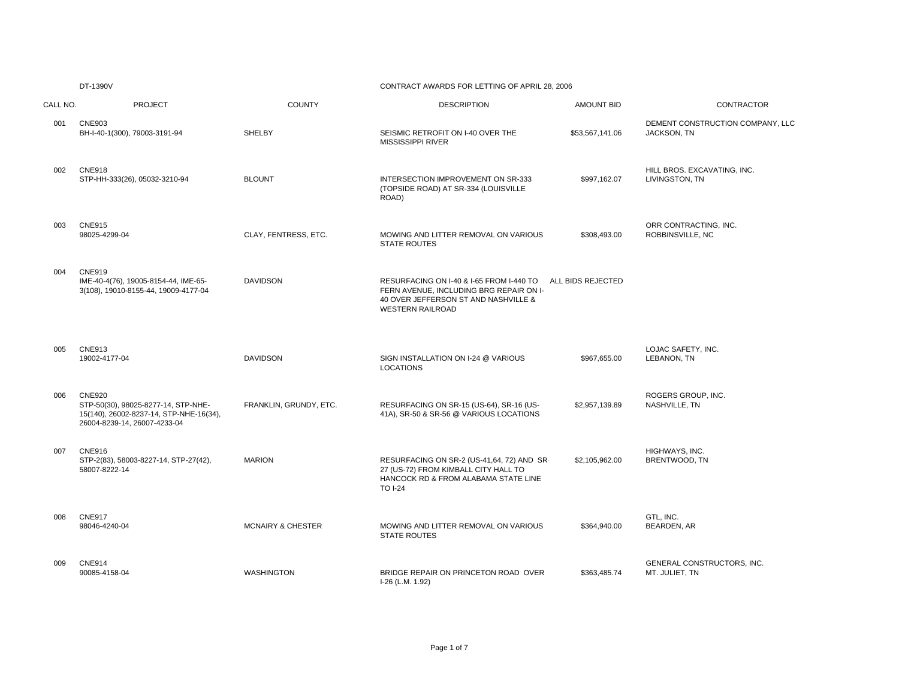DT-1390V

CONTRACT AWARDS FOR LETTING OF APRIL 28, 2006

| CALL NO. | PROJECT | COUNTY | DESCRIPTION | AMOUNT BID | CONTRACTOR |
|---|---|---|---|---|---|
| 001 | CNE903<br>BH-I-40-1(300), 79003-3191-94 | SHELBY | SEISMIC RETROFIT ON I-40 OVER THE MISSISSIPPI RIVER | $53,567,141.06 | DEMENT CONSTRUCTION COMPANY, LLC<br>JACKSON, TN |
| 002 | CNE918<br>STP-HH-333(26), 05032-3210-94 | BLOUNT | INTERSECTION IMPROVEMENT ON SR-333 (TOPSIDE ROAD) AT SR-334 (LOUISVILLE ROAD) | $997,162.07 | HILL BROS. EXCAVATING, INC.<br>LIVINGSTON, TN |
| 003 | CNE915<br>98025-4299-04 | CLAY, FENTRESS, ETC. | MOWING AND LITTER REMOVAL ON VARIOUS STATE ROUTES | $308,493.00 | ORR CONTRACTING, INC.<br>ROBBINSVILLE, NC |
| 004 | CNE919<br>IME-40-4(76), 19005-8154-44, IME-65-3(108), 19010-8155-44, 19009-4177-04 | DAVIDSON | RESURFACING ON I-40 & I-65 FROM I-440 TO FERN AVENUE, INCLUDING BRG REPAIR ON I-40 OVER JEFFERSON ST AND NASHVILLE & WESTERN RAILROAD | ALL BIDS REJECTED | |
| 005 | CNE913<br>19002-4177-04 | DAVIDSON | SIGN INSTALLATION ON I-24 @ VARIOUS LOCATIONS | $967,655.00 | LOJAC SAFETY, INC.<br>LEBANON, TN |
| 006 | CNE920<br>STP-50(30), 98025-8277-14, STP-NHE-15(140), 26002-8237-14, STP-NHE-16(34), 26004-8239-14, 26007-4233-04 | FRANKLIN, GRUNDY, ETC. | RESURFACING ON SR-15 (US-64), SR-16 (US-41A), SR-50 & SR-56 @ VARIOUS LOCATIONS | $2,957,139.89 | ROGERS GROUP, INC.<br>NASHVILLE, TN |
| 007 | CNE916<br>STP-2(83), 58003-8227-14, STP-27(42), 58007-8222-14 | MARION | RESURFACING ON SR-2 (US-41,64, 72) AND SR-27 (US-72) FROM KIMBALL CITY HALL TO HANCOCK RD & FROM ALABAMA STATE LINE TO I-24 | $2,105,962.00 | HIGHWAYS, INC.<br>BRENTWOOD, TN |
| 008 | CNE917<br>98046-4240-04 | MCNAIRY & CHESTER | MOWING AND LITTER REMOVAL ON VARIOUS STATE ROUTES | $364,940.00 | GTL, INC.<br>BEARDEN, AR |
| 009 | CNE914<br>90085-4158-04 | WASHINGTON | BRIDGE REPAIR ON PRINCETON ROAD OVER I-26 (L.M. 1.92) | $363,485.74 | GENERAL CONSTRUCTORS, INC.<br>MT. JULIET, TN |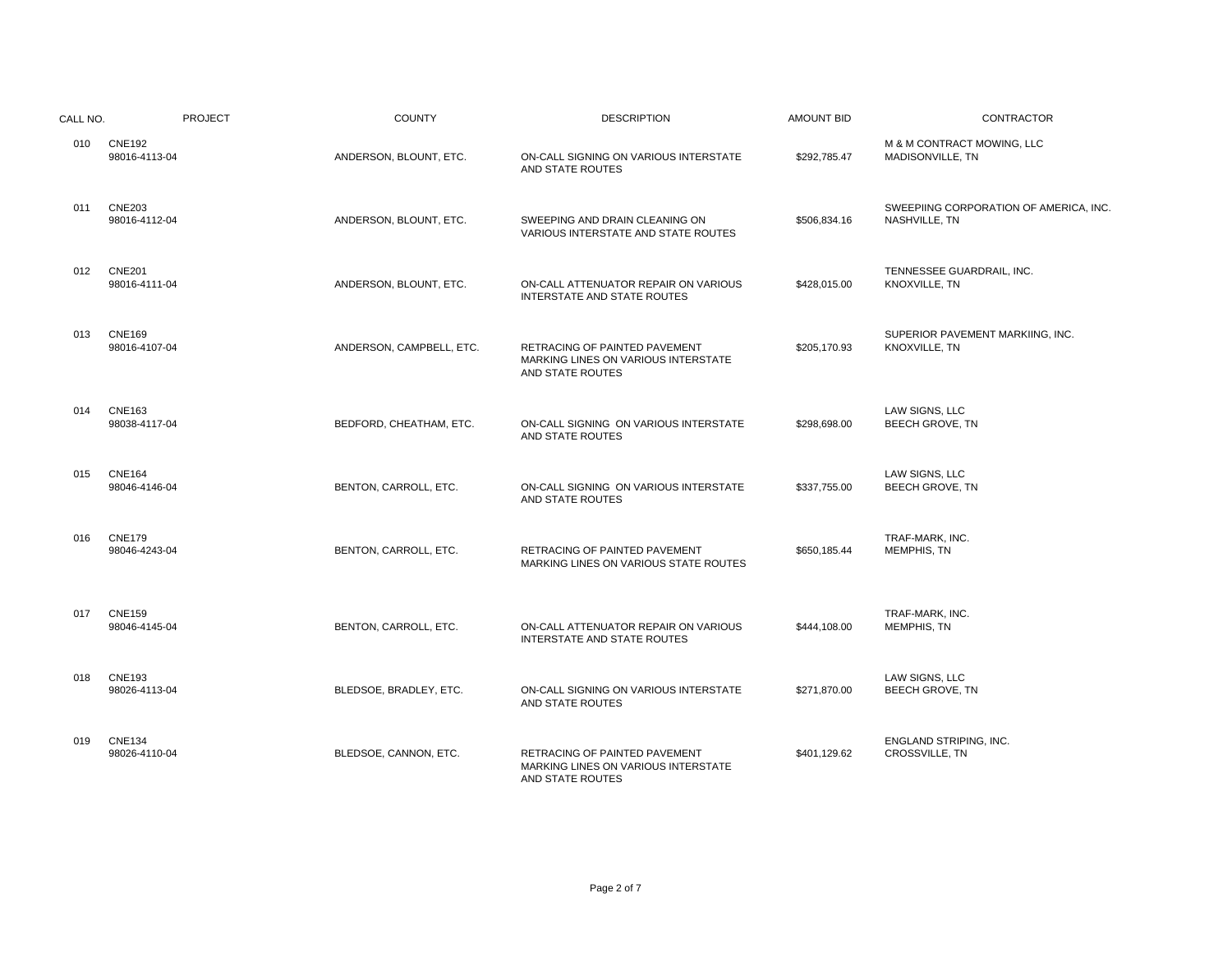| CALL NO. | PROJECT | COUNTY | DESCRIPTION | AMOUNT BID | CONTRACTOR |
|---|---|---|---|---|---|
| 010 | CNE192<br>98016-4113-04 | ANDERSON, BLOUNT, ETC. | ON-CALL SIGNING ON VARIOUS INTERSTATE AND STATE ROUTES | $292,785.47 | M & M CONTRACT MOWING, LLC<br>MADISONVILLE, TN |
| 011 | CNE203<br>98016-4112-04 | ANDERSON, BLOUNT, ETC. | SWEEPING AND DRAIN CLEANING ON VARIOUS INTERSTATE AND STATE ROUTES | $506,834.16 | SWEEPIING CORPORATION OF AMERICA, INC.<br>NASHVILLE, TN |
| 012 | CNE201<br>98016-4111-04 | ANDERSON, BLOUNT, ETC. | ON-CALL ATTENUATOR REPAIR ON VARIOUS INTERSTATE AND STATE ROUTES | $428,015.00 | TENNESSEE GUARDRAIL, INC.<br>KNOXVILLE, TN |
| 013 | CNE169<br>98016-4107-04 | ANDERSON, CAMPBELL, ETC. | RETRACING OF PAINTED PAVEMENT MARKING LINES ON VARIOUS INTERSTATE AND STATE ROUTES | $205,170.93 | SUPERIOR PAVEMENT MARKIING, INC.<br>KNOXVILLE, TN |
| 014 | CNE163<br>98038-4117-04 | BEDFORD, CHEATHAM, ETC. | ON-CALL SIGNING ON VARIOUS INTERSTATE AND STATE ROUTES | $298,698.00 | LAW SIGNS, LLC<br>BEECH GROVE, TN |
| 015 | CNE164<br>98046-4146-04 | BENTON, CARROLL, ETC. | ON-CALL SIGNING ON VARIOUS INTERSTATE AND STATE ROUTES | $337,755.00 | LAW SIGNS, LLC<br>BEECH GROVE, TN |
| 016 | CNE179<br>98046-4243-04 | BENTON, CARROLL, ETC. | RETRACING OF PAINTED PAVEMENT MARKING LINES ON VARIOUS STATE ROUTES | $650,185.44 | TRAF-MARK, INC.<br>MEMPHIS, TN |
| 017 | CNE159<br>98046-4145-04 | BENTON, CARROLL, ETC. | ON-CALL ATTENUATOR REPAIR ON VARIOUS INTERSTATE AND STATE ROUTES | $444,108.00 | TRAF-MARK, INC.<br>MEMPHIS, TN |
| 018 | CNE193<br>98026-4113-04 | BLEDSOE, BRADLEY, ETC. | ON-CALL SIGNING ON VARIOUS INTERSTATE AND STATE ROUTES | $271,870.00 | LAW SIGNS, LLC<br>BEECH GROVE, TN |
| 019 | CNE134<br>98026-4110-04 | BLEDSOE, CANNON, ETC. | RETRACING OF PAINTED PAVEMENT MARKING LINES ON VARIOUS INTERSTATE AND STATE ROUTES | $401,129.62 | ENGLAND STRIPING, INC.<br>CROSSVILLE, TN |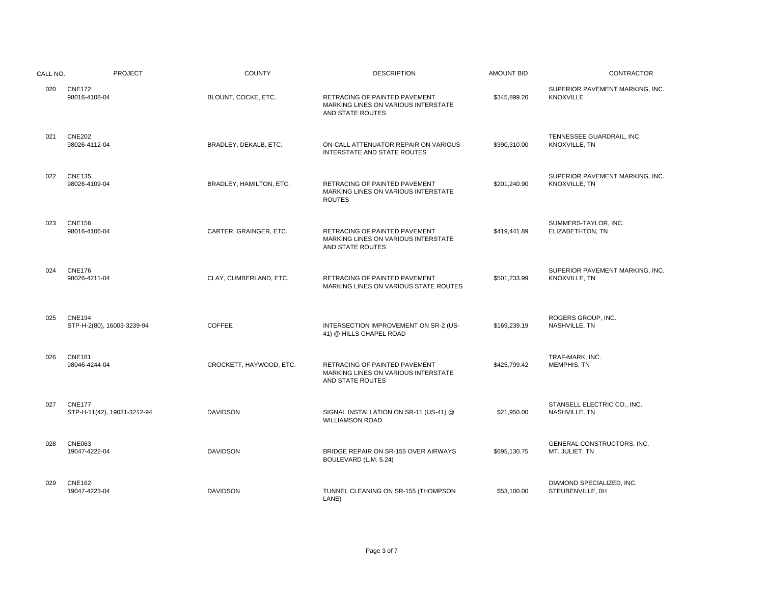| CALL NO. | PROJECT | COUNTY | DESCRIPTION | AMOUNT BID | CONTRACTOR |
|---|---|---|---|---|---|
| 020 | CNE172<br>98016-4108-04 | BLOUNT, COCKE, ETC. | RETRACING OF PAINTED PAVEMENT MARKING LINES ON VARIOUS INTERSTATE AND STATE ROUTES | $345,899.20 | SUPERIOR PAVEMENT MARKING, INC.<br>KNOXVILLE |
| 021 | CNE202<br>98026-4112-04 | BRADLEY, DEKALB, ETC. | ON-CALL ATTENUATOR REPAIR ON VARIOUS INTERSTATE AND STATE ROUTES | $390,310.00 | TENNESSEE GUARDRAIL, INC.<br>KNOXVILLE, TN |
| 022 | CNE135<br>98026-4109-04 | BRADLEY, HAMILTON, ETC. | RETRACING OF PAINTED PAVEMENT MARKING LINES ON VARIOUS INTERSTATE ROUTES | $201,240.90 | SUPERIOR PAVEMENT MARKING, INC.<br>KNOXVILLE, TN |
| 023 | CNE156<br>98016-4106-04 | CARTER, GRAINGER, ETC. | RETRACING OF PAINTED PAVEMENT MARKING LINES ON VARIOUS INTERSTATE AND STATE ROUTES | $419,441.89 | SUMMERS-TAYLOR, INC.<br>ELIZABETHTON, TN |
| 024 | CNE176<br>98026-4211-04 | CLAY, CUMBERLAND, ETC. | RETRACING OF PAINTED PAVEMENT MARKING LINES ON VARIOUS STATE ROUTES | $501,233.99 | SUPERIOR PAVEMENT MARKING, INC.<br>KNOXVILLE, TN |
| 025 | CNE194<br>STP-H-2(80), 16003-3239-94 | COFFEE | INTERSECTION IMPROVEMENT ON SR-2 (US-41) @ HILLS CHAPEL ROAD | $169,239.19 | ROGERS GROUP, INC.<br>NASHVILLE, TN |
| 026 | CNE181<br>98046-4244-04 | CROCKETT, HAYWOOD, ETC. | RETRACING OF PAINTED PAVEMENT MARKING LINES ON VARIOUS INTERSTATE AND STATE ROUTES | $425,799.42 | TRAF-MARK, INC.<br>MEMPHIS, TN |
| 027 | CNE177<br>STP-H-11(42), 19031-3212-94 | DAVIDSON | SIGNAL INSTALLATION ON SR-11 (US-41) @ WILLIAMSON ROAD | $21,950.00 | STANSELL ELECTRIC CO., INC.<br>NASHVILLE, TN |
| 028 | CNE063<br>19047-4222-04 | DAVIDSON | BRIDGE REPAIR ON SR-155 OVER AIRWAYS BOULEVARD (L.M. 5.24) | $695,130.75 | GENERAL CONSTRUCTORS, INC.<br>MT. JULIET, TN |
| 029 | CNE162<br>19047-4223-04 | DAVIDSON | TUNNEL CLEANING ON SR-155 (THOMPSON LANE) | $53,100.00 | DIAMOND SPECIALIZED, INC.<br>STEUBENVILLE, 0H |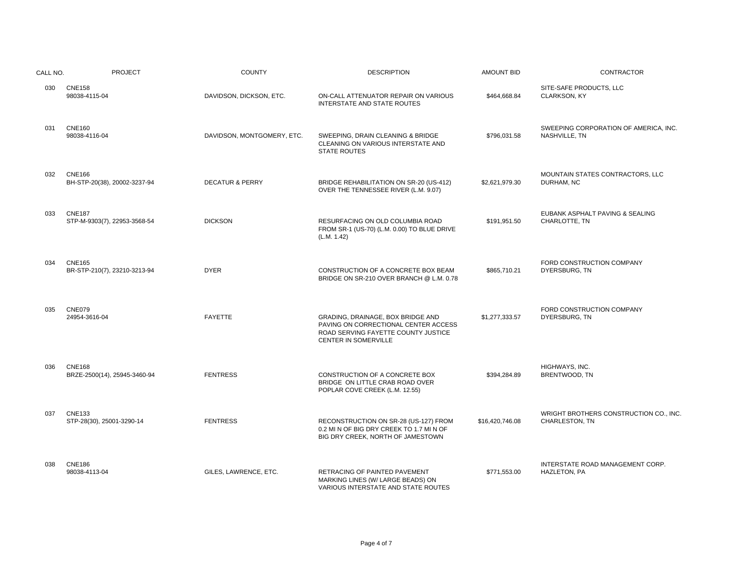| CALL NO. | PROJECT | COUNTY | DESCRIPTION | AMOUNT BID | CONTRACTOR |
|---|---|---|---|---|---|
| 030 | CNE158<br>98038-4115-04 | DAVIDSON, DICKSON, ETC. | ON-CALL ATTENUATOR REPAIR ON VARIOUS INTERSTATE AND STATE ROUTES | $464,668.84 | SITE-SAFE PRODUCTS, LLC<br>CLARKSON, KY |
| 031 | CNE160<br>98038-4116-04 | DAVIDSON, MONTGOMERY, ETC. | SWEEPING, DRAIN CLEANING & BRIDGE CLEANING ON VARIOUS INTERSTATE AND STATE ROUTES | $796,031.58 | SWEEPING CORPORATION OF AMERICA, INC.<br>NASHVILLE, TN |
| 032 | CNE166<br>BH-STP-20(38), 20002-3237-94 | DECATUR & PERRY | BRIDGE REHABILITATION ON SR-20 (US-412) OVER THE TENNESSEE RIVER (L.M. 9.07) | $2,621,979.30 | MOUNTAIN STATES CONTRACTORS, LLC<br>DURHAM, NC |
| 033 | CNE187<br>STP-M-9303(7), 22953-3568-54 | DICKSON | RESURFACING ON OLD COLUMBIA ROAD FROM SR-1 (US-70) (L.M. 0.00) TO BLUE DRIVE (L.M. 1.42) | $191,951.50 | EUBANK ASPHALT PAVING & SEALING<br>CHARLOTTE, TN |
| 034 | CNE165<br>BR-STP-210(7), 23210-3213-94 | DYER | CONSTRUCTION OF A CONCRETE BOX BEAM BRIDGE ON SR-210 OVER BRANCH @ L.M. 0.78 | $865,710.21 | FORD CONSTRUCTION COMPANY<br>DYERSBURG, TN |
| 035 | CNE079<br>24954-3616-04 | FAYETTE | GRADING, DRAINAGE, BOX BRIDGE AND PAVING ON CORRECTIONAL CENTER ACCESS ROAD SERVING FAYETTE COUNTY JUSTICE CENTER IN SOMERVILLE | $1,277,333.57 | FORD CONSTRUCTION COMPANY<br>DYERSBURG, TN |
| 036 | CNE168<br>BRZE-2500(14), 25945-3460-94 | FENTRESS | CONSTRUCTION OF A CONCRETE BOX BRIDGE ON LITTLE CRAB ROAD OVER POPLAR COVE CREEK (L.M. 12.55) | $394,284.89 | HIGHWAYS, INC.<br>BRENTWOOD, TN |
| 037 | CNE133<br>STP-28(30), 25001-3290-14 | FENTRESS | RECONSTRUCTION ON SR-28 (US-127) FROM 0.2 MI N OF BIG DRY CREEK TO 1.7 MI N OF BIG DRY CREEK, NORTH OF JAMESTOWN | $16,420,746.08 | WRIGHT BROTHERS CONSTRUCTION CO., INC.<br>CHARLESTON, TN |
| 038 | CNE186<br>98038-4113-04 | GILES, LAWRENCE, ETC. | RETRACING OF PAINTED PAVEMENT MARKING LINES (W/ LARGE BEADS) ON VARIOUS INTERSTATE AND STATE ROUTES | $771,553.00 | INTERSTATE ROAD MANAGEMENT CORP.<br>HAZLETON, PA |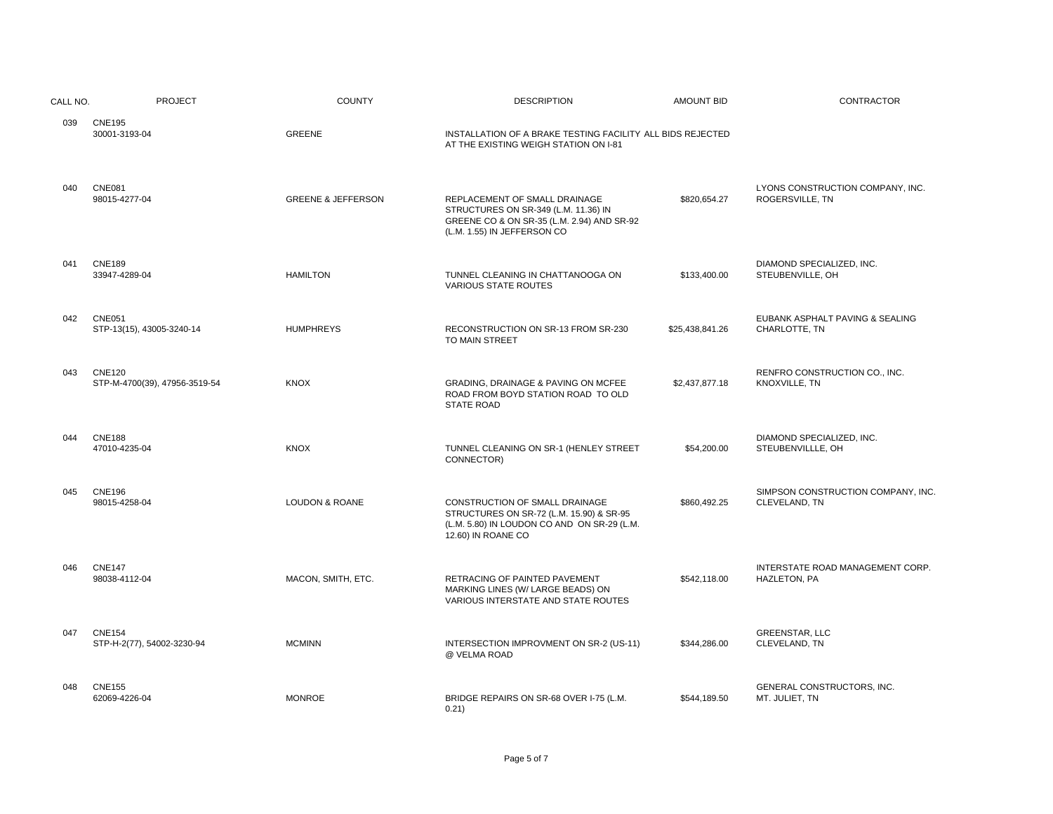| CALL NO. | PROJECT | COUNTY | DESCRIPTION | AMOUNT BID | CONTRACTOR |
|---|---|---|---|---|---|
| 039 | CNE195<br>30001-3193-04 | GREENE | INSTALLATION OF A BRAKE TESTING FACILITY AT THE EXISTING WEIGH STATION ON I-81 | ALL BIDS REJECTED | |
| 040 | CNE081<br>98015-4277-04 | GREENE & JEFFERSON | REPLACEMENT OF SMALL DRAINAGE STRUCTURES ON SR-349 (L.M. 11.36) IN GREENE CO & ON SR-35 (L.M. 2.94) AND SR-92 (L.M. 1.55) IN JEFFERSON CO | $820,654.27 | LYONS CONSTRUCTION COMPANY, INC.<br>ROGERSVILLE, TN |
| 041 | CNE189<br>33947-4289-04 | HAMILTON | TUNNEL CLEANING IN CHATTANOOGA ON VARIOUS STATE ROUTES | $133,400.00 | DIAMOND SPECIALIZED, INC.<br>STEUBENVILLE, OH |
| 042 | CNE051<br>STP-13(15), 43005-3240-14 | HUMPHREYS | RECONSTRUCTION ON SR-13 FROM SR-230 TO MAIN STREET | $25,438,841.26 | EUBANK ASPHALT PAVING & SEALING<br>CHARLOTTE, TN |
| 043 | CNE120<br>STP-M-4700(39), 47956-3519-54 | KNOX | GRADING, DRAINAGE & PAVING ON MCFEE ROAD FROM BOYD STATION ROAD TO OLD STATE ROAD | $2,437,877.18 | RENFRO CONSTRUCTION CO., INC.<br>KNOXVILLE, TN |
| 044 | CNE188<br>47010-4235-04 | KNOX | TUNNEL CLEANING ON SR-1 (HENLEY STREET CONNECTOR) | $54,200.00 | DIAMOND SPECIALIZED, INC.<br>STEUBENVILLLE, OH |
| 045 | CNE196<br>98015-4258-04 | LOUDON & ROANE | CONSTRUCTION OF SMALL DRAINAGE STRUCTURES ON SR-72 (L.M. 15.90) & SR-95 (L.M. 5.80) IN LOUDON CO AND ON SR-29 (L.M. 12.60) IN ROANE CO | $860,492.25 | SIMPSON CONSTRUCTION COMPANY, INC.<br>CLEVELAND, TN |
| 046 | CNE147<br>98038-4112-04 | MACON, SMITH, ETC. | RETRACING OF PAINTED PAVEMENT MARKING LINES (W/ LARGE BEADS) ON VARIOUS INTERSTATE AND STATE ROUTES | $542,118.00 | INTERSTATE ROAD MANAGEMENT CORP.<br>HAZLETON, PA |
| 047 | CNE154<br>STP-H-2(77), 54002-3230-94 | MCMINN | INTERSECTION IMPROVMENT ON SR-2 (US-11) @ VELMA ROAD | $344,286.00 | GREENSTAR, LLC<br>CLEVELAND, TN |
| 048 | CNE155<br>62069-4226-04 | MONROE | BRIDGE REPAIRS ON SR-68 OVER I-75 (L.M. 0.21) | $544,189.50 | GENERAL CONSTRUCTORS, INC.<br>MT. JULIET, TN |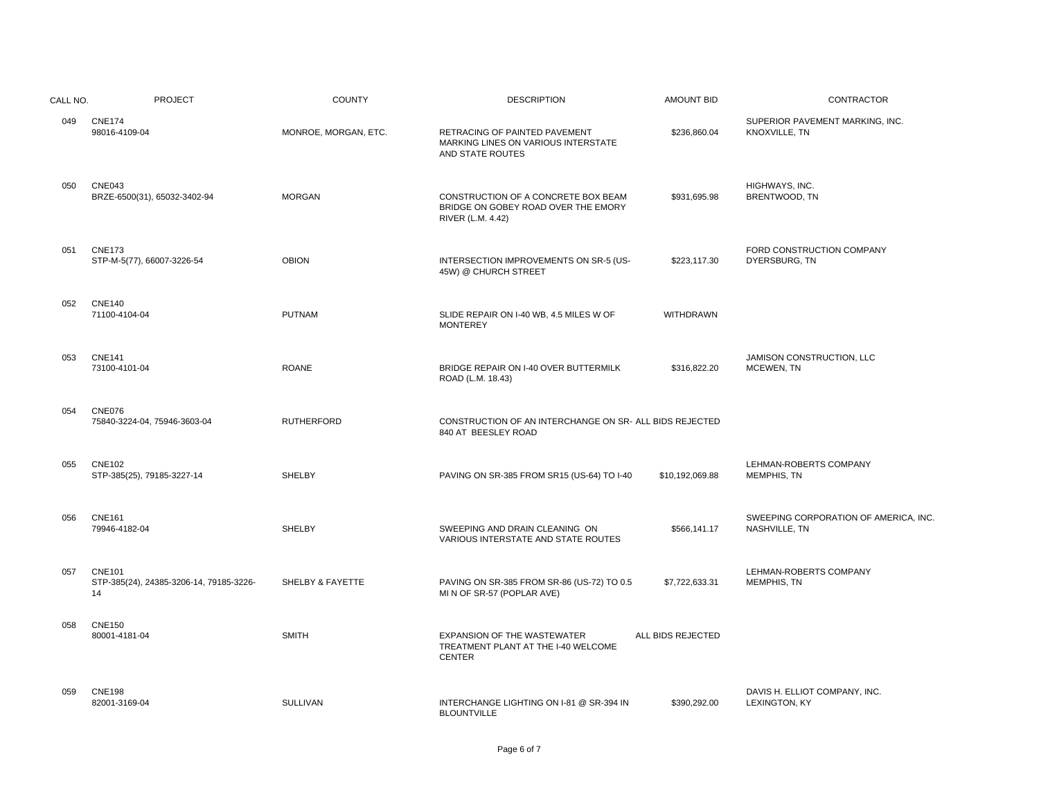| CALL NO. | PROJECT | COUNTY | DESCRIPTION | AMOUNT BID | CONTRACTOR |
|---|---|---|---|---|---|
| 049 | CNE174<br>98016-4109-04 | MONROE, MORGAN, ETC. | RETRACING OF PAINTED PAVEMENT MARKING LINES ON VARIOUS INTERSTATE AND STATE ROUTES | $236,860.04 | SUPERIOR PAVEMENT MARKING, INC.<br>KNOXVILLE, TN |
| 050 | CNE043<br>BRZE-6500(31), 65032-3402-94 | MORGAN | CONSTRUCTION OF A CONCRETE BOX BEAM BRIDGE ON GOBEY ROAD OVER THE EMORY RIVER (L.M. 4.42) | $931,695.98 | HIGHWAYS, INC.<br>BRENTWOOD, TN |
| 051 | CNE173<br>STP-M-5(77), 66007-3226-54 | OBION | INTERSECTION IMPROVEMENTS ON SR-5 (US-45W) @ CHURCH STREET | $223,117.30 | FORD CONSTRUCTION COMPANY<br>DYERSBURG, TN |
| 052 | CNE140<br>71100-4104-04 | PUTNAM | SLIDE REPAIR ON I-40 WB, 4.5 MILES W OF MONTEREY | WITHDRAWN | |
| 053 | CNE141<br>73100-4101-04 | ROANE | BRIDGE REPAIR ON I-40 OVER BUTTERMILK ROAD (L.M. 18.43) | $316,822.20 | JAMISON CONSTRUCTION, LLC<br>MCEWEN, TN |
| 054 | CNE076<br>75840-3224-04, 75946-3603-04 | RUTHERFORD | CONSTRUCTION OF AN INTERCHANGE ON SR-840 AT BEESLEY ROAD | ALL BIDS REJECTED | |
| 055 | CNE102<br>STP-385(25), 79185-3227-14 | SHELBY | PAVING ON SR-385 FROM SR15 (US-64) TO I-40 | $10,192,069.88 | LEHMAN-ROBERTS COMPANY<br>MEMPHIS, TN |
| 056 | CNE161<br>79946-4182-04 | SHELBY | SWEEPING AND DRAIN CLEANING ON VARIOUS INTERSTATE AND STATE ROUTES | $566,141.17 | SWEEPING CORPORATION OF AMERICA, INC.<br>NASHVILLE, TN |
| 057 | CNE101<br>STP-385(24), 24385-3206-14, 79185-3226-14 | SHELBY & FAYETTE | PAVING ON SR-385 FROM SR-86 (US-72) TO 0.5 MI N OF SR-57 (POPLAR AVE) | $7,722,633.31 | LEHMAN-ROBERTS COMPANY<br>MEMPHIS, TN |
| 058 | CNE150<br>80001-4181-04 | SMITH | EXPANSION OF THE WASTEWATER TREATMENT PLANT AT THE I-40 WELCOME CENTER | ALL BIDS REJECTED | |
| 059 | CNE198<br>82001-3169-04 | SULLIVAN | INTERCHANGE LIGHTING ON I-81 @ SR-394 IN BLOUNTVILLE | $390,292.00 | DAVIS H. ELLIOT COMPANY, INC.<br>LEXINGTON, KY |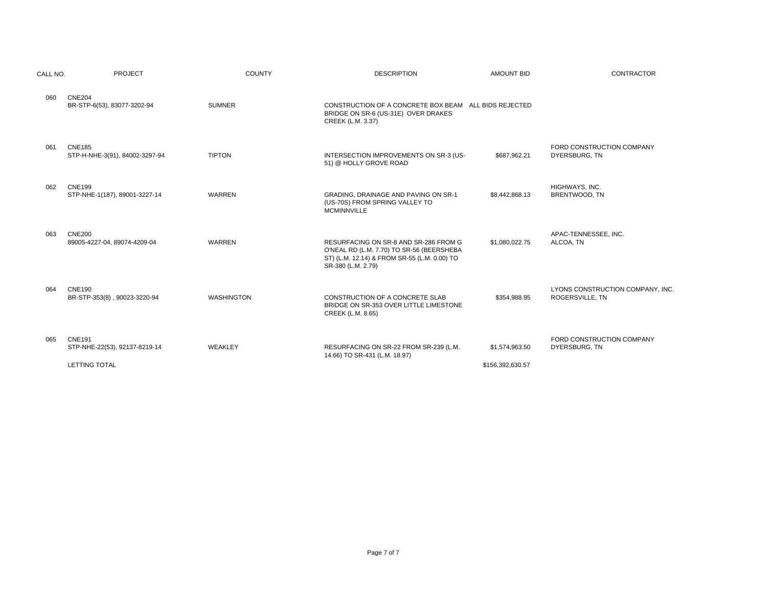| CALL NO. | PROJECT | COUNTY | DESCRIPTION | AMOUNT BID | CONTRACTOR |
|---|---|---|---|---|---|
| 060 | CNE204<br>BR-STP-6(53), 83077-3202-94 | SUMNER | CONSTRUCTION OF A CONCRETE BOX BEAM BRIDGE ON SR-6 (US-31E) OVER DRAKES CREEK (L.M. 3.37) | ALL BIDS REJECTED | |
| 061 | CNE185<br>STP-H-NHE-3(91), 84002-3297-94 | TIPTON | INTERSECTION IMPROVEMENTS ON SR-3 (US-51) @ HOLLY GROVE ROAD | $687,962.21 | FORD CONSTRUCTION COMPANY<br>DYERSBURG, TN |
| 062 | CNE199<br>STP-NHE-1(187), 89001-3227-14 | WARREN | GRADING, DRAINAGE AND PAVING ON SR-1 (US-70S) FROM SPRING VALLEY TO MCMINNVILLE | $8,442,868.13 | HIGHWAYS, INC.<br>BRENTWOOD, TN |
| 063 | CNE200<br>89005-4227-04, 89074-4209-04 | WARREN | RESURFACING ON SR-8 AND SR-286 FROM G O'NEAL RD (L.M. 7.70) TO SR-56 (BEERSHEBA ST) (L.M. 12.14) & FROM SR-55 (L.M. 0.00) TO SR-380 (L.M. 2.79) | $1,080,022.75 | APAC-TENNESSEE, INC.<br>ALCOA, TN |
| 064 | CNE190<br>BR-STP-353(8) , 90023-3220-94 | WASHINGTON | CONSTRUCTION OF A CONCRETE SLAB BRIDGE ON SR-353 OVER LITTLE LIMESTONE CREEK (L.M. 8.65) | $354,988.95 | LYONS CONSTRUCTION COMPANY, INC.<br>ROGERSVILLE, TN |
| 065 | CNE191<br>STP-NHE-22(53), 92137-8219-14 | WEAKLEY | RESURFACING ON SR-22 FROM SR-239 (L.M. 14.66) TO SR-431 (L.M. 18.97) | $1,574,963.50 | FORD CONSTRUCTION COMPANY<br>DYERSBURG, TN |
| | LETTING TOTAL | | | $156,392,630.57 | |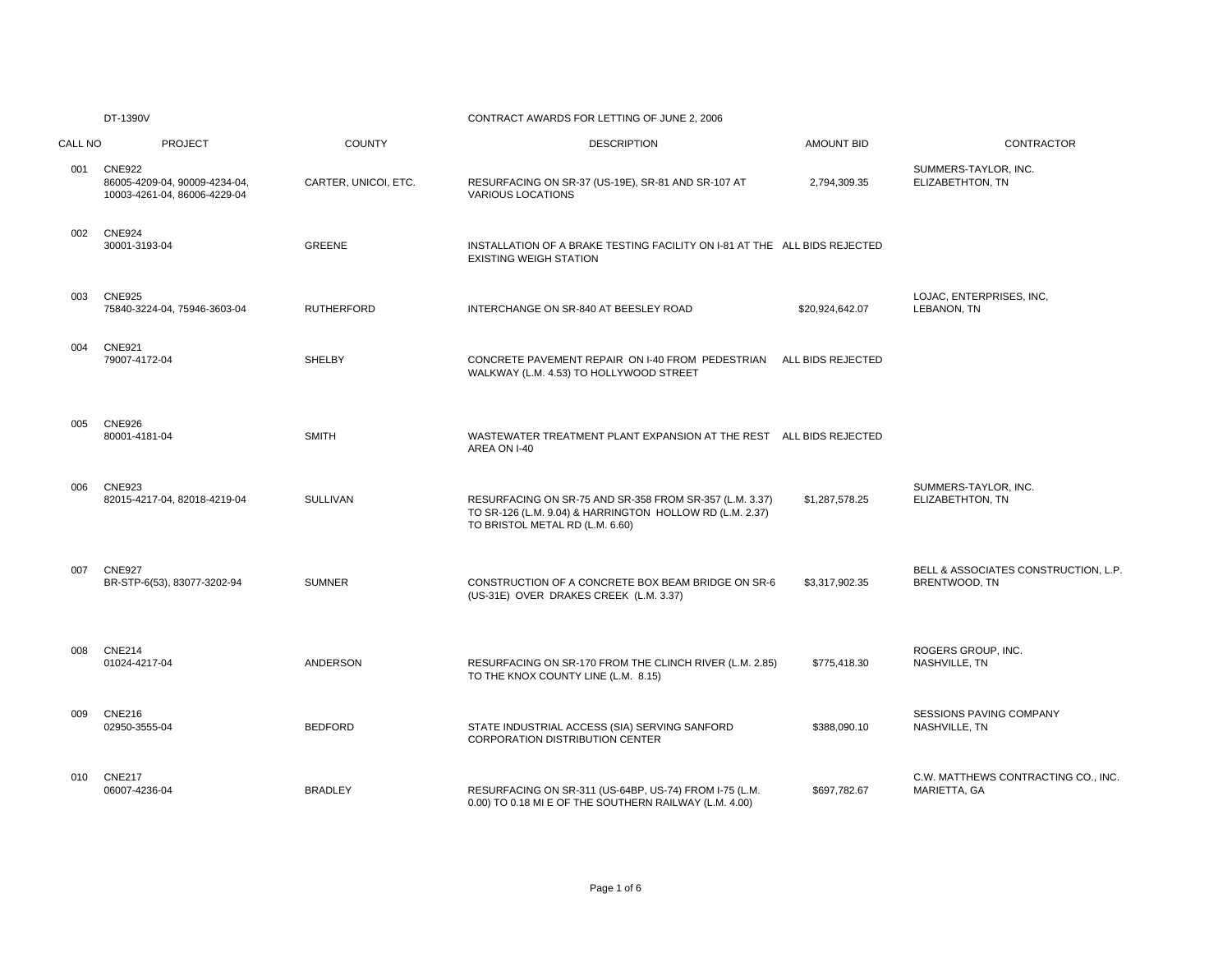DT-1390V

CONTRACT AWARDS FOR LETTING OF JUNE 2, 2006

| CALL NO | PROJECT | COUNTY | DESCRIPTION | AMOUNT BID | CONTRACTOR |
|---|---|---|---|---|---|
| 001 | CNE922<br>86005-4209-04, 90009-4234-04, 10003-4261-04, 86006-4229-04 | CARTER, UNICOI, ETC. | RESURFACING ON SR-37 (US-19E), SR-81 AND SR-107 AT VARIOUS LOCATIONS | 2,794,309.35 | SUMMERS-TAYLOR, INC.<br>ELIZABETHTON, TN |
| 002 | CNE924<br>30001-3193-04 | GREENE | INSTALLATION OF A BRAKE TESTING FACILITY ON I-81 AT THE EXISTING WEIGH STATION | ALL BIDS REJECTED | |
| 003 | CNE925<br>75840-3224-04, 75946-3603-04 | RUTHERFORD | INTERCHANGE ON SR-840 AT BEESLEY ROAD | $20,924,642.07 | LOJAC, ENTERPRISES, INC,<br>LEBANON, TN |
| 004 | CNE921<br>79007-4172-04 | SHELBY | CONCRETE PAVEMENT REPAIR ON I-40 FROM PEDESTRIAN WALKWAY (L.M. 4.53) TO HOLLYWOOD STREET | ALL BIDS REJECTED | |
| 005 | CNE926<br>80001-4181-04 | SMITH | WASTEWATER TREATMENT PLANT EXPANSION AT THE REST AREA ON I-40 | ALL BIDS REJECTED | |
| 006 | CNE923<br>82015-4217-04, 82018-4219-04 | SULLIVAN | RESURFACING ON SR-75 AND SR-358 FROM SR-357 (L.M. 3.37) TO SR-126 (L.M. 9.04) & HARRINGTON HOLLOW RD (L.M. 2.37) TO BRISTOL METAL RD (L.M. 6.60) | $1,287,578.25 | SUMMERS-TAYLOR, INC.<br>ELIZABETHTON, TN |
| 007 | CNE927<br>BR-STP-6(53), 83077-3202-94 | SUMNER | CONSTRUCTION OF A CONCRETE BOX BEAM BRIDGE ON SR-6 (US-31E) OVER DRAKES CREEK (L.M. 3.37) | $3,317,902.35 | BELL & ASSOCIATES CONSTRUCTION, L.P.<br>BRENTWOOD, TN |
| 008 | CNE214<br>01024-4217-04 | ANDERSON | RESURFACING ON SR-170 FROM THE CLINCH RIVER (L.M. 2.85) TO THE KNOX COUNTY LINE (L.M. 8.15) | $775,418.30 | ROGERS GROUP, INC.<br>NASHVILLE, TN |
| 009 | CNE216<br>02950-3555-04 | BEDFORD | STATE INDUSTRIAL ACCESS (SIA) SERVING SANFORD CORPORATION DISTRIBUTION CENTER | $388,090.10 | SESSIONS PAVING COMPANY<br>NASHVILLE, TN |
| 010 | CNE217<br>06007-4236-04 | BRADLEY | RESURFACING ON SR-311 (US-64BP, US-74) FROM I-75 (L.M. 0.00) TO 0.18 MI E OF THE SOUTHERN RAILWAY (L.M. 4.00) | $697,782.67 | C.W. MATTHEWS CONTRACTING CO., INC.<br>MARIETTA, GA |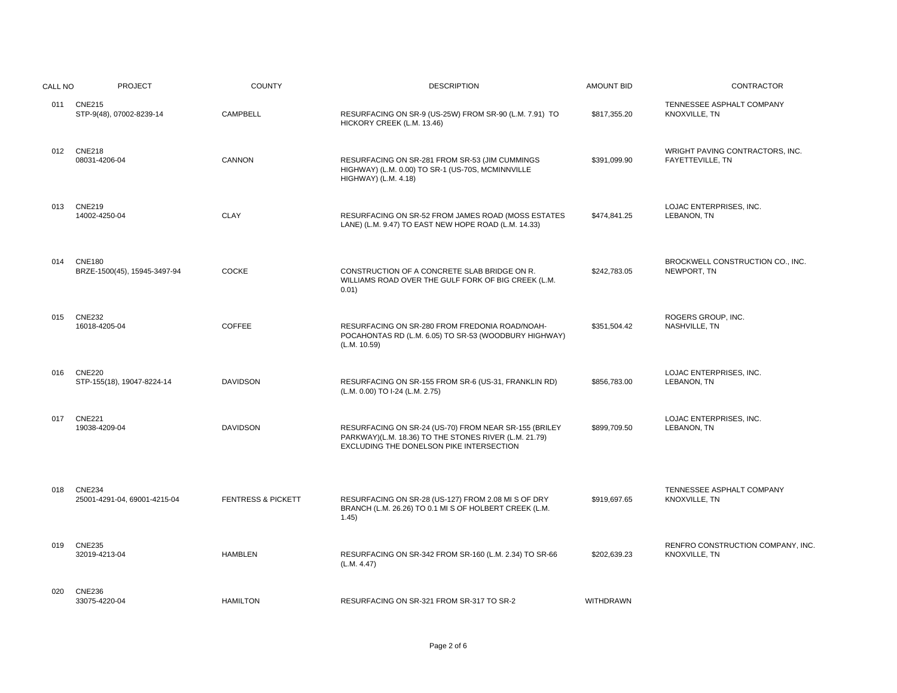| CALL NO | PROJECT | COUNTY | DESCRIPTION | AMOUNT BID | CONTRACTOR |
|---|---|---|---|---|---|
| 011 | CNE215<br>STP-9(48), 07002-8239-14 | CAMPBELL | RESURFACING ON SR-9 (US-25W) FROM SR-90 (L.M. 7.91) TO HICKORY CREEK (L.M. 13.46) | $817,355.20 | TENNESSEE ASPHALT COMPANY<br>KNOXVILLE, TN |
| 012 | CNE218<br>08031-4206-04 | CANNON | RESURFACING ON SR-281 FROM SR-53 (JIM CUMMINGS HIGHWAY) (L.M. 0.00) TO SR-1 (US-70S, MCMINNVILLE HIGHWAY) (L.M. 4.18) | $391,099.90 | WRIGHT PAVING CONTRACTORS, INC.<br>FAYETTEVILLE, TN |
| 013 | CNE219<br>14002-4250-04 | CLAY | RESURFACING ON SR-52 FROM JAMES ROAD (MOSS ESTATES LANE) (L.M. 9.47) TO EAST NEW HOPE ROAD (L.M. 14.33) | $474,841.25 | LOJAC ENTERPRISES, INC.<br>LEBANON, TN |
| 014 | CNE180<br>BRZE-1500(45), 15945-3497-94 | COCKE | CONSTRUCTION OF A CONCRETE SLAB BRIDGE ON R. WILLIAMS ROAD OVER THE GULF FORK OF BIG CREEK (L.M. 0.01) | $242,783.05 | BROCKWELL CONSTRUCTION CO., INC.<br>NEWPORT, TN |
| 015 | CNE232<br>16018-4205-04 | COFFEE | RESURFACING ON SR-280 FROM FREDONIA ROAD/NOAH-POCAHONTAS RD (L.M. 6.05) TO SR-53 (WOODBURY HIGHWAY) (L.M. 10.59) | $351,504.42 | ROGERS GROUP, INC.<br>NASHVILLE, TN |
| 016 | CNE220<br>STP-155(18), 19047-8224-14 | DAVIDSON | RESURFACING ON SR-155 FROM SR-6 (US-31, FRANKLIN RD) (L.M. 0.00) TO I-24 (L.M. 2.75) | $856,783.00 | LOJAC ENTERPRISES, INC.<br>LEBANON, TN |
| 017 | CNE221<br>19038-4209-04 | DAVIDSON | RESURFACING ON SR-24 (US-70) FROM NEAR SR-155 (BRILEY PARKWAY)(L.M. 18.36) TO THE STONES RIVER (L.M. 21.79) EXCLUDING THE DONELSON PIKE INTERSECTION | $899,709.50 | LOJAC ENTERPRISES, INC.<br>LEBANON, TN |
| 018 | CNE234<br>25001-4291-04, 69001-4215-04 | FENTRESS & PICKETT | RESURFACING ON SR-28 (US-127) FROM 2.08 MI S OF DRY BRANCH (L.M. 26.26) TO 0.1 MI S OF HOLBERT CREEK (L.M. 1.45) | $919,697.65 | TENNESSEE ASPHALT COMPANY<br>KNOXVILLE, TN |
| 019 | CNE235<br>32019-4213-04 | HAMBLEN | RESURFACING ON SR-342 FROM SR-160 (L.M. 2.34) TO SR-66 (L.M. 4.47) | $202,639.23 | RENFRO CONSTRUCTION COMPANY, INC.<br>KNOXVILLE, TN |
| 020 | CNE236<br>33075-4220-04 | HAMILTON | RESURFACING ON SR-321 FROM SR-317 TO SR-2 | WITHDRAWN | |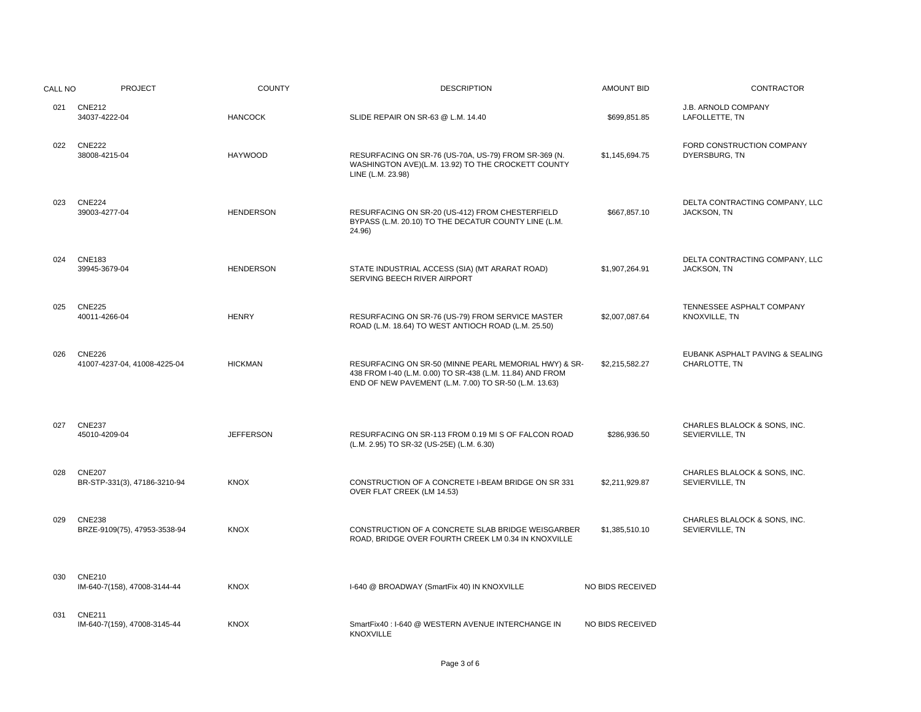| CALL NO | PROJECT | COUNTY | DESCRIPTION | AMOUNT BID | CONTRACTOR |
|---|---|---|---|---|---|
| 021 | CNE212<br>34037-4222-04 | HANCOCK | SLIDE REPAIR ON SR-63 @ L.M. 14.40 | $699,851.85 | J.B. ARNOLD COMPANY<br>LAFOLLETTE, TN |
| 022 | CNE222<br>38008-4215-04 | HAYWOOD | RESURFACING ON SR-76 (US-70A, US-79) FROM SR-369 (N. WASHINGTON AVE)(L.M. 13.92) TO THE CROCKETT COUNTY LINE (L.M. 23.98) | $1,145,694.75 | FORD CONSTRUCTION COMPANY<br>DYERSBURG, TN |
| 023 | CNE224<br>39003-4277-04 | HENDERSON | RESURFACING ON SR-20 (US-412) FROM CHESTERFIELD BYPASS (L.M. 20.10) TO THE DECATUR COUNTY LINE (L.M. 24.96) | $667,857.10 | DELTA CONTRACTING COMPANY, LLC<br>JACKSON, TN |
| 024 | CNE183<br>39945-3679-04 | HENDERSON | STATE INDUSTRIAL ACCESS (SIA) (MT ARARAT ROAD) SERVING BEECH RIVER AIRPORT | $1,907,264.91 | DELTA CONTRACTING COMPANY, LLC<br>JACKSON, TN |
| 025 | CNE225<br>40011-4266-04 | HENRY | RESURFACING ON SR-76 (US-79) FROM SERVICE MASTER ROAD (L.M. 18.64) TO WEST ANTIOCH ROAD (L.M. 25.50) | $2,007,087.64 | TENNESSEE ASPHALT COMPANY<br>KNOXVILLE, TN |
| 026 | CNE226<br>41007-4237-04, 41008-4225-04 | HICKMAN | RESURFACING ON SR-50 (MINNE PEARL MEMORIAL HWY) & SR-438 FROM I-40 (L.M. 0.00) TO SR-438 (L.M. 11.84) AND FROM END OF NEW PAVEMENT (L.M. 7.00) TO SR-50 (L.M. 13.63) | $2,215,582.27 | EUBANK ASPHALT PAVING & SEALING<br>CHARLOTTE, TN |
| 027 | CNE237<br>45010-4209-04 | JEFFERSON | RESURFACING ON SR-113 FROM 0.19 MI S OF FALCON ROAD (L.M. 2.95) TO SR-32 (US-25E) (L.M. 6.30) | $286,936.50 | CHARLES BLALOCK & SONS, INC.<br>SEVIERVILLE, TN |
| 028 | CNE207<br>BR-STP-331(3), 47186-3210-94 | KNOX | CONSTRUCTION OF A CONCRETE I-BEAM BRIDGE ON SR 331 OVER FLAT CREEK (LM 14.53) | $2,211,929.87 | CHARLES BLALOCK & SONS, INC.<br>SEVIERVILLE, TN |
| 029 | CNE238<br>BRZE-9109(75), 47953-3538-94 | KNOX | CONSTRUCTION OF A CONCRETE SLAB BRIDGE WEISGARBER ROAD, BRIDGE OVER FOURTH CREEK LM 0.34 IN KNOXVILLE | $1,385,510.10 | CHARLES BLALOCK & SONS, INC.<br>SEVIERVILLE, TN |
| 030 | CNE210<br>IM-640-7(158), 47008-3144-44 | KNOX | I-640 @ BROADWAY (SmartFix 40) IN KNOXVILLE | NO BIDS RECEIVED | |
| 031 | CNE211<br>IM-640-7(159), 47008-3145-44 | KNOX | SmartFix40 : I-640 @ WESTERN AVENUE INTERCHANGE IN KNOXVILLE | NO BIDS RECEIVED | |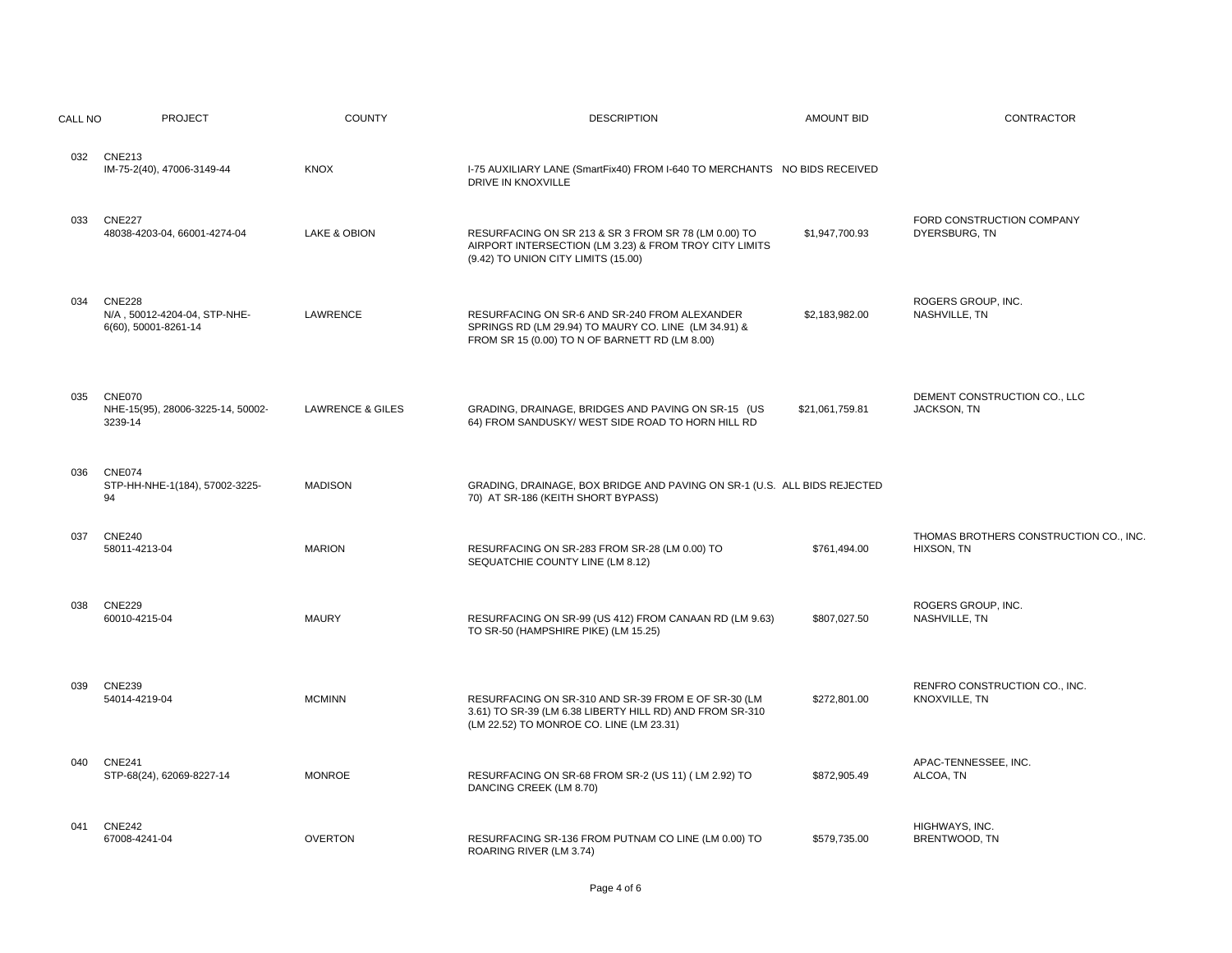| CALL NO | PROJECT | COUNTY | DESCRIPTION | AMOUNT BID | CONTRACTOR |
|---|---|---|---|---|---|
| 032 | CNE213<br>IM-75-2(40), 47006-3149-44 | KNOX | I-75 AUXILIARY LANE (SmartFix40) FROM I-640 TO MERCHANTS DRIVE IN KNOXVILLE | NO BIDS RECEIVED | |
| 033 | CNE227<br>48038-4203-04, 66001-4274-04 | LAKE & OBION | RESURFACING ON SR 213 & SR 3 FROM SR 78 (LM 0.00) TO AIRPORT INTERSECTION (LM 3.23) & FROM TROY CITY LIMITS (9.42) TO UNION CITY LIMITS (15.00) | $1,947,700.93 | FORD CONSTRUCTION COMPANY<br>DYERSBURG, TN |
| 034 | CNE228<br>N/A , 50012-4204-04, STP-NHE-6(60), 50001-8261-14 | LAWRENCE | RESURFACING ON SR-6 AND SR-240 FROM ALEXANDER SPRINGS RD (LM 29.94) TO MAURY CO. LINE (LM 34.91) & FROM SR 15 (0.00) TO N OF BARNETT RD (LM 8.00) | $2,183,982.00 | ROGERS GROUP, INC.<br>NASHVILLE, TN |
| 035 | CNE070<br>NHE-15(95), 28006-3225-14, 50002-3239-14 | LAWRENCE & GILES | GRADING, DRAINAGE, BRIDGES AND PAVING ON SR-15 (US 64) FROM SANDUSKY/ WEST SIDE ROAD TO HORN HILL RD | $21,061,759.81 | DEMENT CONSTRUCTION CO., LLC<br>JACKSON, TN |
| 036 | CNE074<br>STP-HH-NHE-1(184), 57002-3225-94 | MADISON | GRADING, DRAINAGE, BOX BRIDGE AND PAVING ON SR-1 (U.S. 70) AT SR-186 (KEITH SHORT BYPASS) | ALL BIDS REJECTED | |
| 037 | CNE240<br>58011-4213-04 | MARION | RESURFACING ON SR-283 FROM SR-28 (LM 0.00) TO SEQUATCHIE COUNTY LINE (LM 8.12) | $761,494.00 | THOMAS BROTHERS CONSTRUCTION CO., INC.<br>HIXSON, TN |
| 038 | CNE229<br>60010-4215-04 | MAURY | RESURFACING ON SR-99 (US 412) FROM CANAAN RD (LM 9.63) TO SR-50 (HAMPSHIRE PIKE) (LM 15.25) | $807,027.50 | ROGERS GROUP, INC.<br>NASHVILLE, TN |
| 039 | CNE239<br>54014-4219-04 | MCMINN | RESURFACING ON SR-310 AND SR-39 FROM E OF SR-30 (LM 3.61) TO SR-39 (LM 6.38 LIBERTY HILL RD) AND FROM SR-310 (LM 22.52) TO MONROE CO. LINE (LM 23.31) | $272,801.00 | RENFRO CONSTRUCTION CO., INC.<br>KNOXVILLE, TN |
| 040 | CNE241<br>STP-68(24), 62069-8227-14 | MONROE | RESURFACING ON SR-68 FROM SR-2 (US 11) ( LM 2.92) TO DANCING CREEK (LM 8.70) | $872,905.49 | APAC-TENNESSEE, INC.<br>ALCOA, TN |
| 041 | CNE242<br>67008-4241-04 | OVERTON | RESURFACING SR-136 FROM PUTNAM CO LINE (LM 0.00) TO ROARING RIVER (LM 3.74) | $579,735.00 | HIGHWAYS, INC.<br>BRENTWOOD, TN |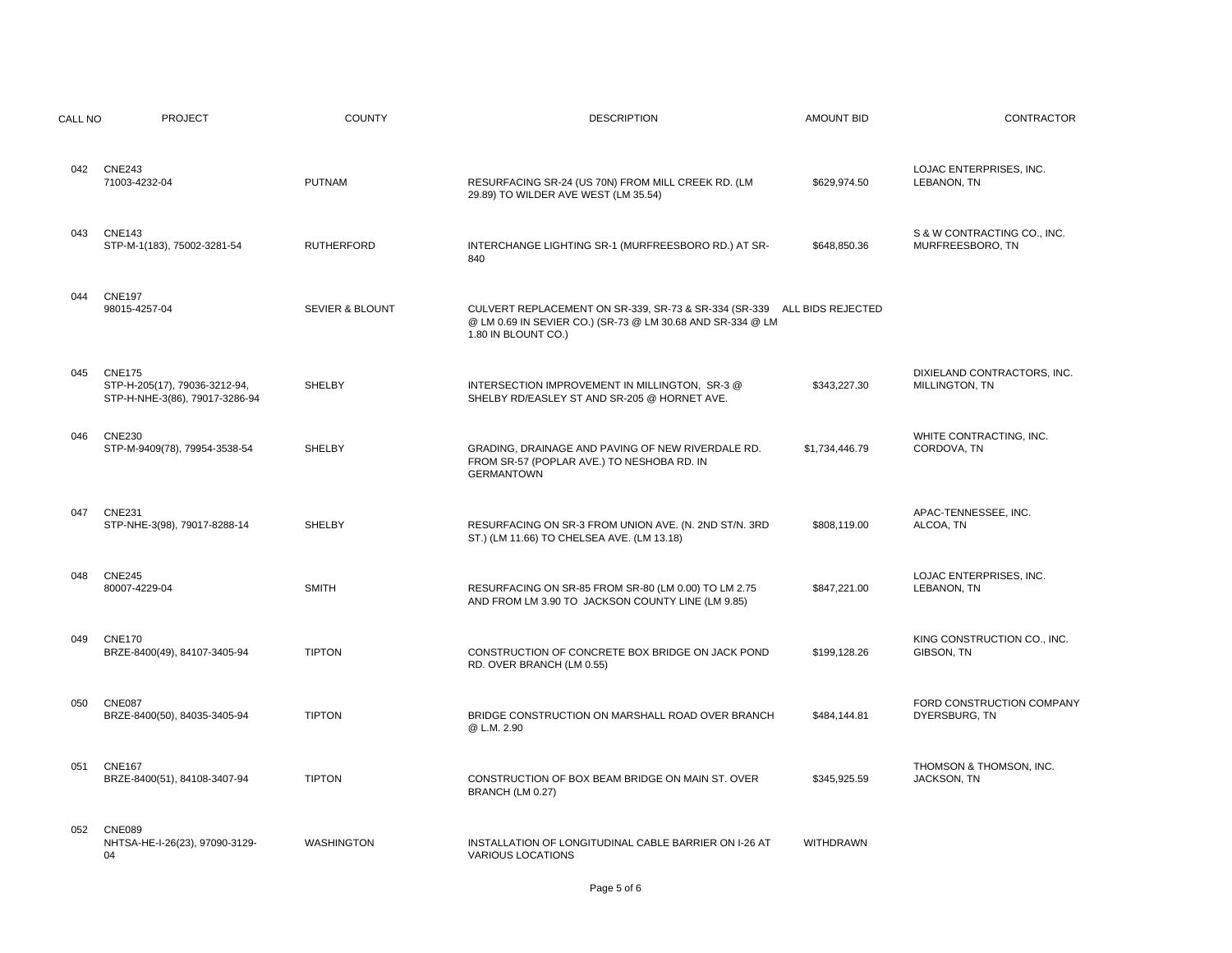| CALL NO | PROJECT | COUNTY | DESCRIPTION | AMOUNT BID | CONTRACTOR |
|---|---|---|---|---|---|
| 042 | CNE243<br>71003-4232-04 | PUTNAM | RESURFACING SR-24 (US 70N) FROM MILL CREEK RD. (LM 29.89) TO WILDER AVE WEST (LM 35.54) | $629,974.50 | LOJAC ENTERPRISES, INC.<br>LEBANON, TN |
| 043 | CNE143<br>STP-M-1(183), 75002-3281-54 | RUTHERFORD | INTERCHANGE LIGHTING SR-1 (MURFREESBORO RD.) AT SR-840 | $648,850.36 | S & W CONTRACTING CO., INC.<br>MURFREESBORO, TN |
| 044 | CNE197<br>98015-4257-04 | SEVIER & BLOUNT | CULVERT REPLACEMENT ON SR-339, SR-73 & SR-334 (SR-339 @ LM 0.69 IN SEVIER CO.) (SR-73 @ LM 30.68 AND SR-334 @ LM 1.80 IN BLOUNT CO.) | ALL BIDS REJECTED | |
| 045 | CNE175<br>STP-H-205(17), 79036-3212-94, STP-H-NHE-3(86), 79017-3286-94 | SHELBY | INTERSECTION IMPROVEMENT IN MILLINGTON, SR-3 @ SHELBY RD/EASLEY ST AND SR-205 @ HORNET AVE. | $343,227.30 | DIXIELAND CONTRACTORS, INC.<br>MILLINGTON, TN |
| 046 | CNE230<br>STP-M-9409(78), 79954-3538-54 | SHELBY | GRADING, DRAINAGE AND PAVING OF NEW RIVERDALE RD. FROM SR-57 (POPLAR AVE.) TO NESHOBA RD. IN GERMANTOWN | $1,734,446.79 | WHITE CONTRACTING, INC.<br>CORDOVA, TN |
| 047 | CNE231<br>STP-NHE-3(98), 79017-8288-14 | SHELBY | RESURFACING ON SR-3 FROM UNION AVE. (N. 2ND ST/N. 3RD ST.) (LM 11.66) TO CHELSEA AVE. (LM 13.18) | $808,119.00 | APAC-TENNESSEE, INC.<br>ALCOA, TN |
| 048 | CNE245<br>80007-4229-04 | SMITH | RESURFACING ON SR-85 FROM SR-80 (LM 0.00) TO LM 2.75 AND FROM LM 3.90 TO JACKSON COUNTY LINE (LM 9.85) | $847,221.00 | LOJAC ENTERPRISES, INC.<br>LEBANON, TN |
| 049 | CNE170<br>BRZE-8400(49), 84107-3405-94 | TIPTON | CONSTRUCTION OF CONCRETE BOX BRIDGE ON JACK POND RD. OVER BRANCH (LM 0.55) | $199,128.26 | KING CONSTRUCTION CO., INC.<br>GIBSON, TN |
| 050 | CNE087<br>BRZE-8400(50), 84035-3405-94 | TIPTON | BRIDGE CONSTRUCTION ON MARSHALL ROAD OVER BRANCH @ L.M. 2.90 | $484,144.81 | FORD CONSTRUCTION COMPANY<br>DYERSBURG, TN |
| 051 | CNE167<br>BRZE-8400(51), 84108-3407-94 | TIPTON | CONSTRUCTION OF BOX BEAM BRIDGE ON MAIN ST. OVER BRANCH (LM 0.27) | $345,925.59 | THOMSON & THOMSON, INC.<br>JACKSON, TN |
| 052 | CNE089<br>NHTSA-HE-I-26(23), 97090-3129-04 | WASHINGTON | INSTALLATION OF LONGITUDINAL CABLE BARRIER ON I-26 AT VARIOUS LOCATIONS | WITHDRAWN | |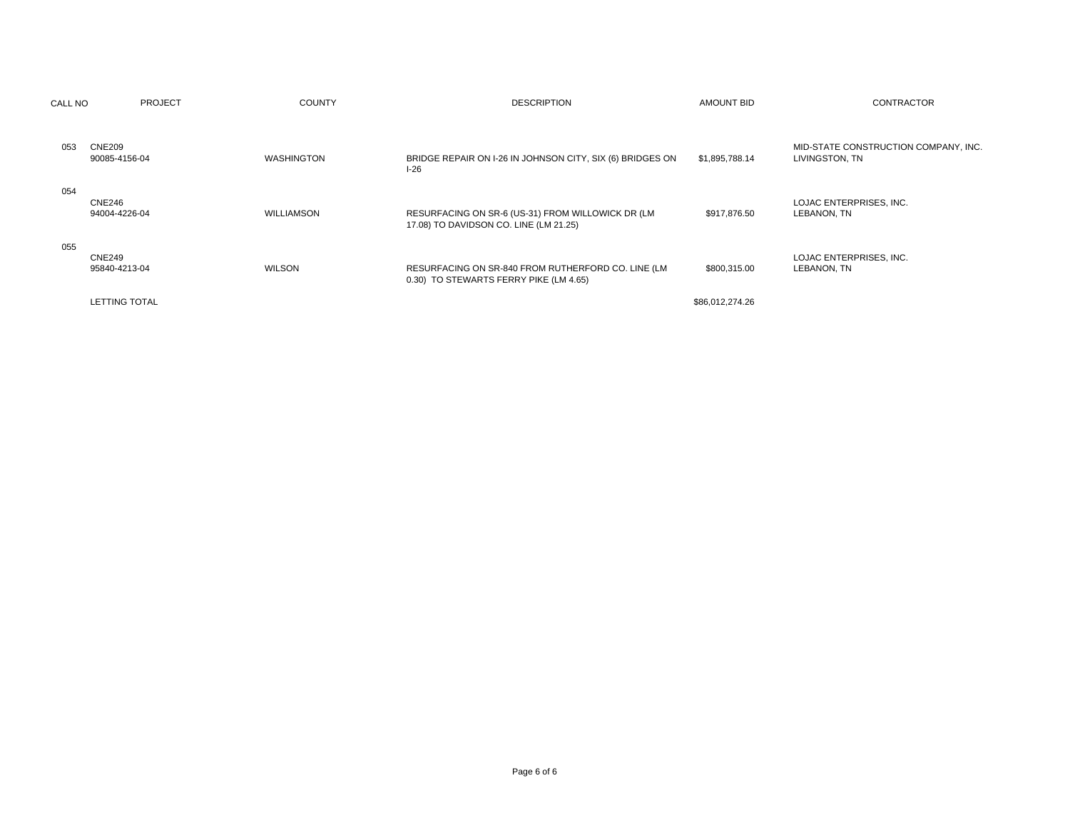| CALL NO | PROJECT | COUNTY | DESCRIPTION | AMOUNT BID | CONTRACTOR |
|---|---|---|---|---|---|
| 053 | CNE209<br>90085-4156-04 | WASHINGTON | BRIDGE REPAIR ON I-26 IN JOHNSON CITY, SIX (6) BRIDGES ON I-26 | $1,895,788.14 | MID-STATE CONSTRUCTION COMPANY, INC.<br>LIVINGSTON, TN |
| 054 | CNE246<br>94004-4226-04 | WILLIAMSON | RESURFACING ON SR-6 (US-31) FROM WILLOWICK DR (LM 17.08) TO DAVIDSON CO. LINE (LM 21.25) | $917,876.50 | LOJAC ENTERPRISES, INC.<br>LEBANON, TN |
| 055 | CNE249<br>95840-4213-04 | WILSON | RESURFACING ON SR-840 FROM RUTHERFORD CO. LINE (LM 0.30) TO STEWARTS FERRY PIKE (LM 4.65) | $800,315.00 | LOJAC ENTERPRISES, INC.<br>LEBANON, TN |
| | LETTING TOTAL | | | $86,012,274.26 | |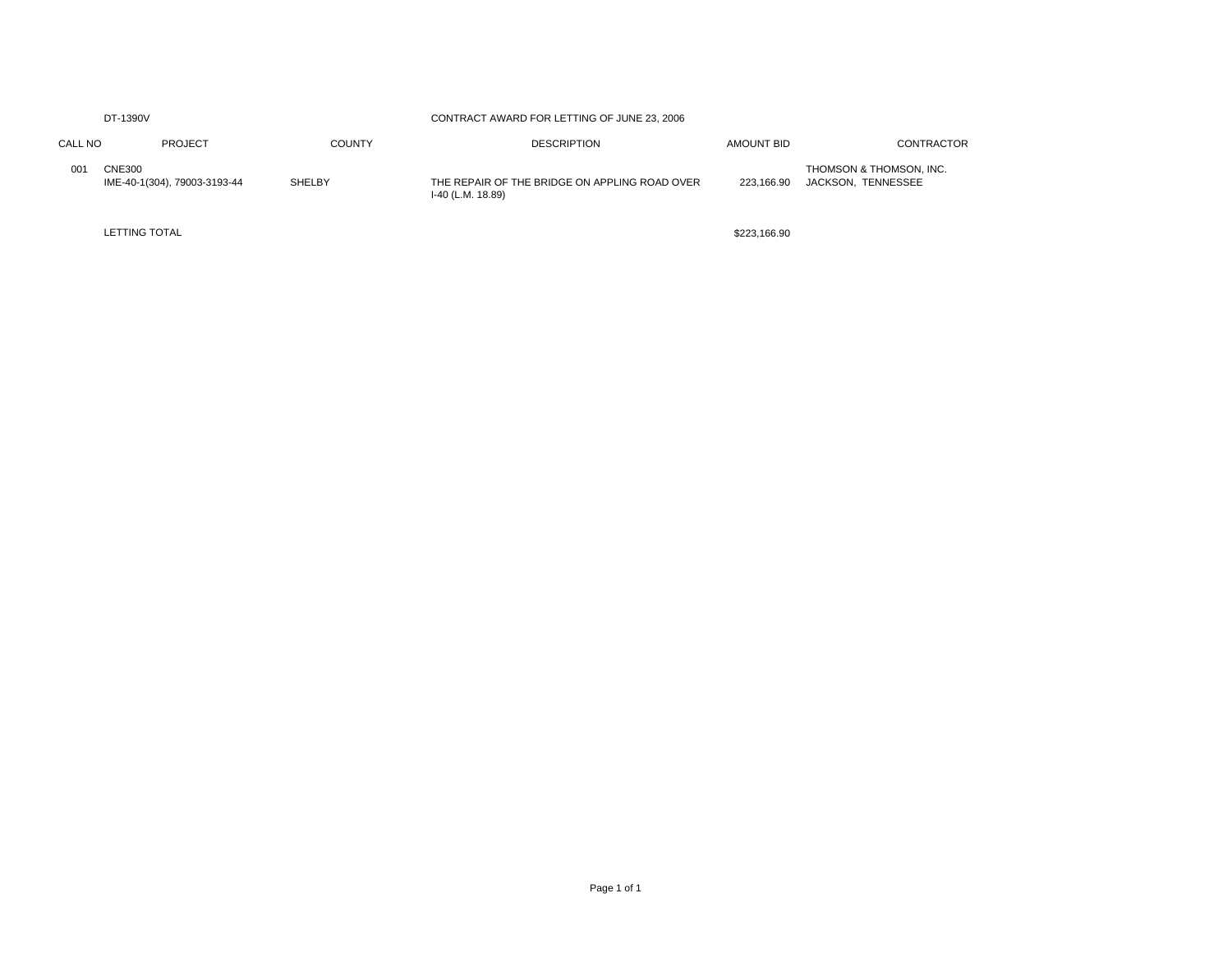DT-1390V

CONTRACT AWARD FOR LETTING OF JUNE 23, 2006

| CALL NO | PROJECT | COUNTY | DESCRIPTION | AMOUNT BID | CONTRACTOR |
| --- | --- | --- | --- | --- | --- |
| 001 | CNE300<br>IME-40-1(304), 79003-3193-44 | SHELBY | THE REPAIR OF THE BRIDGE ON APPLING ROAD OVER I-40 (L.M. 18.89) | 223,166.90 | THOMSON & THOMSON, INC.<br>JACKSON, TENNESSEE |
| | LETTING TOTAL | | | $223,166.90 | |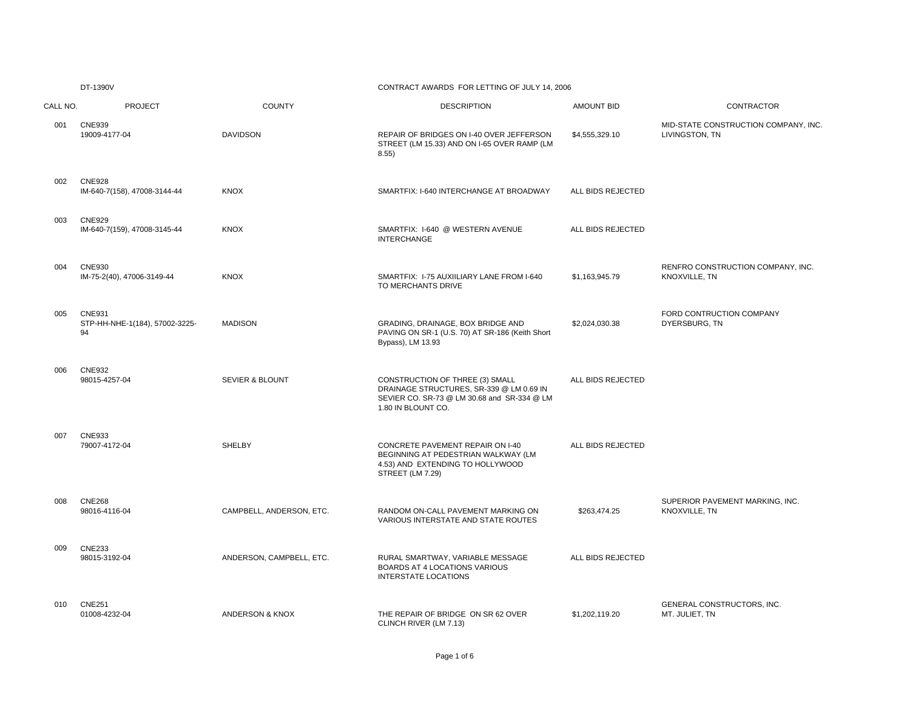DT-1390V

CONTRACT AWARDS FOR LETTING OF JULY 14, 2006

| CALL NO. | PROJECT | COUNTY | DESCRIPTION | AMOUNT BID | CONTRACTOR |
|---|---|---|---|---|---|
| 001 | CNE939<br>19009-4177-04 | DAVIDSON | REPAIR OF BRIDGES ON I-40 OVER JEFFERSON STREET (LM 15.33) AND ON I-65 OVER RAMP (LM 8.55) | $4,555,329.10 | MID-STATE CONSTRUCTION COMPANY, INC.<br>LIVINGSTON, TN |
| 002 | CNE928<br>IM-640-7(158), 47008-3144-44 | KNOX | SMARTFIX: I-640 INTERCHANGE AT BROADWAY | ALL BIDS REJECTED | |
| 003 | CNE929<br>IM-640-7(159), 47008-3145-44 | KNOX | SMARTFIX: I-640 @ WESTERN AVENUE INTERCHANGE | ALL BIDS REJECTED | |
| 004 | CNE930<br>IM-75-2(40), 47006-3149-44 | KNOX | SMARTFIX: I-75 AUXIILIARY LANE FROM I-640 TO MERCHANTS DRIVE | $1,163,945.79 | RENFRO CONSTRUCTION COMPANY, INC.<br>KNOXVILLE, TN |
| 005 | CNE931<br>STP-HH-NHE-1(184), 57002-3225-94 | MADISON | GRADING, DRAINAGE, BOX BRIDGE AND PAVING ON SR-1 (U.S. 70) AT SR-186 (Keith Short Bypass), LM 13.93 | $2,024,030.38 | FORD CONTRUCTION COMPANY<br>DYERSBURG, TN |
| 006 | CNE932<br>98015-4257-04 | SEVIER & BLOUNT | CONSTRUCTION OF THREE (3) SMALL DRAINAGE STRUCTURES, SR-339 @ LM 0.69 IN SEVIER CO. SR-73 @ LM 30.68 and SR-334 @ LM 1.80 IN BLOUNT CO. | ALL BIDS REJECTED | |
| 007 | CNE933<br>79007-4172-04 | SHELBY | CONCRETE PAVEMENT REPAIR ON I-40 BEGINNING AT PEDESTRIAN WALKWAY (LM 4.53) AND EXTENDING TO HOLLYWOOD STREET (LM 7.29) | ALL BIDS REJECTED | |
| 008 | CNE268<br>98016-4116-04 | CAMPBELL, ANDERSON, ETC. | RANDOM ON-CALL PAVEMENT MARKING ON VARIOUS INTERSTATE AND STATE ROUTES | $263,474.25 | SUPERIOR PAVEMENT MARKING, INC.<br>KNOXVILLE, TN |
| 009 | CNE233<br>98015-3192-04 | ANDERSON, CAMPBELL, ETC. | RURAL SMARTWAY, VARIABLE MESSAGE BOARDS AT 4 LOCATIONS VARIOUS INTERSTATE LOCATIONS | ALL BIDS REJECTED | |
| 010 | CNE251<br>01008-4232-04 | ANDERSON & KNOX | THE REPAIR OF BRIDGE ON SR 62 OVER CLINCH RIVER (LM 7.13) | $1,202,119.20 | GENERAL CONSTRUCTORS, INC.<br>MT. JULIET, TN |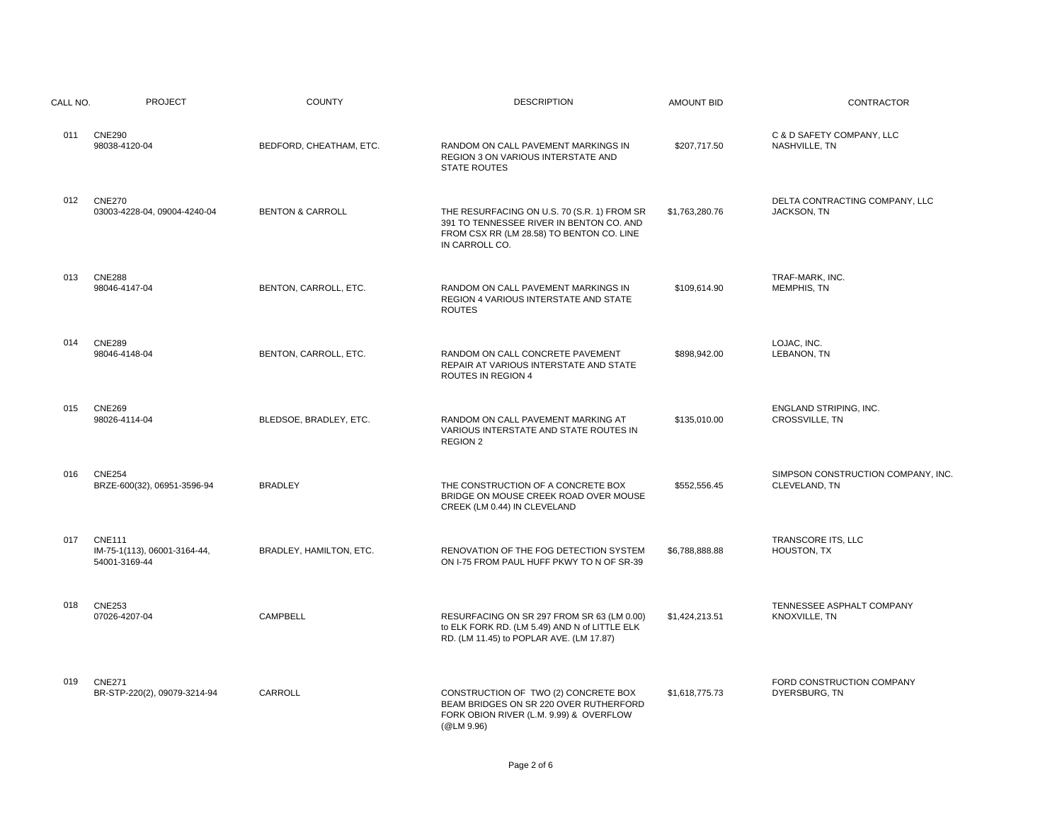| CALL NO. | PROJECT | COUNTY | DESCRIPTION | AMOUNT BID | CONTRACTOR |
|---|---|---|---|---|---|
| 011 | CNE290<br>98038-4120-04 | BEDFORD, CHEATHAM, ETC. | RANDOM ON CALL PAVEMENT MARKINGS IN REGION 3 ON VARIOUS INTERSTATE AND STATE ROUTES | $207,717.50 | C & D SAFETY COMPANY, LLC<br>NASHVILLE, TN |
| 012 | CNE270<br>03003-4228-04, 09004-4240-04 | BENTON & CARROLL | THE RESURFACING ON U.S. 70 (S.R. 1) FROM SR 391 TO TENNESSEE RIVER IN BENTON CO. AND FROM CSX RR (LM 28.58) TO BENTON CO. LINE IN CARROLL CO. | $1,763,280.76 | DELTA CONTRACTING COMPANY, LLC<br>JACKSON, TN |
| 013 | CNE288<br>98046-4147-04 | BENTON, CARROLL, ETC. | RANDOM ON CALL PAVEMENT MARKINGS IN REGION 4 VARIOUS INTERSTATE AND STATE ROUTES | $109,614.90 | TRAF-MARK, INC.<br>MEMPHIS, TN |
| 014 | CNE289<br>98046-4148-04 | BENTON, CARROLL, ETC. | RANDOM ON CALL CONCRETE PAVEMENT REPAIR AT VARIOUS INTERSTATE AND STATE ROUTES IN REGION 4 | $898,942.00 | LOJAC, INC.<br>LEBANON, TN |
| 015 | CNE269<br>98026-4114-04 | BLEDSOE, BRADLEY, ETC. | RANDOM ON CALL PAVEMENT MARKING AT VARIOUS INTERSTATE AND STATE ROUTES IN REGION 2 | $135,010.00 | ENGLAND STRIPING, INC.<br>CROSSVILLE, TN |
| 016 | CNE254<br>BRZE-600(32), 06951-3596-94 | BRADLEY | THE CONSTRUCTION OF A CONCRETE BOX BRIDGE ON MOUSE CREEK ROAD OVER MOUSE CREEK (LM 0.44) IN CLEVELAND | $552,556.45 | SIMPSON CONSTRUCTION COMPANY, INC.<br>CLEVELAND, TN |
| 017 | CNE111<br>IM-75-1(113), 06001-3164-44, 54001-3169-44 | BRADLEY, HAMILTON, ETC. | RENOVATION OF THE FOG DETECTION SYSTEM ON I-75 FROM PAUL HUFF PKWY TO N OF SR-39 | $6,788,888.88 | TRANSCORE ITS, LLC<br>HOUSTON, TX |
| 018 | CNE253<br>07026-4207-04 | CAMPBELL | RESURFACING ON SR 297 FROM SR 63 (LM 0.00) to ELK FORK RD. (LM 5.49) AND N of LITTLE ELK RD. (LM 11.45) to POPLAR AVE. (LM 17.87) | $1,424,213.51 | TENNESSEE ASPHALT COMPANY<br>KNOXVILLE, TN |
| 019 | CNE271<br>BR-STP-220(2), 09079-3214-94 | CARROLL | CONSTRUCTION OF TWO (2) CONCRETE BOX BEAM BRIDGES ON SR 220 OVER RUTHERFORD FORK OBION RIVER (L.M. 9.99) & OVERFLOW (@LM 9.96) | $1,618,775.73 | FORD CONSTRUCTION COMPANY<br>DYERSBURG, TN |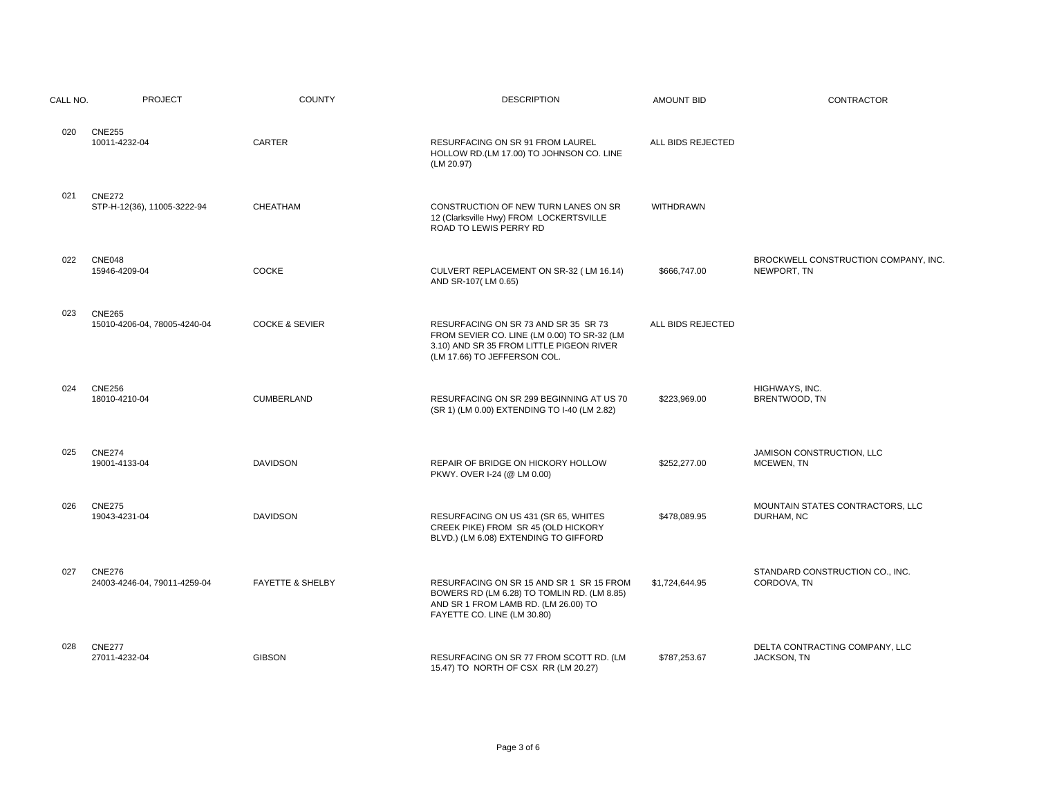| CALL NO. | PROJECT | COUNTY | DESCRIPTION | AMOUNT BID | CONTRACTOR |
|---|---|---|---|---|---|
| 020 | CNE255<br>10011-4232-04 | CARTER | RESURFACING ON SR 91 FROM LAUREL HOLLOW RD.(LM 17.00) TO JOHNSON CO. LINE (LM 20.97) | ALL BIDS REJECTED | |
| 021 | CNE272<br>STP-H-12(36), 11005-3222-94 | CHEATHAM | CONSTRUCTION OF NEW TURN LANES ON SR 12 (Clarksville Hwy) FROM LOCKERTSVILLE ROAD TO LEWIS PERRY RD | WITHDRAWN | |
| 022 | CNE048<br>15946-4209-04 | COCKE | CULVERT REPLACEMENT ON SR-32 ( LM 16.14) AND SR-107( LM 0.65) | $666,747.00 | BROCKWELL CONSTRUCTION COMPANY, INC.<br>NEWPORT, TN |
| 023 | CNE265<br>15010-4206-04, 78005-4240-04 | COCKE & SEVIER | RESURFACING ON SR 73 AND SR 35 SR 73 FROM SEVIER CO. LINE (LM 0.00) TO SR-32 (LM 3.10) AND SR 35 FROM LITTLE PIGEON RIVER (LM 17.66) TO JEFFERSON COL. | ALL BIDS REJECTED | |
| 024 | CNE256<br>18010-4210-04 | CUMBERLAND | RESURFACING ON SR 299 BEGINNING AT US 70 (SR 1) (LM 0.00) EXTENDING TO I-40 (LM 2.82) | $223,969.00 | HIGHWAYS, INC.<br>BRENTWOOD, TN |
| 025 | CNE274<br>19001-4133-04 | DAVIDSON | REPAIR OF BRIDGE ON HICKORY HOLLOW PKWY. OVER I-24 (@ LM 0.00) | $252,277.00 | JAMISON CONSTRUCTION, LLC<br>MCEWEN, TN |
| 026 | CNE275<br>19043-4231-04 | DAVIDSON | RESURFACING ON US 431 (SR 65, WHITES CREEK PIKE) FROM SR 45 (OLD HICKORY BLVD.) (LM 6.08) EXTENDING TO GIFFORD | $478,089.95 | MOUNTAIN STATES CONTRACTORS, LLC<br>DURHAM, NC |
| 027 | CNE276<br>24003-4246-04, 79011-4259-04 | FAYETTE & SHELBY | RESURFACING ON SR 15 AND SR 1 SR 15 FROM BOWERS RD (LM 6.28) TO TOMLIN RD. (LM 8.85) AND SR 1 FROM LAMB RD. (LM 26.00) TO FAYETTE CO. LINE (LM 30.80) | $1,724,644.95 | STANDARD CONSTRUCTION CO., INC.<br>CORDOVA, TN |
| 028 | CNE277<br>27011-4232-04 | GIBSON | RESURFACING ON SR 77 FROM SCOTT RD. (LM 15.47) TO NORTH OF CSX RR (LM 20.27) | $787,253.67 | DELTA CONTRACTING COMPANY, LLC<br>JACKSON, TN |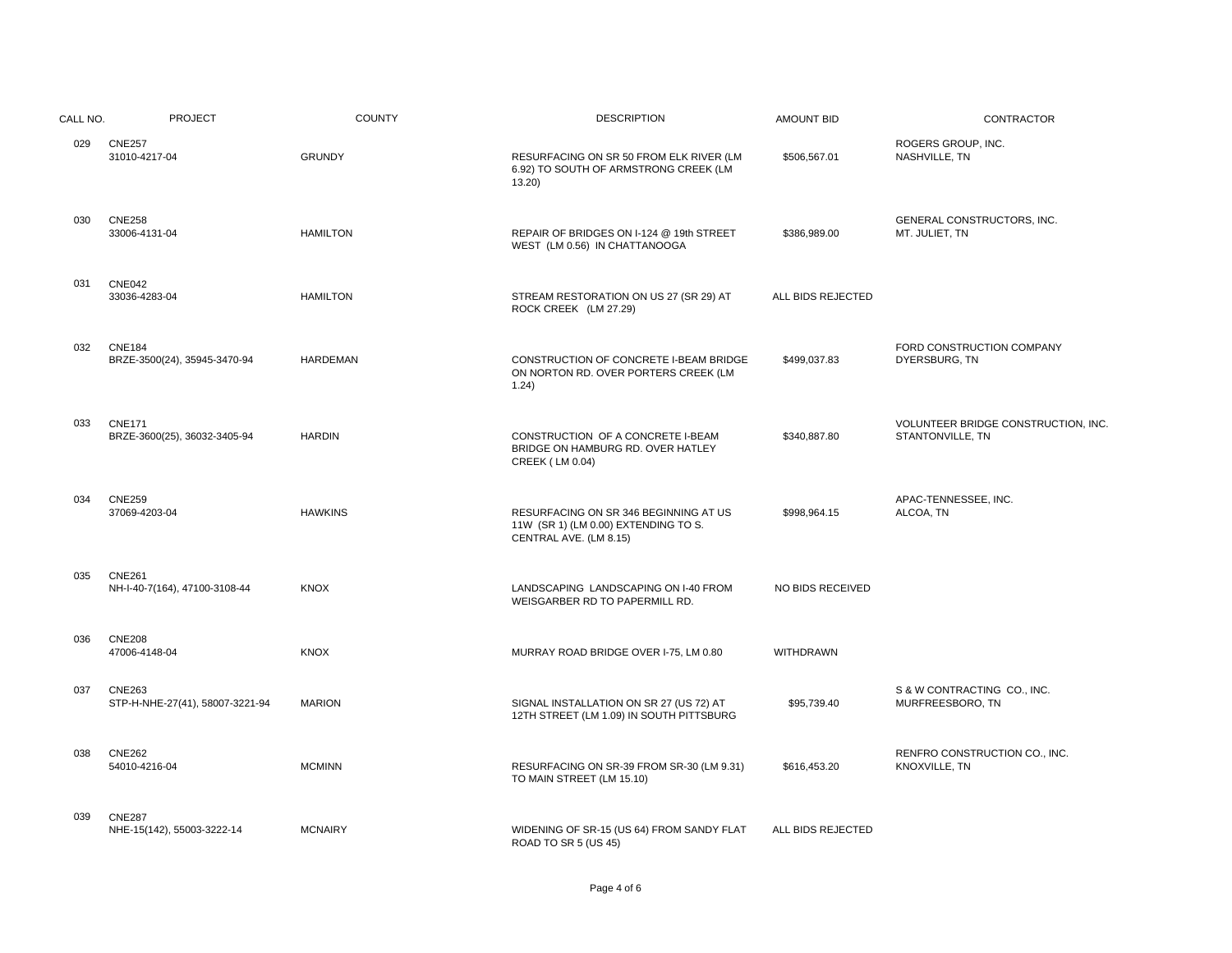| CALL NO. | PROJECT | COUNTY | DESCRIPTION | AMOUNT BID | CONTRACTOR |
|---|---|---|---|---|---|
| 029 | CNE257 31010-4217-04 | GRUNDY | RESURFACING ON SR 50 FROM ELK RIVER (LM 6.92) TO SOUTH OF ARMSTRONG CREEK (LM 13.20) | $506,567.01 | ROGERS GROUP, INC. NASHVILLE, TN |
| 030 | CNE258 33006-4131-04 | HAMILTON | REPAIR OF BRIDGES ON I-124 @ 19th STREET WEST (LM 0.56) IN CHATTANOOGA | $386,989.00 | GENERAL CONSTRUCTORS, INC. MT. JULIET, TN |
| 031 | CNE042 33036-4283-04 | HAMILTON | STREAM RESTORATION ON US 27 (SR 29) AT ROCK CREEK (LM 27.29) | ALL BIDS REJECTED | |
| 032 | CNE184 BRZE-3500(24), 35945-3470-94 | HARDEMAN | CONSTRUCTION OF CONCRETE I-BEAM BRIDGE ON NORTON RD. OVER PORTERS CREEK (LM 1.24) | $499,037.83 | FORD CONSTRUCTION COMPANY DYERSBURG, TN |
| 033 | CNE171 BRZE-3600(25), 36032-3405-94 | HARDIN | CONSTRUCTION OF A CONCRETE I-BEAM BRIDGE ON HAMBURG RD. OVER HATLEY CREEK ( LM 0.04) | $340,887.80 | VOLUNTEER BRIDGE CONSTRUCTION, INC. STANTONVILLE, TN |
| 034 | CNE259 37069-4203-04 | HAWKINS | RESURFACING ON SR 346 BEGINNING AT US 11W (SR 1) (LM 0.00) EXTENDING TO S. CENTRAL AVE. (LM 8.15) | $998,964.15 | APAC-TENNESSEE, INC. ALCOA, TN |
| 035 | CNE261 NH-I-40-7(164), 47100-3108-44 | KNOX | LANDSCAPING LANDSCAPING ON I-40 FROM WEISGARBER RD TO PAPERMILL RD. | NO BIDS RECEIVED | |
| 036 | CNE208 47006-4148-04 | KNOX | MURRAY ROAD BRIDGE OVER I-75, LM 0.80 | WITHDRAWN | |
| 037 | CNE263 STP-H-NHE-27(41), 58007-3221-94 | MARION | SIGNAL INSTALLATION ON SR 27 (US 72) AT 12TH STREET (LM 1.09) IN SOUTH PITTSBURG | $95,739.40 | S & W CONTRACTING CO., INC. MURFREESBORO, TN |
| 038 | CNE262 54010-4216-04 | MCMINN | RESURFACING ON SR-39 FROM SR-30 (LM 9.31) TO MAIN STREET (LM 15.10) | $616,453.20 | RENFRO CONSTRUCTION CO., INC. KNOXVILLE, TN |
| 039 | CNE287 NHE-15(142), 55003-3222-14 | MCNAIRY | WIDENING OF SR-15 (US 64) FROM SANDY FLAT ROAD TO SR 5 (US 45) | ALL BIDS REJECTED | |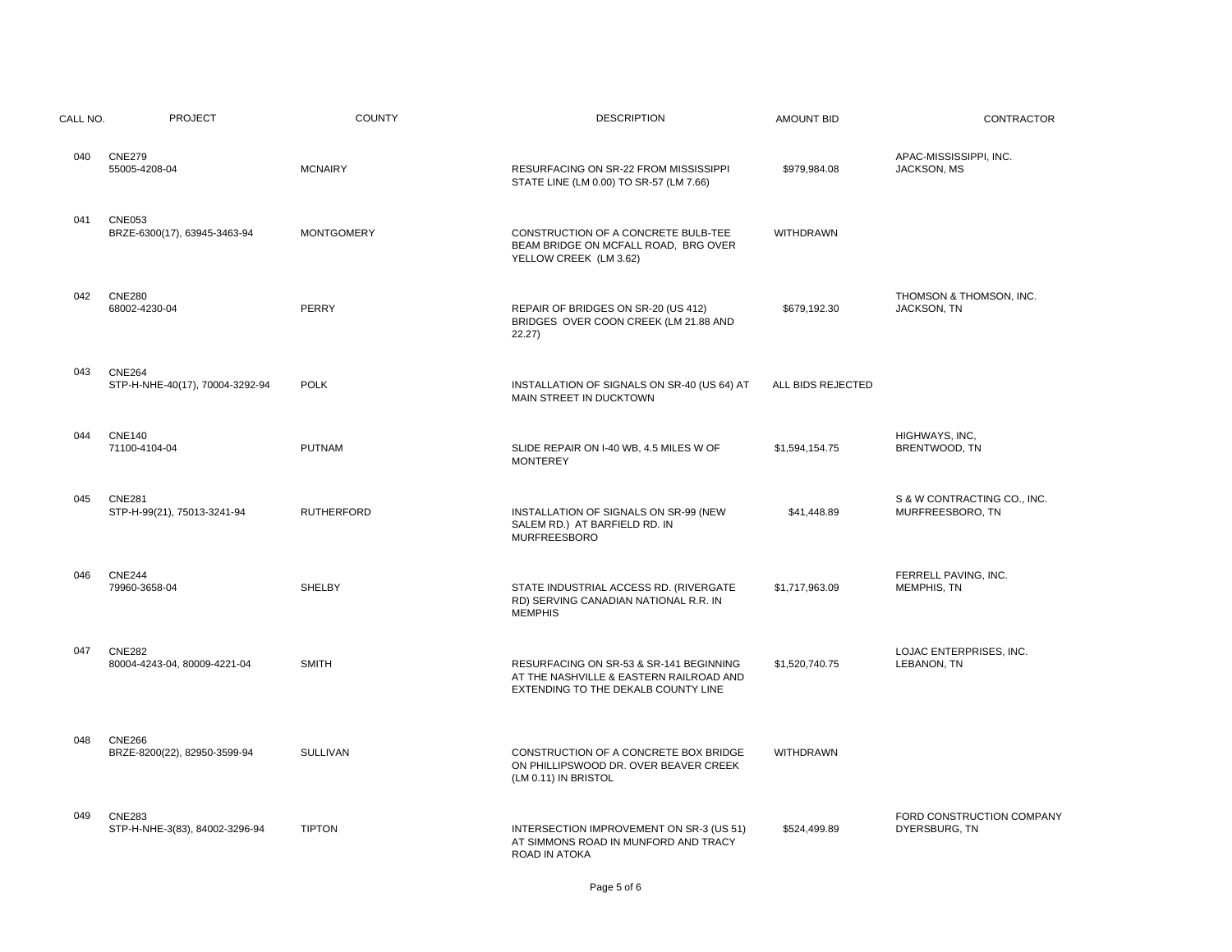| CALL NO. | PROJECT | COUNTY | DESCRIPTION | AMOUNT BID | CONTRACTOR |
|---|---|---|---|---|---|
| 040 | CNE279<br>55005-4208-04 | MCNAIRY | RESURFACING ON SR-22 FROM MISSISSIPPI STATE LINE (LM 0.00) TO SR-57 (LM 7.66) | $979,984.08 | APAC-MISSISSIPPI, INC.<br>JACKSON, MS |
| 041 | CNE053<br>BRZE-6300(17), 63945-3463-94 | MONTGOMERY | CONSTRUCTION OF A CONCRETE BULB-TEE BEAM BRIDGE ON MCFALL ROAD, BRG OVER YELLOW CREEK (LM 3.62) | WITHDRAWN | |
| 042 | CNE280<br>68002-4230-04 | PERRY | REPAIR OF BRIDGES ON SR-20 (US 412) BRIDGES OVER COON CREEK (LM 21.88 AND 22.27) | $679,192.30 | THOMSON & THOMSON, INC.<br>JACKSON, TN |
| 043 | CNE264<br>STP-H-NHE-40(17), 70004-3292-94 | POLK | INSTALLATION OF SIGNALS ON SR-40 (US 64) AT MAIN STREET IN DUCKTOWN | ALL BIDS REJECTED | |
| 044 | CNE140<br>71100-4104-04 | PUTNAM | SLIDE REPAIR ON I-40 WB, 4.5 MILES W OF MONTEREY | $1,594,154.75 | HIGHWAYS, INC,<br>BRENTWOOD, TN |
| 045 | CNE281<br>STP-H-99(21), 75013-3241-94 | RUTHERFORD | INSTALLATION OF SIGNALS ON SR-99 (NEW SALEM RD.) AT BARFIELD RD. IN MURFREESBORO | $41,448.89 | S & W CONTRACTING CO., INC.<br>MURFREESBORO, TN |
| 046 | CNE244<br>79960-3658-04 | SHELBY | STATE INDUSTRIAL ACCESS RD. (RIVERGATE RD) SERVING CANADIAN NATIONAL R.R. IN MEMPHIS | $1,717,963.09 | FERRELL PAVING, INC.<br>MEMPHIS, TN |
| 047 | CNE282<br>80004-4243-04, 80009-4221-04 | SMITH | RESURFACING ON SR-53 & SR-141 BEGINNING AT THE NASHVILLE & EASTERN RAILROAD AND EXTENDING TO THE DEKALB COUNTY LINE | $1,520,740.75 | LOJAC ENTERPRISES, INC.<br>LEBANON, TN |
| 048 | CNE266<br>BRZE-8200(22), 82950-3599-94 | SULLIVAN | CONSTRUCTION OF A CONCRETE BOX BRIDGE ON PHILLIPSWOOD DR. OVER BEAVER CREEK (LM 0.11) IN BRISTOL | WITHDRAWN | |
| 049 | CNE283<br>STP-H-NHE-3(83), 84002-3296-94 | TIPTON | INTERSECTION IMPROVEMENT ON SR-3 (US 51) AT SIMMONS ROAD IN MUNFORD AND TRACY ROAD IN ATOKA | $524,499.89 | FORD CONSTRUCTION COMPANY<br>DYERSBURG, TN |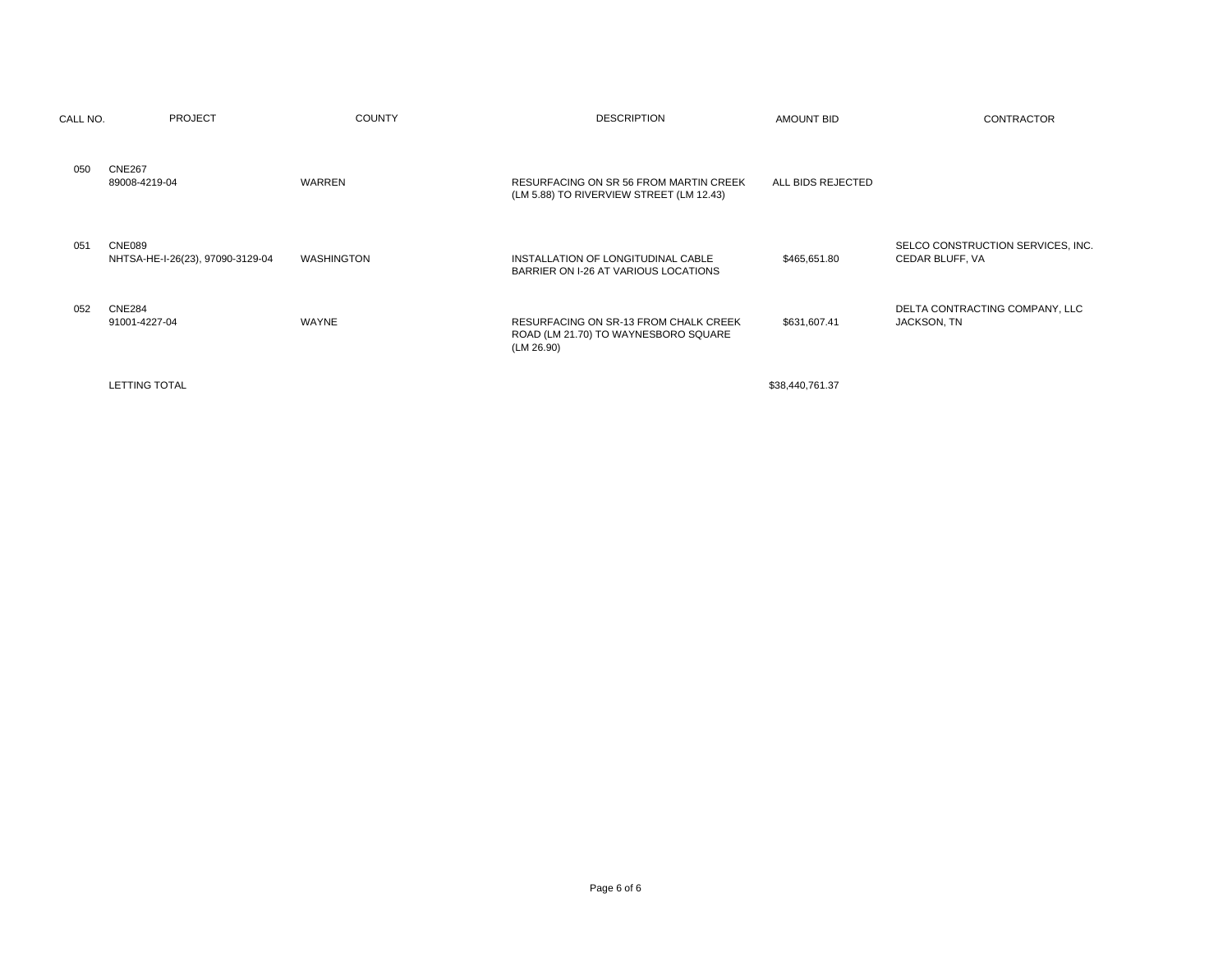| CALL NO. | PROJECT | COUNTY | DESCRIPTION | AMOUNT BID | CONTRACTOR |
|---|---|---|---|---|---|
| 050 | CNE267<br>89008-4219-04 | WARREN | RESURFACING ON SR 56 FROM MARTIN CREEK (LM 5.88) TO RIVERVIEW STREET (LM 12.43) | ALL BIDS REJECTED | |
| 051 | CNE089<br>NHTSA-HE-I-26(23), 97090-3129-04 | WASHINGTON | INSTALLATION OF LONGITUDINAL CABLE BARRIER ON I-26 AT VARIOUS LOCATIONS | $465,651.80 | SELCO CONSTRUCTION SERVICES, INC.<br>CEDAR BLUFF, VA |
| 052 | CNE284<br>91001-4227-04 | WAYNE | RESURFACING ON SR-13 FROM CHALK CREEK ROAD (LM 21.70) TO WAYNESBORO SQUARE (LM 26.90) | $631,607.41 | DELTA CONTRACTING COMPANY, LLC<br>JACKSON, TN |
| | LETTING TOTAL | | | $38,440,761.37 | |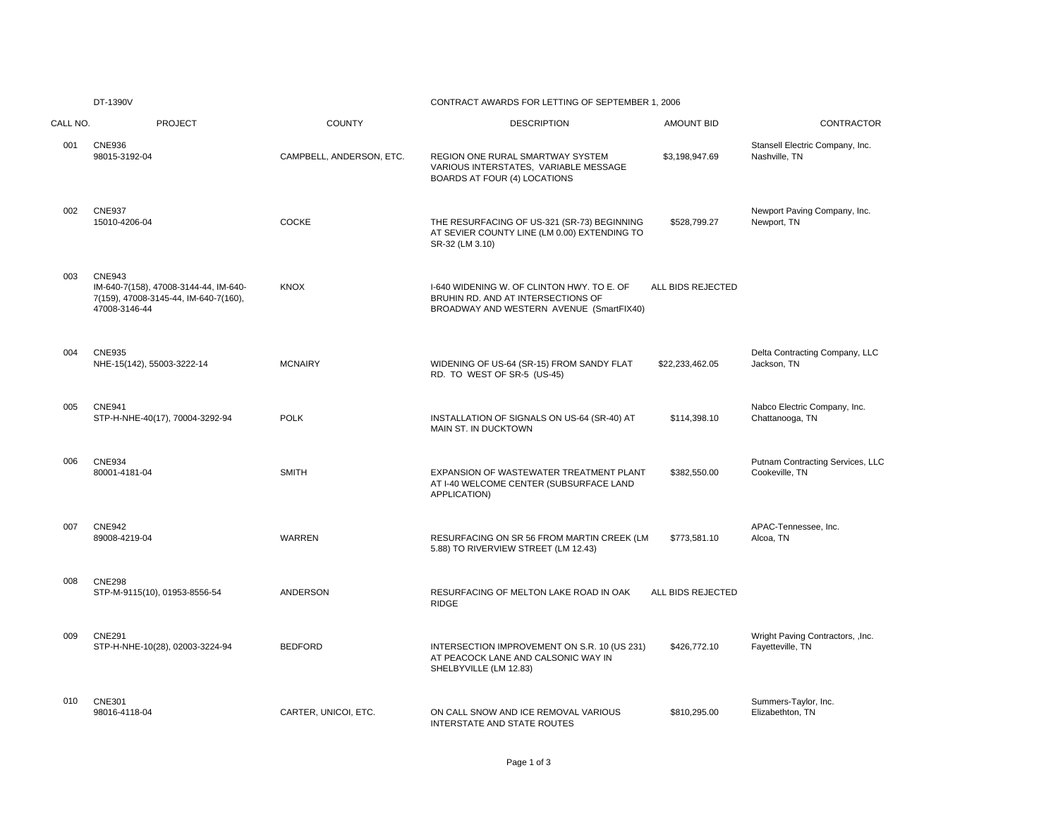DT-1390V

CONTRACT AWARDS FOR LETTING OF SEPTEMBER 1, 2006

| CALL NO. | PROJECT | COUNTY | DESCRIPTION | AMOUNT BID | CONTRACTOR |
|---|---|---|---|---|---|
| 001 | CNE936<br>98015-3192-04 | CAMPBELL, ANDERSON, ETC. | REGION ONE RURAL SMARTWAY SYSTEM VARIOUS INTERSTATES, VARIABLE MESSAGE BOARDS AT FOUR (4) LOCATIONS | $3,198,947.69 | Stansell Electric Company, Inc.<br>Nashville, TN |
| 002 | CNE937<br>15010-4206-04 | COCKE | THE RESURFACING OF US-321 (SR-73) BEGINNING AT SEVIER COUNTY LINE (LM 0.00) EXTENDING TO SR-32 (LM 3.10) | $528,799.27 | Newport Paving Company, Inc.<br>Newport, TN |
| 003 | CNE943<br>IM-640-7(158), 47008-3144-44, IM-640-7(159), 47008-3145-44, IM-640-7(160), 47008-3146-44 | KNOX | I-640 WIDENING W. OF CLINTON HWY. TO E. OF BRUHIN RD. AND AT INTERSECTIONS OF BROADWAY AND WESTERN AVENUE (SmartFIX40) | ALL BIDS REJECTED | |
| 004 | CNE935<br>NHE-15(142), 55003-3222-14 | MCNAIRY | WIDENING OF US-64 (SR-15) FROM SANDY FLAT RD. TO WEST OF SR-5 (US-45) | $22,233,462.05 | Delta Contracting Company, LLC<br>Jackson, TN |
| 005 | CNE941<br>STP-H-NHE-40(17), 70004-3292-94 | POLK | INSTALLATION OF SIGNALS ON US-64 (SR-40) AT MAIN ST. IN DUCKTOWN | $114,398.10 | Nabco Electric Company, Inc.<br>Chattanooga, TN |
| 006 | CNE934<br>80001-4181-04 | SMITH | EXPANSION OF WASTEWATER TREATMENT PLANT AT I-40 WELCOME CENTER (SUBSURFACE LAND APPLICATION) | $382,550.00 | Putnam Contracting Services, LLC<br>Cookeville, TN |
| 007 | CNE942<br>89008-4219-04 | WARREN | RESURFACING ON SR 56 FROM MARTIN CREEK (LM 5.88) TO RIVERVIEW STREET (LM 12.43) | $773,581.10 | APAC-Tennessee, Inc.<br>Alcoa, TN |
| 008 | CNE298<br>STP-M-9115(10), 01953-8556-54 | ANDERSON | RESURFACING OF MELTON LAKE ROAD IN OAK RIDGE | ALL BIDS REJECTED | |
| 009 | CNE291<br>STP-H-NHE-10(28), 02003-3224-94 | BEDFORD | INTERSECTION IMPROVEMENT ON S.R. 10 (US 231) AT PEACOCK LANE AND CALSONIC WAY IN SHELBYVILLE (LM 12.83) | $426,772.10 | Wright Paving Contractors, ,Inc.<br>Fayetteville, TN |
| 010 | CNE301<br>98016-4118-04 | CARTER, UNICOI, ETC. | ON CALL SNOW AND ICE REMOVAL VARIOUS INTERSTATE AND STATE ROUTES | $810,295.00 | Summers-Taylor, Inc.<br>Elizabethton, TN |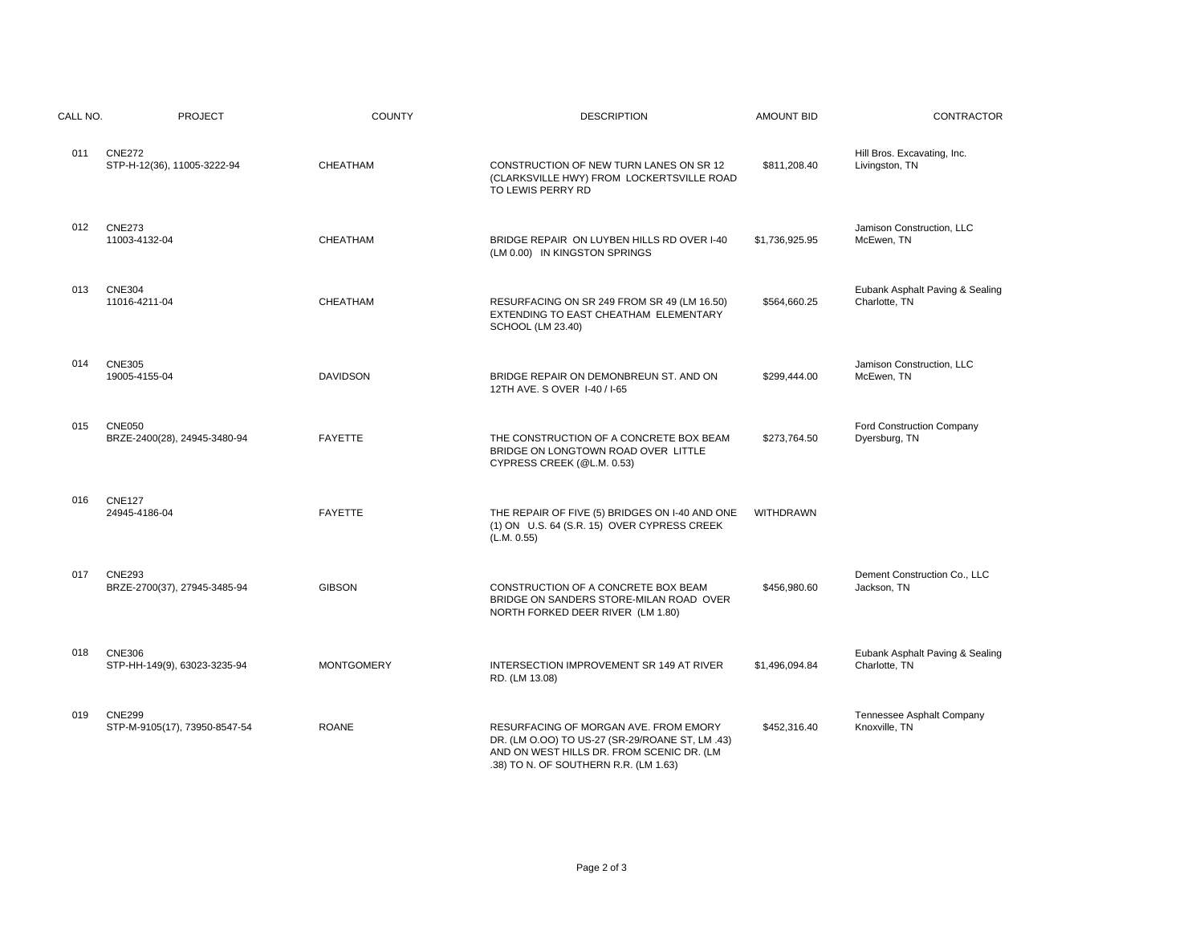| CALL NO. | PROJECT | COUNTY | DESCRIPTION | AMOUNT BID | CONTRACTOR |
|---|---|---|---|---|---|
| 011 | CNE272<br>STP-H-12(36), 11005-3222-94 | CHEATHAM | CONSTRUCTION OF NEW TURN LANES ON SR 12 (CLARKSVILLE HWY) FROM LOCKERTSVILLE ROAD TO LEWIS PERRY RD | $811,208.40 | Hill Bros. Excavating, Inc.<br>Livingston, TN |
| 012 | CNE273<br>11003-4132-04 | CHEATHAM | BRIDGE REPAIR ON LUYBEN HILLS RD OVER I-40 (LM 0.00) IN KINGSTON SPRINGS | $1,736,925.95 | Jamison Construction, LLC<br>McEwen, TN |
| 013 | CNE304<br>11016-4211-04 | CHEATHAM | RESURFACING ON SR 249 FROM SR 49 (LM 16.50) EXTENDING TO EAST CHEATHAM ELEMENTARY SCHOOL (LM 23.40) | $564,660.25 | Eubank Asphalt Paving & Sealing<br>Charlotte, TN |
| 014 | CNE305<br>19005-4155-04 | DAVIDSON | BRIDGE REPAIR ON DEMONBREUN ST. AND ON 12TH AVE. S OVER I-40 / I-65 | $299,444.00 | Jamison Construction, LLC<br>McEwen, TN |
| 015 | CNE050<br>BRZE-2400(28), 24945-3480-94 | FAYETTE | THE CONSTRUCTION OF A CONCRETE BOX BEAM BRIDGE ON LONGTOWN ROAD OVER LITTLE CYPRESS CREEK (@L.M. 0.53) | $273,764.50 | Ford Construction Company<br>Dyersburg, TN |
| 016 | CNE127<br>24945-4186-04 | FAYETTE | THE REPAIR OF FIVE (5) BRIDGES ON I-40 AND ONE (1) ON U.S. 64 (S.R. 15) OVER CYPRESS CREEK (L.M. 0.55) | WITHDRAWN | |
| 017 | CNE293<br>BRZE-2700(37), 27945-3485-94 | GIBSON | CONSTRUCTION OF A CONCRETE BOX BEAM BRIDGE ON SANDERS STORE-MILAN ROAD OVER NORTH FORKED DEER RIVER (LM 1.80) | $456,980.60 | Dement Construction Co., LLC<br>Jackson, TN |
| 018 | CNE306<br>STP-HH-149(9), 63023-3235-94 | MONTGOMERY | INTERSECTION IMPROVEMENT SR 149 AT RIVER RD. (LM 13.08) | $1,496,094.84 | Eubank Asphalt Paving & Sealing<br>Charlotte, TN |
| 019 | CNE299<br>STP-M-9105(17), 73950-8547-54 | ROANE | RESURFACING OF MORGAN AVE. FROM EMORY DR. (LM O.OO) TO US-27 (SR-29/ROANE ST, LM .43) AND ON WEST HILLS DR. FROM SCENIC DR. (LM .38) TO N. OF SOUTHERN R.R. (LM 1.63) | $452,316.40 | Tennessee Asphalt Company<br>Knoxville, TN |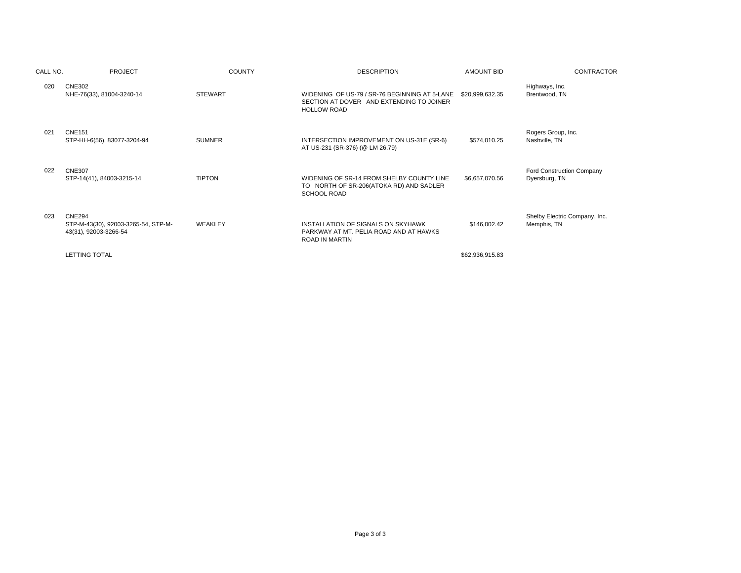| CALL NO. | PROJECT | COUNTY | DESCRIPTION | AMOUNT BID | CONTRACTOR |
|---|---|---|---|---|---|
| 020 | CNE302<br>NHE-76(33), 81004-3240-14 | STEWART | WIDENING OF US-79 / SR-76 BEGINNING AT 5-LANE SECTION AT DOVER AND EXTENDING TO JOINER HOLLOW ROAD | $20,999,632.35 | Highways, Inc.<br>Brentwood, TN |
| 021 | CNE151<br>STP-HH-6(56), 83077-3204-94 | SUMNER | INTERSECTION IMPROVEMENT ON US-31E (SR-6) AT US-231 (SR-376) (@ LM 26.79) | $574,010.25 | Rogers Group, Inc.<br>Nashville, TN |
| 022 | CNE307<br>STP-14(41), 84003-3215-14 | TIPTON | WIDENING OF SR-14 FROM SHELBY COUNTY LINE TO NORTH OF SR-206(ATOKA RD) AND SADLER SCHOOL ROAD | $6,657,070.56 | Ford Construction Company<br>Dyersburg, TN |
| 023 | CNE294<br>STP-M-43(30), 92003-3265-54, STP-M-43(31), 92003-3266-54 | WEAKLEY | INSTALLATION OF SIGNALS ON SKYHAWK PARKWAY AT MT. PELIA ROAD AND AT HAWKS ROAD IN MARTIN | $146,002.42 | Shelby Electric Company, Inc.<br>Memphis, TN |
| | LETTING TOTAL | | | $62,936,915.83 | |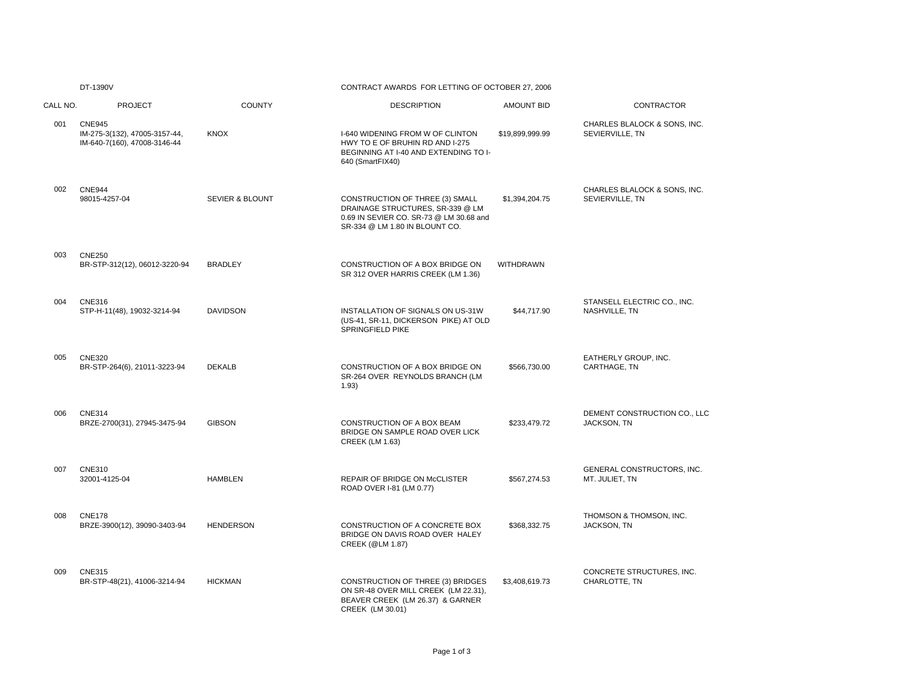DT-1390V

CONTRACT AWARDS FOR LETTING OF OCTOBER 27, 2006

| CALL NO. | PROJECT | COUNTY | DESCRIPTION | AMOUNT BID | CONTRACTOR |
|---|---|---|---|---|---|
| 001 | CNE945<br>IM-275-3(132), 47005-3157-44, IM-640-7(160), 47008-3146-44 | KNOX | I-640 WIDENING FROM W OF CLINTON HWY TO E OF BRUHIN RD AND I-275 BEGINNING AT I-40 AND EXTENDING TO I-640 (SmartFIX40) | $19,899,999.99 | CHARLES BLALOCK & SONS, INC.<br>SEVIERVILLE, TN |
| 002 | CNE944<br>98015-4257-04 | SEVIER & BLOUNT | CONSTRUCTION OF THREE (3) SMALL DRAINAGE STRUCTURES, SR-339 @ LM 0.69 IN SEVIER CO. SR-73 @ LM 30.68 and SR-334 @ LM 1.80 IN BLOUNT CO. | $1,394,204.75 | CHARLES BLALOCK & SONS, INC.<br>SEVIERVILLE, TN |
| 003 | CNE250<br>BR-STP-312(12), 06012-3220-94 | BRADLEY | CONSTRUCTION OF A BOX BRIDGE ON SR 312 OVER HARRIS CREEK (LM 1.36) | WITHDRAWN | |
| 004 | CNE316<br>STP-H-11(48), 19032-3214-94 | DAVIDSON | INSTALLATION OF SIGNALS ON US-31W (US-41, SR-11, DICKERSON PIKE) AT OLD SPRINGFIELD PIKE | $44,717.90 | STANSELL ELECTRIC CO., INC.<br>NASHVILLE, TN |
| 005 | CNE320<br>BR-STP-264(6), 21011-3223-94 | DEKALB | CONSTRUCTION OF A BOX BRIDGE ON SR-264 OVER REYNOLDS BRANCH (LM 1.93) | $566,730.00 | EATHERLY GROUP, INC.<br>CARTHAGE, TN |
| 006 | CNE314<br>BRZE-2700(31), 27945-3475-94 | GIBSON | CONSTRUCTION OF A BOX BEAM BRIDGE ON SAMPLE ROAD OVER LICK CREEK (LM 1.63) | $233,479.72 | DEMENT CONSTRUCTION CO., LLC<br>JACKSON, TN |
| 007 | CNE310<br>32001-4125-04 | HAMBLEN | REPAIR OF BRIDGE ON McCLISTER ROAD OVER I-81 (LM 0.77) | $567,274.53 | GENERAL CONSTRUCTORS, INC.<br>MT. JULIET, TN |
| 008 | CNE178<br>BRZE-3900(12), 39090-3403-94 | HENDERSON | CONSTRUCTION OF A CONCRETE BOX BRIDGE ON DAVIS ROAD OVER HALEY CREEK (@LM 1.87) | $368,332.75 | THOMSON & THOMSON, INC.<br>JACKSON, TN |
| 009 | CNE315<br>BR-STP-48(21), 41006-3214-94 | HICKMAN | CONSTRUCTION OF THREE (3) BRIDGES ON SR-48 OVER MILL CREEK (LM 22.31), BEAVER CREEK (LM 26.37) & GARNER CREEK (LM 30.01) | $3,408,619.73 | CONCRETE STRUCTURES, INC.<br>CHARLOTTE, TN |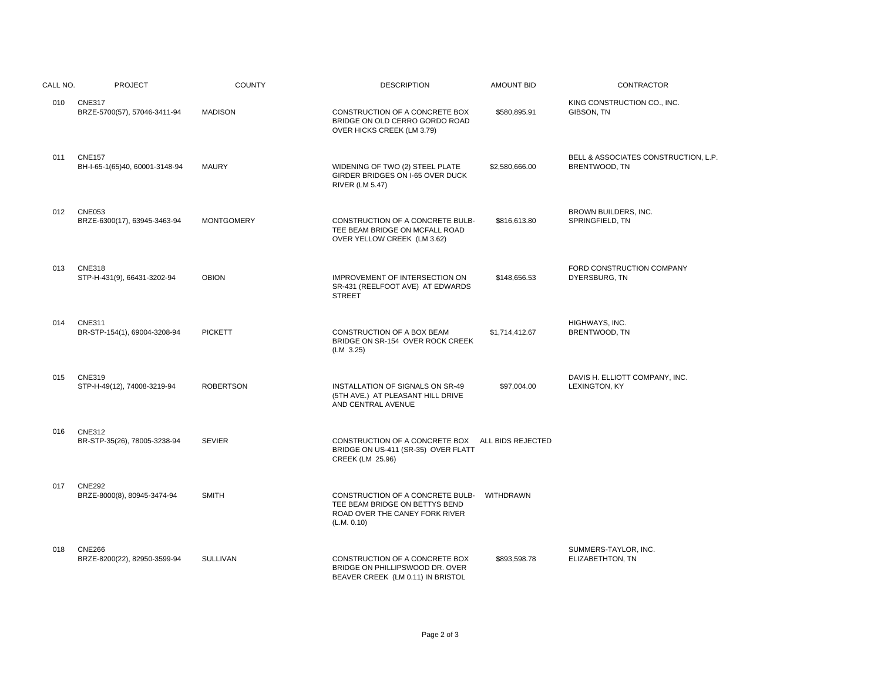| CALL NO. | PROJECT | COUNTY | DESCRIPTION | AMOUNT BID | CONTRACTOR |
|---|---|---|---|---|---|
| 010 | CNE317 BRZE-5700(57), 57046-3411-94 | MADISON | CONSTRUCTION OF A CONCRETE BOX BRIDGE ON OLD CERRO GORDO ROAD OVER HICKS CREEK (LM 3.79) | $580,895.91 | KING CONSTRUCTION CO., INC. GIBSON, TN |
| 011 | CNE157 BH-I-65-1(65)40, 60001-3148-94 | MAURY | WIDENING OF TWO (2) STEEL PLATE GIRDER BRIDGES ON I-65 OVER DUCK RIVER (LM 5.47) | $2,580,666.00 | BELL & ASSOCIATES CONSTRUCTION, L.P. BRENTWOOD, TN |
| 012 | CNE053 BRZE-6300(17), 63945-3463-94 | MONTGOMERY | CONSTRUCTION OF A CONCRETE BULB-TEE BEAM BRIDGE ON MCFALL ROAD OVER YELLOW CREEK (LM 3.62) | $816,613.80 | BROWN BUILDERS, INC. SPRINGFIELD, TN |
| 013 | CNE318 STP-H-431(9), 66431-3202-94 | OBION | IMPROVEMENT OF INTERSECTION ON SR-431 (REELFOOT AVE) AT EDWARDS STREET | $148,656.53 | FORD CONSTRUCTION COMPANY DYERSBURG, TN |
| 014 | CNE311 BR-STP-154(1), 69004-3208-94 | PICKETT | CONSTRUCTION OF A BOX BEAM BRIDGE ON SR-154 OVER ROCK CREEK (LM 3.25) | $1,714,412.67 | HIGHWAYS, INC. BRENTWOOD, TN |
| 015 | CNE319 STP-H-49(12), 74008-3219-94 | ROBERTSON | INSTALLATION OF SIGNALS ON SR-49 (5TH AVE.) AT PLEASANT HILL DRIVE AND CENTRAL AVENUE | $97,004.00 | DAVIS H. ELLIOTT COMPANY, INC. LEXINGTON, KY |
| 016 | CNE312 BR-STP-35(26), 78005-3238-94 | SEVIER | CONSTRUCTION OF A CONCRETE BOX BRIDGE ON US-411 (SR-35) OVER FLATT CREEK (LM 25.96) | ALL BIDS REJECTED | |
| 017 | CNE292 BRZE-8000(8), 80945-3474-94 | SMITH | CONSTRUCTION OF A CONCRETE BULB-TEE BEAM BRIDGE ON BETTYS BEND ROAD OVER THE CANEY FORK RIVER (L.M. 0.10) | WITHDRAWN | |
| 018 | CNE266 BRZE-8200(22), 82950-3599-94 | SULLIVAN | CONSTRUCTION OF A CONCRETE BOX BRIDGE ON PHILLIPSWOOD DR. OVER BEAVER CREEK (LM 0.11) IN BRISTOL | $893,598.78 | SUMMERS-TAYLOR, INC. ELIZABETHTON, TN |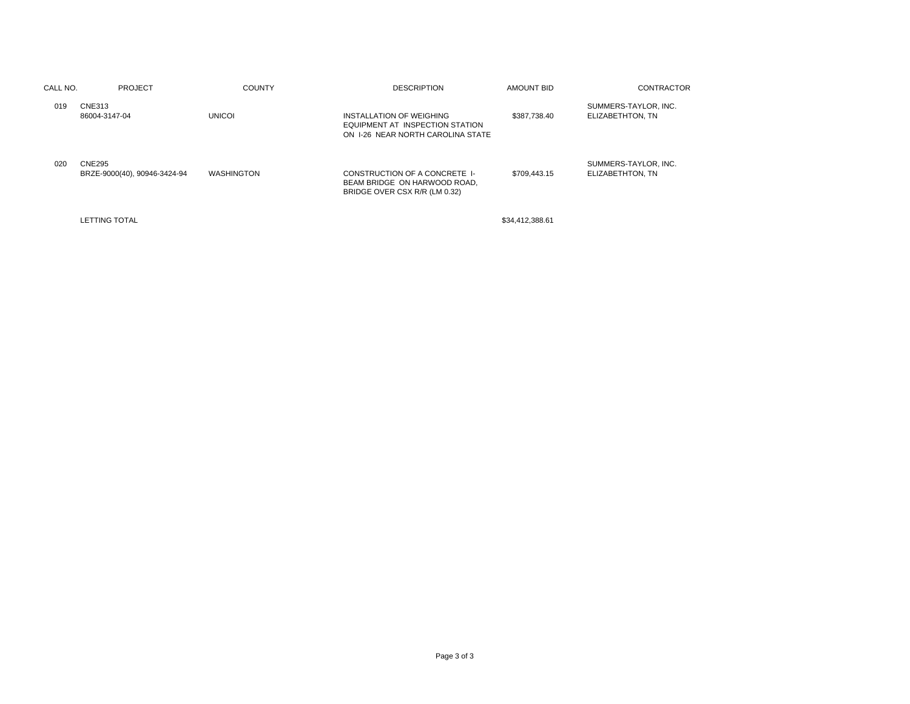| CALL NO. | PROJECT | COUNTY | DESCRIPTION | AMOUNT BID | CONTRACTOR |
|---|---|---|---|---|---|
| 019 | CNE313<br>86004-3147-04 | UNICOI | INSTALLATION OF WEIGHING EQUIPMENT AT INSPECTION STATION ON I-26 NEAR NORTH CAROLINA STATE | $387,738.40 | SUMMERS-TAYLOR, INC.<br>ELIZABETHTON, TN |
| 020 | CNE295<br>BRZE-9000(40), 90946-3424-94 | WASHINGTON | CONSTRUCTION OF A CONCRETE I-BEAM BRIDGE ON HARWOOD ROAD, BRIDGE OVER CSX R/R (LM 0.32) | $709,443.15 | SUMMERS-TAYLOR, INC.<br>ELIZABETHTON, TN |
| | LETTING TOTAL | | | $34,412,388.61 | |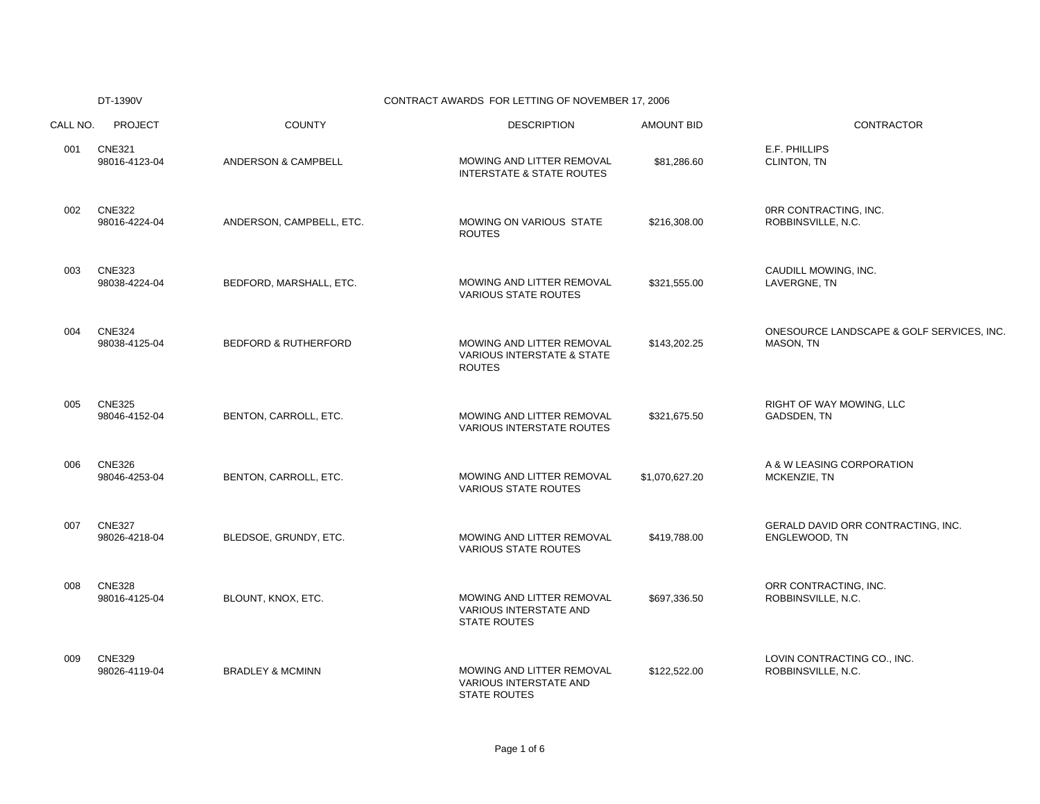DT-1390V

# CONTRACT AWARDS FOR LETTING OF NOVEMBER 17, 2006

| CALL NO. | PROJECT | COUNTY | DESCRIPTION | AMOUNT BID | CONTRACTOR |
|---|---|---|---|---|---|
| 001 | CNE321 98016-4123-04 | ANDERSON & CAMPBELL | MOWING AND LITTER REMOVAL INTERSTATE & STATE ROUTES | $81,286.60 | E.F. PHILLIPS CLINTON, TN |
| 002 | CNE322 98016-4224-04 | ANDERSON, CAMPBELL, ETC. | MOWING ON VARIOUS STATE ROUTES | $216,308.00 | 0RR CONTRACTING, INC. ROBBINSVILLE, N.C. |
| 003 | CNE323 98038-4224-04 | BEDFORD, MARSHALL, ETC. | MOWING AND LITTER REMOVAL VARIOUS STATE ROUTES | $321,555.00 | CAUDILL MOWING, INC. LAVERGNE, TN |
| 004 | CNE324 98038-4125-04 | BEDFORD & RUTHERFORD | MOWING AND LITTER REMOVAL VARIOUS INTERSTATE & STATE ROUTES | $143,202.25 | ONESOURCE LANDSCAPE & GOLF SERVICES, INC. MASON, TN |
| 005 | CNE325 98046-4152-04 | BENTON, CARROLL, ETC. | MOWING AND LITTER REMOVAL VARIOUS INTERSTATE ROUTES | $321,675.50 | RIGHT OF WAY MOWING, LLC GADSDEN, TN |
| 006 | CNE326 98046-4253-04 | BENTON, CARROLL, ETC. | MOWING AND LITTER REMOVAL VARIOUS STATE ROUTES | $1,070,627.20 | A & W LEASING CORPORATION MCKENZIE, TN |
| 007 | CNE327 98026-4218-04 | BLEDSOE, GRUNDY, ETC. | MOWING AND LITTER REMOVAL VARIOUS STATE ROUTES | $419,788.00 | GERALD DAVID ORR CONTRACTING, INC. ENGLEWOOD, TN |
| 008 | CNE328 98016-4125-04 | BLOUNT, KNOX, ETC. | MOWING AND LITTER REMOVAL VARIOUS INTERSTATE AND STATE ROUTES | $697,336.50 | ORR CONTRACTING, INC. ROBBINSVILLE, N.C. |
| 009 | CNE329 98026-4119-04 | BRADLEY & MCMINN | MOWING AND LITTER REMOVAL VARIOUS INTERSTATE AND STATE ROUTES | $122,522.00 | LOVIN CONTRACTING CO., INC. ROBBINSVILLE, N.C. |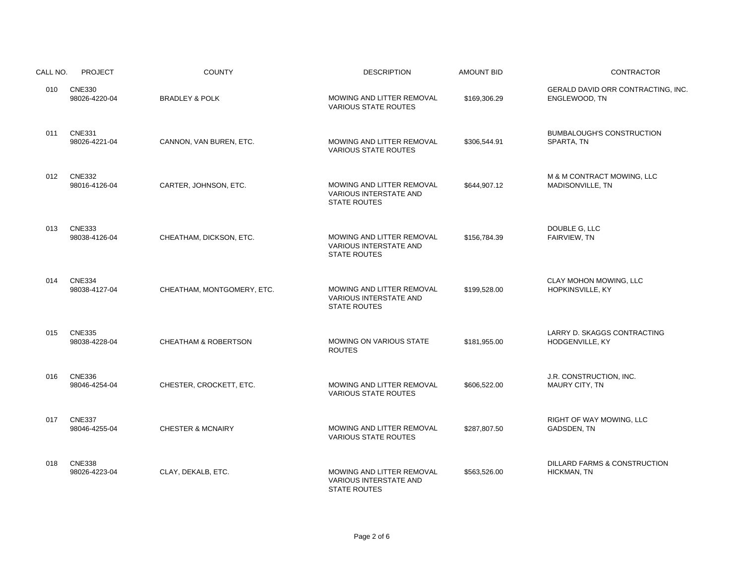| CALL NO. | PROJECT | COUNTY | DESCRIPTION | AMOUNT BID | CONTRACTOR |
|---|---|---|---|---|---|
| 010 | CNE330 98026-4220-04 | BRADLEY & POLK | MOWING AND LITTER REMOVAL VARIOUS STATE ROUTES | $169,306.29 | GERALD DAVID ORR CONTRACTING, INC. ENGLEWOOD, TN |
| 011 | CNE331 98026-4221-04 | CANNON, VAN BUREN, ETC. | MOWING AND LITTER REMOVAL VARIOUS STATE ROUTES | $306,544.91 | BUMBALOUGH'S CONSTRUCTION SPARTA, TN |
| 012 | CNE332 98016-4126-04 | CARTER, JOHNSON, ETC. | MOWING AND LITTER REMOVAL VARIOUS INTERSTATE AND STATE ROUTES | $644,907.12 | M & M CONTRACT MOWING, LLC MADISONVILLE, TN |
| 013 | CNE333 98038-4126-04 | CHEATHAM, DICKSON, ETC. | MOWING AND LITTER REMOVAL VARIOUS INTERSTATE AND STATE ROUTES | $156,784.39 | DOUBLE G, LLC FAIRVIEW, TN |
| 014 | CNE334 98038-4127-04 | CHEATHAM, MONTGOMERY, ETC. | MOWING AND LITTER REMOVAL VARIOUS INTERSTATE AND STATE ROUTES | $199,528.00 | CLAY MOHON MOWING, LLC HOPKINSVILLE, KY |
| 015 | CNE335 98038-4228-04 | CHEATHAM & ROBERTSON | MOWING ON VARIOUS STATE ROUTES | $181,955.00 | LARRY D. SKAGGS CONTRACTING HODGENVILLE, KY |
| 016 | CNE336 98046-4254-04 | CHESTER, CROCKETT, ETC. | MOWING AND LITTER REMOVAL VARIOUS STATE ROUTES | $606,522.00 | J.R. CONSTRUCTION, INC. MAURY CITY, TN |
| 017 | CNE337 98046-4255-04 | CHESTER & MCNAIRY | MOWING AND LITTER REMOVAL VARIOUS STATE ROUTES | $287,807.50 | RIGHT OF WAY MOWING, LLC GADSDEN, TN |
| 018 | CNE338 98026-4223-04 | CLAY, DEKALB, ETC. | MOWING AND LITTER REMOVAL VARIOUS INTERSTATE AND STATE ROUTES | $563,526.00 | DILLARD FARMS & CONSTRUCTION HICKMAN, TN |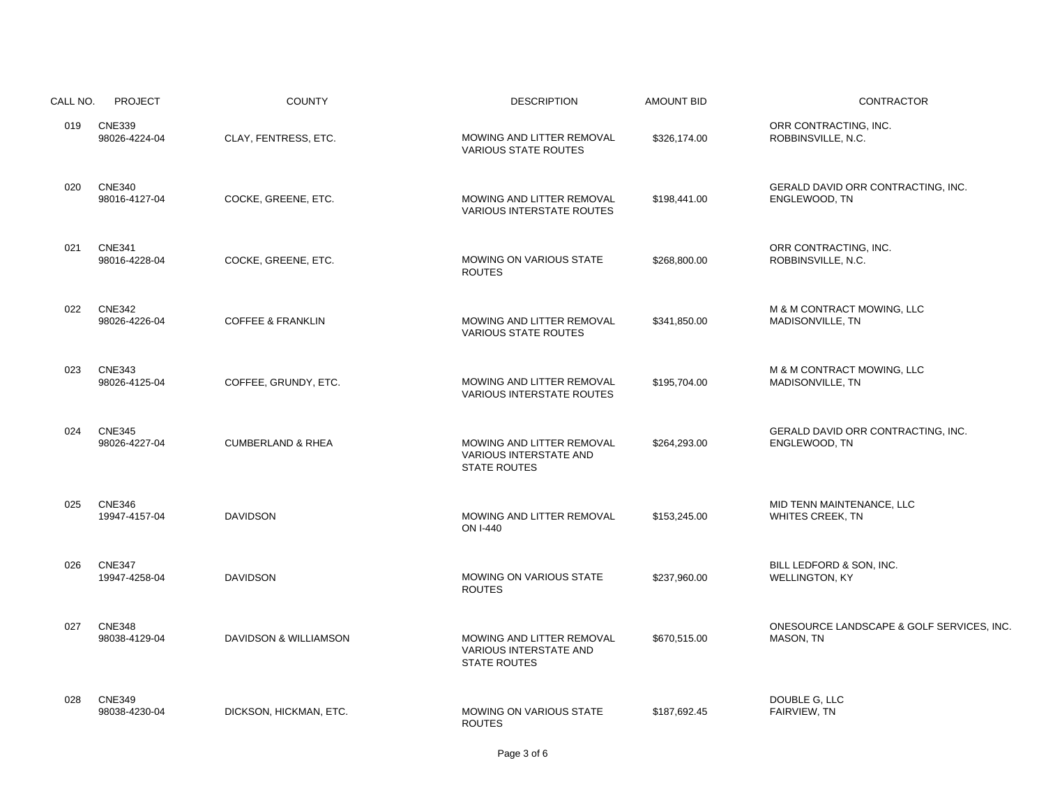| CALL NO. | PROJECT | COUNTY | DESCRIPTION | AMOUNT BID | CONTRACTOR |
|---|---|---|---|---|---|
| 019 | CNE339 98026-4224-04 | CLAY, FENTRESS, ETC. | MOWING AND LITTER REMOVAL VARIOUS STATE ROUTES | $326,174.00 | ORR CONTRACTING, INC. ROBBINSVILLE, N.C. |
| 020 | CNE340 98016-4127-04 | COCKE, GREENE, ETC. | MOWING AND LITTER REMOVAL VARIOUS INTERSTATE ROUTES | $198,441.00 | GERALD DAVID ORR CONTRACTING, INC. ENGLEWOOD, TN |
| 021 | CNE341 98016-4228-04 | COCKE, GREENE, ETC. | MOWING ON VARIOUS STATE ROUTES | $268,800.00 | ORR CONTRACTING, INC. ROBBINSVILLE, N.C. |
| 022 | CNE342 98026-4226-04 | COFFEE & FRANKLIN | MOWING AND LITTER REMOVAL VARIOUS STATE ROUTES | $341,850.00 | M & M CONTRACT MOWING, LLC MADISONVILLE, TN |
| 023 | CNE343 98026-4125-04 | COFFEE, GRUNDY, ETC. | MOWING AND LITTER REMOVAL VARIOUS INTERSTATE ROUTES | $195,704.00 | M & M CONTRACT MOWING, LLC MADISONVILLE, TN |
| 024 | CNE345 98026-4227-04 | CUMBERLAND & RHEA | MOWING AND LITTER REMOVAL VARIOUS INTERSTATE AND STATE ROUTES | $264,293.00 | GERALD DAVID ORR CONTRACTING, INC. ENGLEWOOD, TN |
| 025 | CNE346 19947-4157-04 | DAVIDSON | MOWING AND LITTER REMOVAL ON I-440 | $153,245.00 | MID TENN MAINTENANCE, LLC WHITES CREEK, TN |
| 026 | CNE347 19947-4258-04 | DAVIDSON | MOWING ON VARIOUS STATE ROUTES | $237,960.00 | BILL LEDFORD & SON, INC. WELLINGTON, KY |
| 027 | CNE348 98038-4129-04 | DAVIDSON & WILLIAMSON | MOWING AND LITTER REMOVAL VARIOUS INTERSTATE AND STATE ROUTES | $670,515.00 | ONESOURCE LANDSCAPE & GOLF SERVICES, INC. MASON, TN |
| 028 | CNE349 98038-4230-04 | DICKSON, HICKMAN, ETC. | MOWING ON VARIOUS STATE ROUTES | $187,692.45 | DOUBLE G, LLC FAIRVIEW, TN |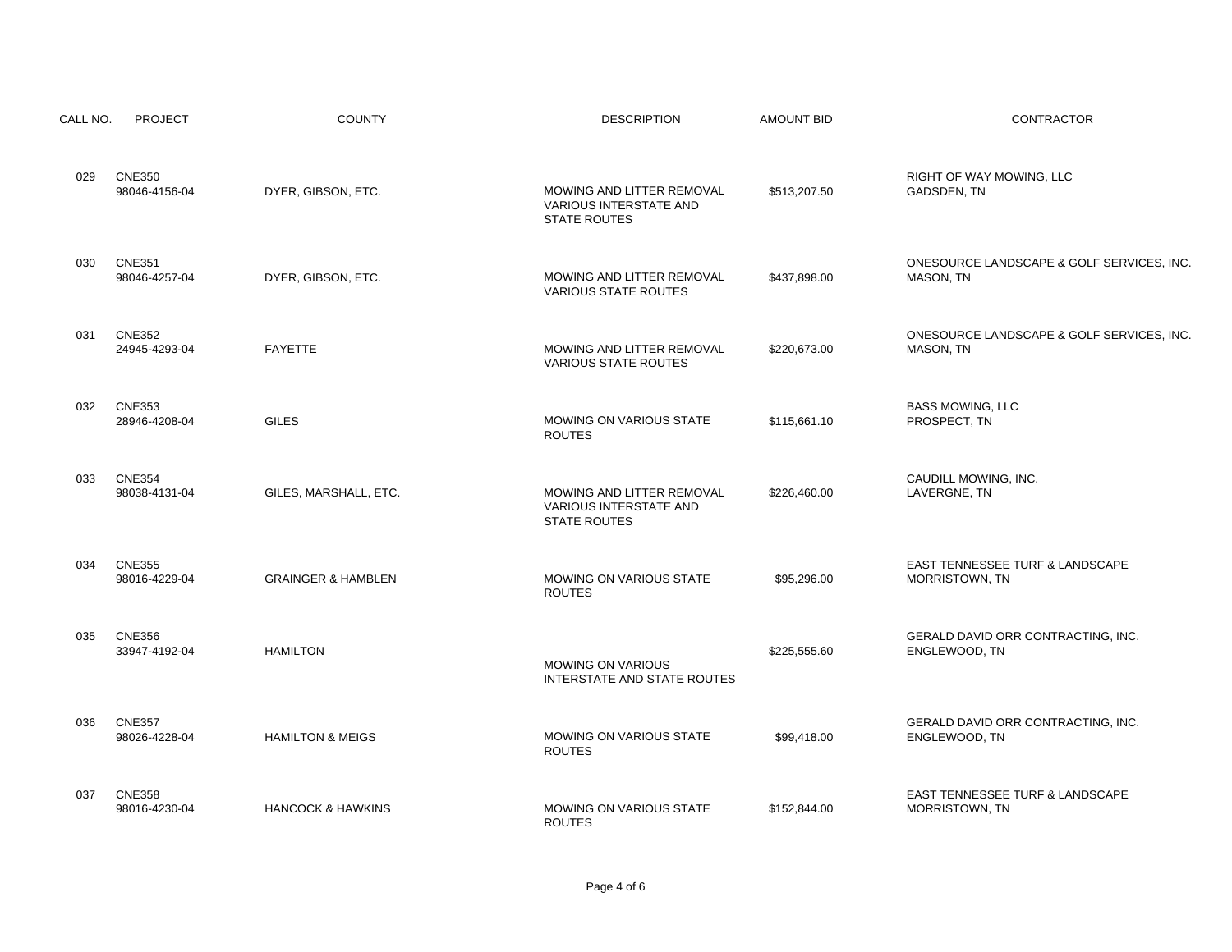| CALL NO. | PROJECT | COUNTY | DESCRIPTION | AMOUNT BID | CONTRACTOR |
|---|---|---|---|---|---|
| 029 | CNE350<br>98046-4156-04 | DYER, GIBSON, ETC. | MOWING AND LITTER REMOVAL VARIOUS INTERSTATE AND STATE ROUTES | $513,207.50 | RIGHT OF WAY MOWING, LLC<br>GADSDEN, TN |
| 030 | CNE351<br>98046-4257-04 | DYER, GIBSON, ETC. | MOWING AND LITTER REMOVAL VARIOUS STATE ROUTES | $437,898.00 | ONESOURCE LANDSCAPE & GOLF SERVICES, INC.<br>MASON, TN |
| 031 | CNE352<br>24945-4293-04 | FAYETTE | MOWING AND LITTER REMOVAL VARIOUS STATE ROUTES | $220,673.00 | ONESOURCE LANDSCAPE & GOLF SERVICES, INC.<br>MASON, TN |
| 032 | CNE353<br>28946-4208-04 | GILES | MOWING ON VARIOUS STATE ROUTES | $115,661.10 | BASS MOWING, LLC<br>PROSPECT, TN |
| 033 | CNE354<br>98038-4131-04 | GILES, MARSHALL, ETC. | MOWING AND LITTER REMOVAL VARIOUS INTERSTATE AND STATE ROUTES | $226,460.00 | CAUDILL MOWING, INC.<br>LAVERGNE, TN |
| 034 | CNE355<br>98016-4229-04 | GRAINGER & HAMBLEN | MOWING ON VARIOUS STATE ROUTES | $95,296.00 | EAST TENNESSEE TURF & LANDSCAPE<br>MORRISTOWN, TN |
| 035 | CNE356<br>33947-4192-04 | HAMILTON | MOWING ON VARIOUS INTERSTATE AND STATE ROUTES | $225,555.60 | GERALD DAVID ORR CONTRACTING, INC.<br>ENGLEWOOD, TN |
| 036 | CNE357<br>98026-4228-04 | HAMILTON & MEIGS | MOWING ON VARIOUS STATE ROUTES | $99,418.00 | GERALD DAVID ORR CONTRACTING, INC.<br>ENGLEWOOD, TN |
| 037 | CNE358<br>98016-4230-04 | HANCOCK & HAWKINS | MOWING ON VARIOUS STATE ROUTES | $152,844.00 | EAST TENNESSEE TURF & LANDSCAPE<br>MORRISTOWN, TN |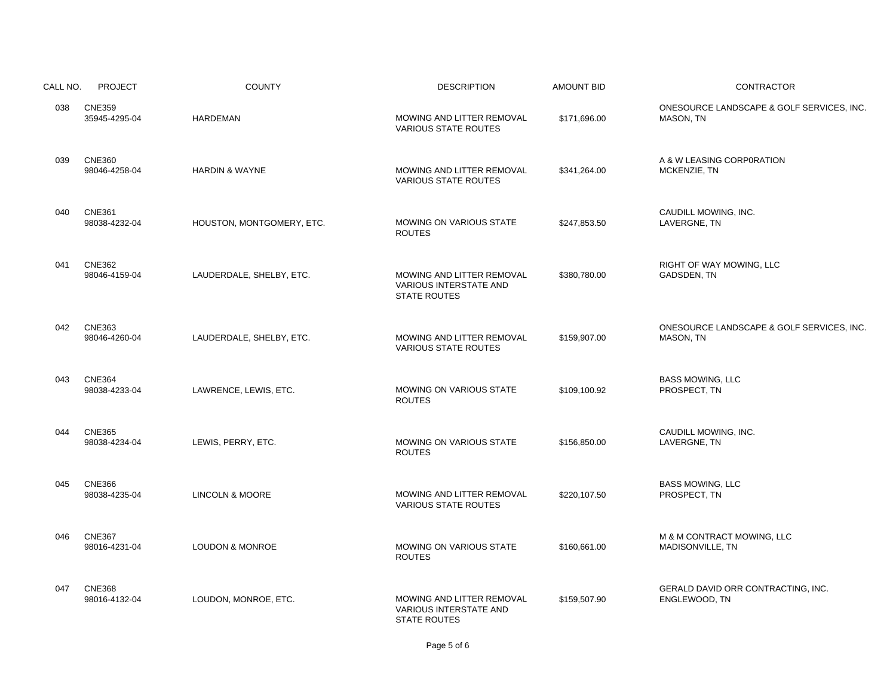| CALL NO. | PROJECT | COUNTY | DESCRIPTION | AMOUNT BID | CONTRACTOR |
|---|---|---|---|---|---|
| 038 | CNE359<br>35945-4295-04 | HARDEMAN | MOWING AND LITTER REMOVAL VARIOUS STATE ROUTES | $171,696.00 | ONESOURCE LANDSCAPE & GOLF SERVICES, INC.<br>MASON, TN |
| 039 | CNE360<br>98046-4258-04 | HARDIN & WAYNE | MOWING AND LITTER REMOVAL VARIOUS STATE ROUTES | $341,264.00 | A & W LEASING CORP0RATION<br>MCKENZIE, TN |
| 040 | CNE361<br>98038-4232-04 | HOUSTON, MONTGOMERY, ETC. | MOWING ON VARIOUS STATE ROUTES | $247,853.50 | CAUDILL MOWING, INC.<br>LAVERGNE, TN |
| 041 | CNE362<br>98046-4159-04 | LAUDERDALE, SHELBY, ETC. | MOWING AND LITTER REMOVAL VARIOUS INTERSTATE AND STATE ROUTES | $380,780.00 | RIGHT OF WAY MOWING, LLC<br>GADSDEN, TN |
| 042 | CNE363<br>98046-4260-04 | LAUDERDALE, SHELBY, ETC. | MOWING AND LITTER REMOVAL VARIOUS STATE ROUTES | $159,907.00 | ONESOURCE LANDSCAPE & GOLF SERVICES, INC.<br>MASON, TN |
| 043 | CNE364<br>98038-4233-04 | LAWRENCE, LEWIS, ETC. | MOWING ON VARIOUS STATE ROUTES | $109,100.92 | BASS MOWING, LLC<br>PROSPECT, TN |
| 044 | CNE365<br>98038-4234-04 | LEWIS, PERRY, ETC. | MOWING ON VARIOUS STATE ROUTES | $156,850.00 | CAUDILL MOWING, INC.<br>LAVERGNE, TN |
| 045 | CNE366<br>98038-4235-04 | LINCOLN & MOORE | MOWING AND LITTER REMOVAL VARIOUS STATE ROUTES | $220,107.50 | BASS MOWING, LLC<br>PROSPECT, TN |
| 046 | CNE367<br>98016-4231-04 | LOUDON & MONROE | MOWING ON VARIOUS STATE ROUTES | $160,661.00 | M & M CONTRACT MOWING, LLC<br>MADISONVILLE, TN |
| 047 | CNE368<br>98016-4132-04 | LOUDON, MONROE, ETC. | MOWING AND LITTER REMOVAL VARIOUS INTERSTATE AND STATE ROUTES | $159,507.90 | GERALD DAVID ORR CONTRACTING, INC.<br>ENGLEWOOD, TN |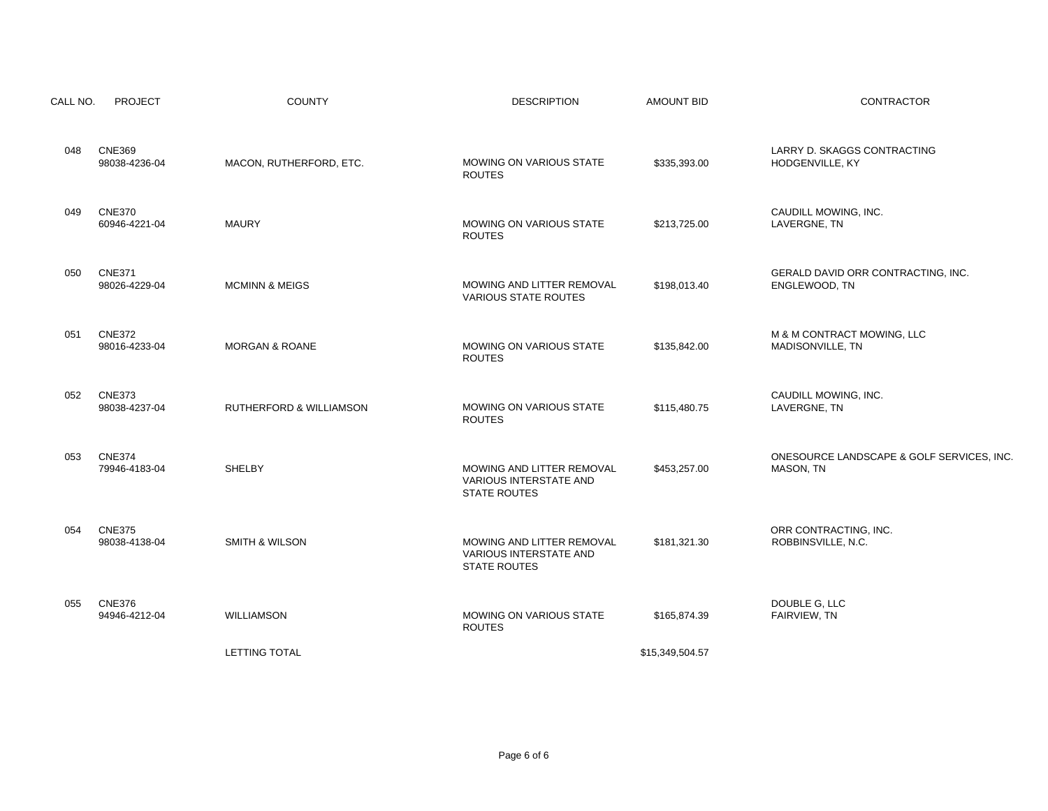| CALL NO. | PROJECT | COUNTY | DESCRIPTION | AMOUNT BID | CONTRACTOR |
|---|---|---|---|---|---|
| 048 | CNE369<br>98038-4236-04 | MACON, RUTHERFORD, ETC. | MOWING ON VARIOUS STATE ROUTES | $335,393.00 | LARRY D. SKAGGS CONTRACTING<br>HODGENVILLE, KY |
| 049 | CNE370<br>60946-4221-04 | MAURY | MOWING ON VARIOUS STATE ROUTES | $213,725.00 | CAUDILL MOWING, INC.<br>LAVERGNE, TN |
| 050 | CNE371<br>98026-4229-04 | MCMINN & MEIGS | MOWING AND LITTER REMOVAL VARIOUS STATE ROUTES | $198,013.40 | GERALD DAVID ORR CONTRACTING, INC.<br>ENGLEWOOD, TN |
| 051 | CNE372<br>98016-4233-04 | MORGAN & ROANE | MOWING ON VARIOUS STATE ROUTES | $135,842.00 | M & M CONTRACT MOWING, LLC<br>MADISONVILLE, TN |
| 052 | CNE373<br>98038-4237-04 | RUTHERFORD & WILLIAMSON | MOWING ON VARIOUS STATE ROUTES | $115,480.75 | CAUDILL MOWING, INC.<br>LAVERGNE, TN |
| 053 | CNE374<br>79946-4183-04 | SHELBY | MOWING AND LITTER REMOVAL VARIOUS INTERSTATE AND STATE ROUTES | $453,257.00 | ONESOURCE LANDSCAPE & GOLF SERVICES, INC.<br>MASON, TN |
| 054 | CNE375<br>98038-4138-04 | SMITH & WILSON | MOWING AND LITTER REMOVAL VARIOUS INTERSTATE AND STATE ROUTES | $181,321.30 | ORR CONTRACTING, INC.<br>ROBBINSVILLE, N.C. |
| 055 | CNE376<br>94946-4212-04 | WILLIAMSON | MOWING ON VARIOUS STATE ROUTES | $165,874.39 | DOUBLE G, LLC<br>FAIRVIEW, TN |
| | | LETTING TOTAL | | $15,349,504.57 | |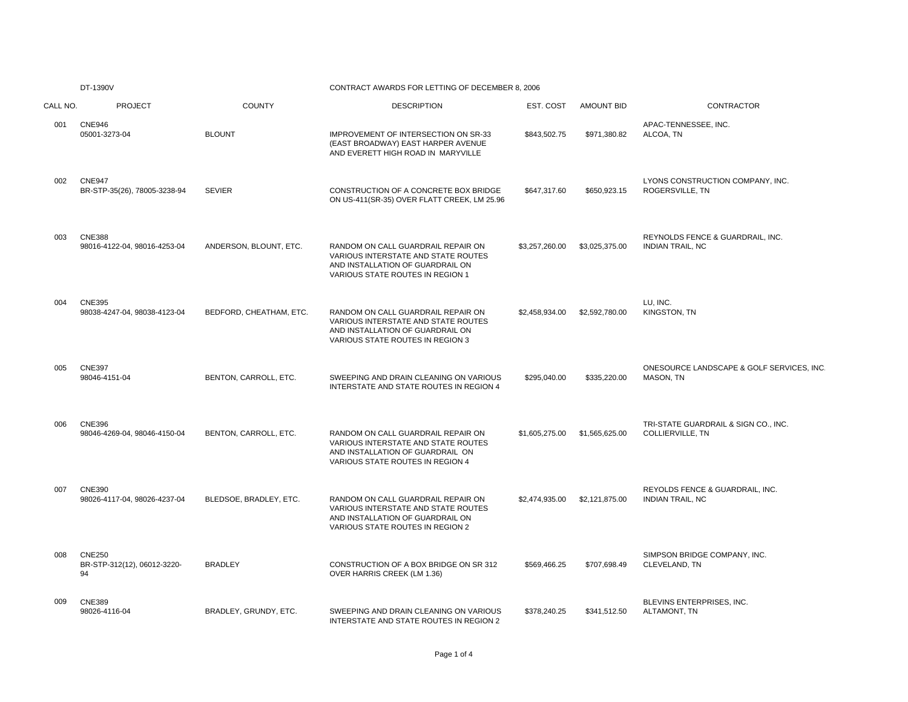DT-1390V

CONTRACT AWARDS FOR LETTING OF DECEMBER 8, 2006

| CALL NO. | PROJECT | COUNTY | DESCRIPTION | EST. COST | AMOUNT BID | CONTRACTOR |
|---|---|---|---|---|---|---|
| 001 | CNE946<br>05001-3273-04 | BLOUNT | IMPROVEMENT OF INTERSECTION ON SR-33 (EAST BROADWAY) EAST HARPER AVENUE AND EVERETT HIGH ROAD IN MARYVILLE | $843,502.75 | $971,380.82 | APAC-TENNESSEE, INC.<br>ALCOA, TN |
| 002 | CNE947<br>BR-STP-35(26), 78005-3238-94 | SEVIER | CONSTRUCTION OF A CONCRETE BOX BRIDGE ON US-411(SR-35) OVER FLATT CREEK, LM 25.96 | $647,317.60 | $650,923.15 | LYONS CONSTRUCTION COMPANY, INC.<br>ROGERSVILLE, TN |
| 003 | CNE388<br>98016-4122-04, 98016-4253-04 | ANDERSON, BLOUNT, ETC. | RANDOM ON CALL GUARDRAIL REPAIR ON VARIOUS INTERSTATE AND STATE ROUTES AND INSTALLATION OF GUARDRAIL ON VARIOUS STATE ROUTES IN REGION 1 | $3,257,260.00 | $3,025,375.00 | REYNOLDS FENCE & GUARDRAIL, INC.<br>INDIAN TRAIL, NC |
| 004 | CNE395<br>98038-4247-04, 98038-4123-04 | BEDFORD, CHEATHAM, ETC. | RANDOM ON CALL GUARDRAIL REPAIR ON VARIOUS INTERSTATE AND STATE ROUTES AND INSTALLATION OF GUARDRAIL ON VARIOUS STATE ROUTES IN REGION 3 | $2,458,934.00 | $2,592,780.00 | LU, INC.<br>KINGSTON, TN |
| 005 | CNE397<br>98046-4151-04 | BENTON, CARROLL, ETC. | SWEEPING AND DRAIN CLEANING ON VARIOUS INTERSTATE AND STATE ROUTES IN REGION 4 | $295,040.00 | $335,220.00 | ONESOURCE LANDSCAPE & GOLF SERVICES, INC.<br>MASON, TN |
| 006 | CNE396<br>98046-4269-04, 98046-4150-04 | BENTON, CARROLL, ETC. | RANDOM ON CALL GUARDRAIL REPAIR ON VARIOUS INTERSTATE AND STATE ROUTES AND INSTALLATION OF GUARDRAIL ON VARIOUS STATE ROUTES IN REGION 4 | $1,605,275.00 | $1,565,625.00 | TRI-STATE GUARDRAIL & SIGN CO., INC.<br>COLLIERVILLE, TN |
| 007 | CNE390<br>98026-4117-04, 98026-4237-04 | BLEDSOE, BRADLEY, ETC. | RANDOM ON CALL GUARDRAIL REPAIR ON VARIOUS INTERSTATE AND STATE ROUTES AND INSTALLATION OF GUARDRAIL ON VARIOUS STATE ROUTES IN REGION 2 | $2,474,935.00 | $2,121,875.00 | REYOLDS FENCE & GUARDRAIL, INC.<br>INDIAN TRAIL, NC |
| 008 | CNE250<br>BR-STP-312(12), 06012-3220-94 | BRADLEY | CONSTRUCTION OF A BOX BRIDGE ON SR 312 OVER HARRIS CREEK (LM 1.36) | $569,466.25 | $707,698.49 | SIMPSON BRIDGE COMPANY, INC.<br>CLEVELAND, TN |
| 009 | CNE389<br>98026-4116-04 | BRADLEY, GRUNDY, ETC. | SWEEPING AND DRAIN CLEANING ON VARIOUS INTERSTATE AND STATE ROUTES IN REGION 2 | $378,240.25 | $341,512.50 | BLEVINS ENTERPRISES, INC.<br>ALTAMONT, TN |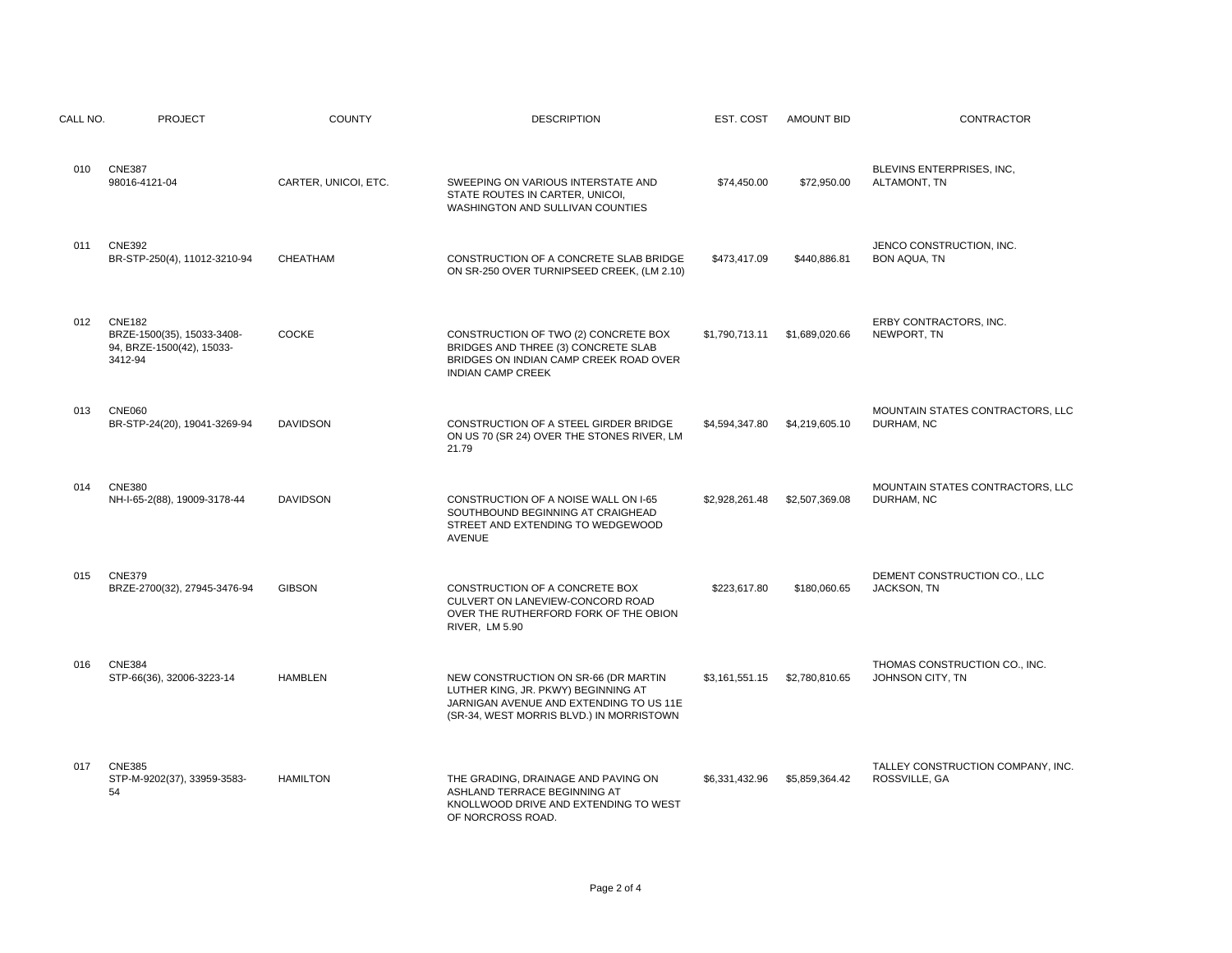| CALL NO. | PROJECT | COUNTY | DESCRIPTION | EST. COST | AMOUNT BID | CONTRACTOR |
|---|---|---|---|---|---|---|
| 010 | CNE387<br>98016-4121-04 | CARTER, UNICOI, ETC. | SWEEPING ON VARIOUS INTERSTATE AND STATE ROUTES IN CARTER, UNICOI, WASHINGTON AND SULLIVAN COUNTIES | $74,450.00 | $72,950.00 | BLEVINS ENTERPRISES, INC, ALTAMONT, TN |
| 011 | CNE392<br>BR-STP-250(4), 11012-3210-94 | CHEATHAM | CONSTRUCTION OF A CONCRETE SLAB BRIDGE ON SR-250 OVER TURNIPSEED CREEK, (LM 2.10) | $473,417.09 | $440,886.81 | JENCO CONSTRUCTION, INC. BON AQUA, TN |
| 012 | CNE182<br>BRZE-1500(35), 15033-3408-94, BRZE-1500(42), 15033-3412-94 | COCKE | CONSTRUCTION OF TWO (2) CONCRETE BOX BRIDGES AND THREE (3) CONCRETE SLAB BRIDGES ON INDIAN CAMP CREEK ROAD OVER INDIAN CAMP CREEK | $1,790,713.11 | $1,689,020.66 | ERBY CONTRACTORS, INC. NEWPORT, TN |
| 013 | CNE060<br>BR-STP-24(20), 19041-3269-94 | DAVIDSON | CONSTRUCTION OF A STEEL GIRDER BRIDGE ON US 70 (SR 24) OVER THE STONES RIVER, LM 21.79 | $4,594,347.80 | $4,219,605.10 | MOUNTAIN STATES CONTRACTORS, LLC DURHAM, NC |
| 014 | CNE380<br>NH-I-65-2(88), 19009-3178-44 | DAVIDSON | CONSTRUCTION OF A NOISE WALL ON I-65 SOUTHBOUND BEGINNING AT CRAIGHEAD STREET AND EXTENDING TO WEDGEWOOD AVENUE | $2,928,261.48 | $2,507,369.08 | MOUNTAIN STATES CONTRACTORS, LLC DURHAM, NC |
| 015 | CNE379<br>BRZE-2700(32), 27945-3476-94 | GIBSON | CONSTRUCTION OF A CONCRETE BOX CULVERT ON LANEVIEW-CONCORD ROAD OVER THE RUTHERFORD FORK OF THE OBION RIVER, LM 5.90 | $223,617.80 | $180,060.65 | DEMENT CONSTRUCTION CO., LLC JACKSON, TN |
| 016 | CNE384<br>STP-66(36), 32006-3223-14 | HAMBLEN | NEW CONSTRUCTION ON SR-66 (DR MARTIN LUTHER KING, JR. PKWY) BEGINNING AT JARNIGAN AVENUE AND EXTENDING TO US 11E (SR-34, WEST MORRIS BLVD.) IN MORRISTOWN | $3,161,551.15 | $2,780,810.65 | THOMAS CONSTRUCTION CO., INC. JOHNSON CITY, TN |
| 017 | CNE385<br>STP-M-9202(37), 33959-3583-54 | HAMILTON | THE GRADING, DRAINAGE AND PAVING ON ASHLAND TERRACE BEGINNING AT KNOLLWOOD DRIVE AND EXTENDING TO WEST OF NORCROSS ROAD. | $6,331,432.96 | $5,859,364.42 | TALLEY CONSTRUCTION COMPANY, INC. ROSSVILLE, GA |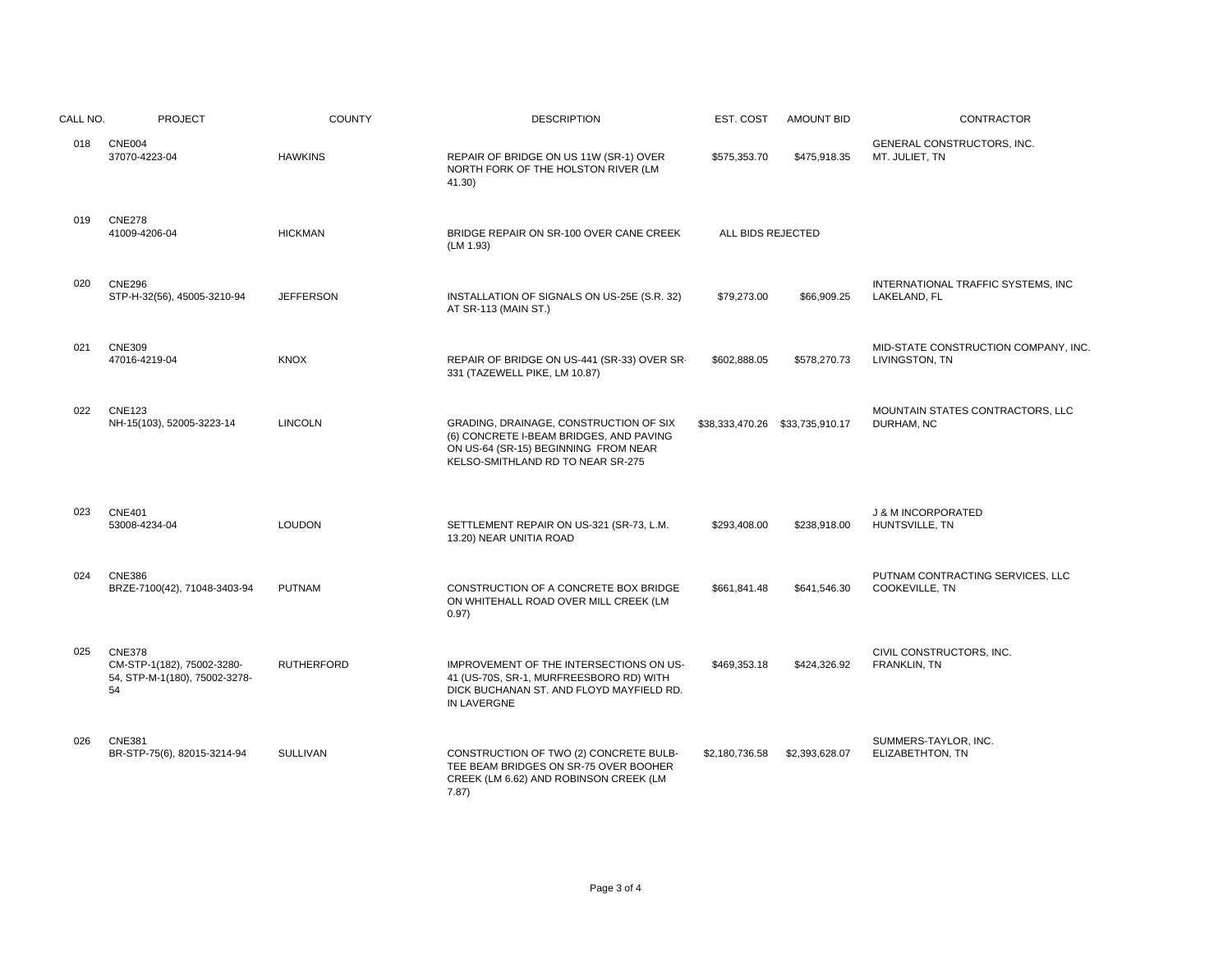| CALL NO. | PROJECT | COUNTY | DESCRIPTION | EST. COST | AMOUNT BID | CONTRACTOR |
|---|---|---|---|---|---|---|
| 018 | CNE004 37070-4223-04 | HAWKINS | REPAIR OF BRIDGE ON US 11W (SR-1) OVER NORTH FORK OF THE HOLSTON RIVER (LM 41.30) | $575,353.70 | $475,918.35 | GENERAL CONSTRUCTORS, INC. MT. JULIET, TN |
| 019 | CNE278 41009-4206-04 | HICKMAN | BRIDGE REPAIR ON SR-100 OVER CANE CREEK (LM 1.93) | ALL BIDS REJECTED | | |
| 020 | CNE296 STP-H-32(56), 45005-3210-94 | JEFFERSON | INSTALLATION OF SIGNALS ON US-25E (S.R. 32) AT SR-113 (MAIN ST.) | $79,273.00 | $66,909.25 | INTERNATIONAL TRAFFIC SYSTEMS, INC LAKELAND, FL |
| 021 | CNE309 47016-4219-04 | KNOX | REPAIR OF BRIDGE ON US-441 (SR-33) OVER SR-331 (TAZEWELL PIKE, LM 10.87) | $602,888.05 | $578,270.73 | MID-STATE CONSTRUCTION COMPANY, INC. LIVINGSTON, TN |
| 022 | CNE123 NH-15(103), 52005-3223-14 | LINCOLN | GRADING, DRAINAGE, CONSTRUCTION OF SIX (6) CONCRETE I-BEAM BRIDGES, AND PAVING ON US-64 (SR-15) BEGINNING FROM NEAR KELSO-SMITHLAND RD TO NEAR SR-275 | $38,333,470.26 | $33,735,910.17 | MOUNTAIN STATES CONTRACTORS, LLC DURHAM, NC |
| 023 | CNE401 53008-4234-04 | LOUDON | SETTLEMENT REPAIR ON US-321 (SR-73, L.M. 13.20) NEAR UNITIA ROAD | $293,408.00 | $238,918.00 | J & M INCORPORATED HUNTSVILLE, TN |
| 024 | CNE386 BRZE-7100(42), 71048-3403-94 | PUTNAM | CONSTRUCTION OF A CONCRETE BOX BRIDGE ON WHITEHALL ROAD OVER MILL CREEK (LM 0.97) | $661,841.48 | $641,546.30 | PUTNAM CONTRACTING SERVICES, LLC COOKEVILLE, TN |
| 025 | CNE378 CM-STP-1(182), 75002-3280-54, STP-M-1(180), 75002-3278-54 | RUTHERFORD | IMPROVEMENT OF THE INTERSECTIONS ON US-41 (US-70S, SR-1, MURFREESBORO RD) WITH DICK BUCHANAN ST. AND FLOYD MAYFIELD RD. IN LAVERGNE | $469,353.18 | $424,326.92 | CIVIL CONSTRUCTORS, INC. FRANKLIN, TN |
| 026 | CNE381 BR-STP-75(6), 82015-3214-94 | SULLIVAN | CONSTRUCTION OF TWO (2) CONCRETE BULB-TEE BEAM BRIDGES ON SR-75 OVER BOOHER CREEK (LM 6.62) AND ROBINSON CREEK (LM 7.87) | $2,180,736.58 | $2,393,628.07 | SUMMERS-TAYLOR, INC. ELIZABETHTON, TN |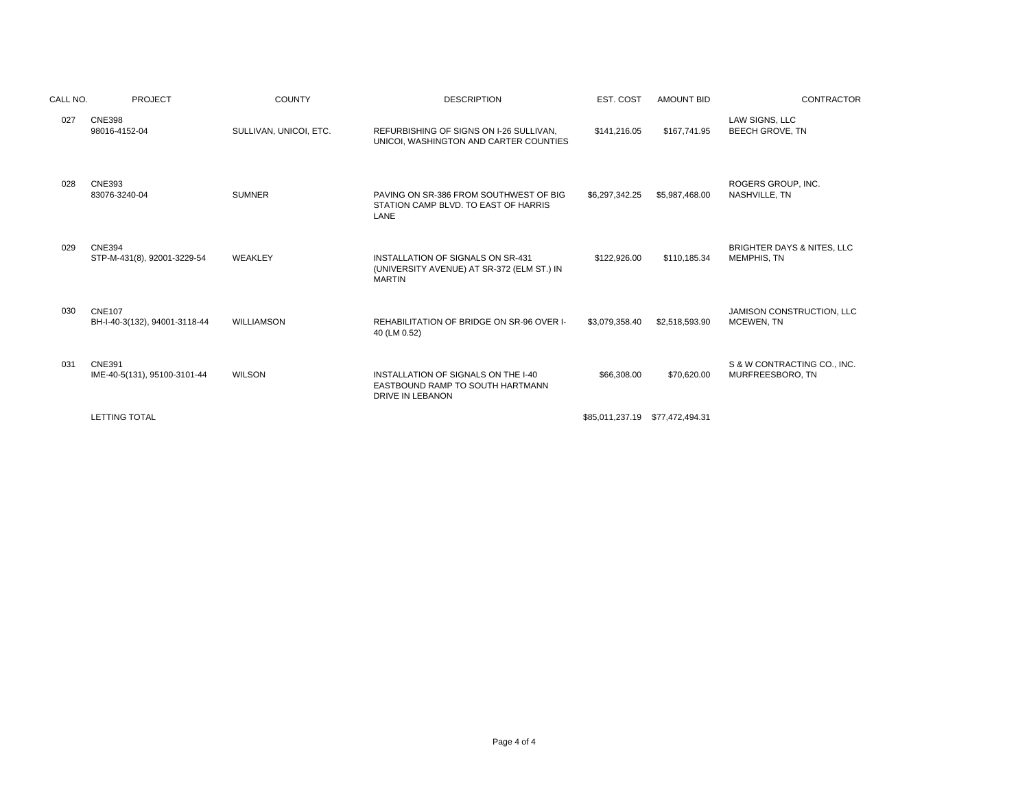| CALL NO. | PROJECT | COUNTY | DESCRIPTION | EST. COST | AMOUNT BID | CONTRACTOR |
|---|---|---|---|---|---|---|
| 027 | CNE398<br>98016-4152-04 | SULLIVAN, UNICOI, ETC. | REFURBISHING OF SIGNS ON I-26 SULLIVAN, UNICOI, WASHINGTON AND CARTER COUNTIES | $141,216.05 | $167,741.95 | LAW SIGNS, LLC<br>BEECH GROVE, TN |
| 028 | CNE393<br>83076-3240-04 | SUMNER | PAVING ON SR-386 FROM SOUTHWEST OF BIG STATION CAMP BLVD. TO EAST OF HARRIS LANE | $6,297,342.25 | $5,987,468.00 | ROGERS GROUP, INC.<br>NASHVILLE, TN |
| 029 | CNE394<br>STP-M-431(8), 92001-3229-54 | WEAKLEY | INSTALLATION OF SIGNALS ON SR-431 (UNIVERSITY AVENUE) AT SR-372 (ELM ST.) IN MARTIN | $122,926.00 | $110,185.34 | BRIGHTER DAYS & NITES, LLC<br>MEMPHIS, TN |
| 030 | CNE107<br>BH-I-40-3(132), 94001-3118-44 | WILLIAMSON | REHABILITATION OF BRIDGE ON SR-96 OVER I-40 (LM 0.52) | $3,079,358.40 | $2,518,593.90 | JAMISON CONSTRUCTION, LLC<br>MCEWEN, TN |
| 031 | CNE391<br>IME-40-5(131), 95100-3101-44 | WILSON | INSTALLATION OF SIGNALS ON THE I-40 EASTBOUND RAMP TO SOUTH HARTMANN DRIVE IN LEBANON | $66,308.00 | $70,620.00 | S & W CONTRACTING CO., INC.<br>MURFREESBORO, TN |
| | LETTING TOTAL | | | $85,011,237.19 | $77,472,494.31 | |